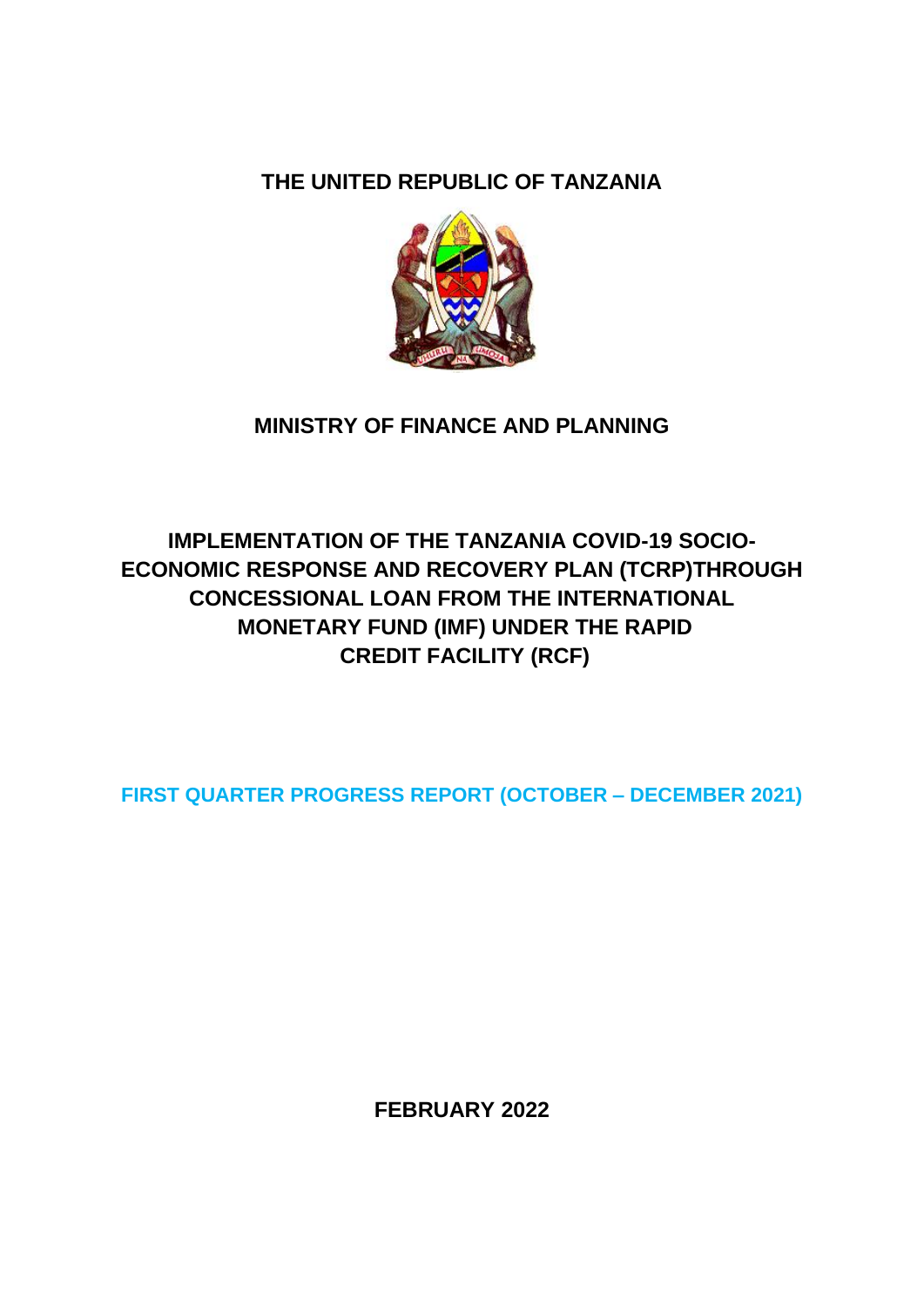# THE UNITED REPUBLIC OF TANZANIA

## MINISTRY OF FINANCE AND PLANNING

## IMPLEMENTATION OF THE TANZANIA COVID-19 SOCIO-ECONOMIC RESPONSE AND RECOVERY PLAN (TCRP)THROUGH CONCESSIONAL LOAN FROM THE INTERNATIONAL MONETARY FUND (IMF) UNDER THE RAPID CREDIT FACILITY (RCF)

**FIRST QUARTER PROGRESS REPORT (OCTOBER – DECEMBER 2021)**

**FEBRUARY 2022**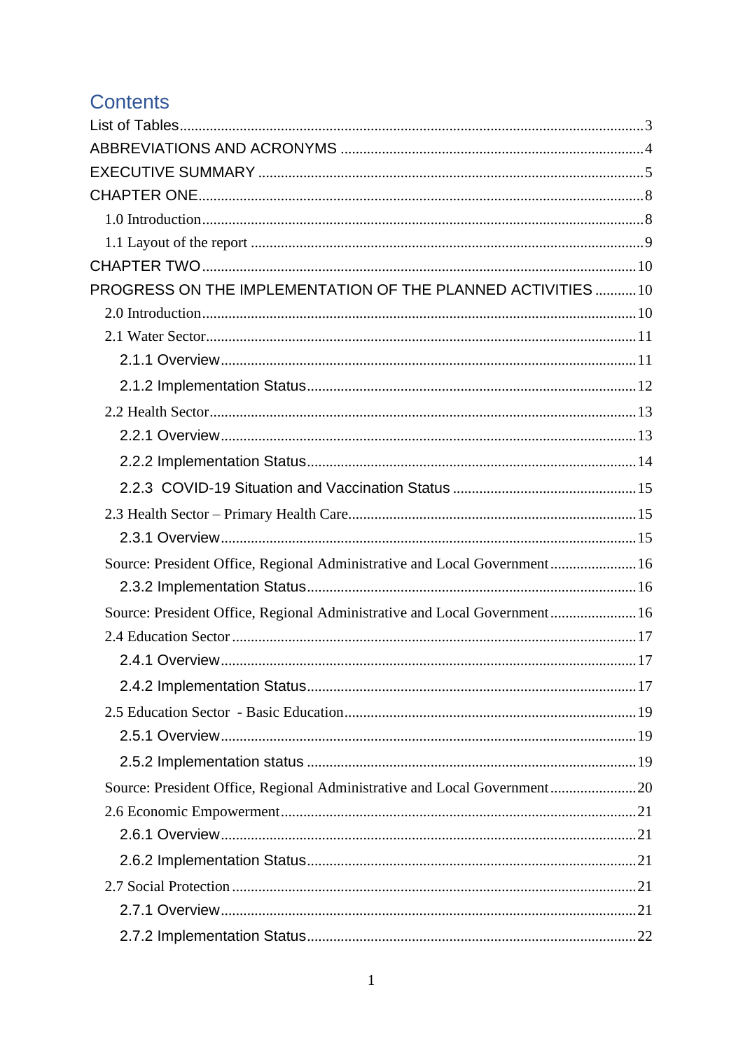# Contents

List of Tables....................................................................................................................3
ABBREVIATIONS AND ACRONYMS ................................................................................4
EXECUTIVE SUMMARY ......................................................................................................5
CHAPTER ONE.....................................................................................................................8
- 1.0 Introduction.....................................................................................................................8
- 1.1 Layout of the report .......................................................................................................9

CHAPTER TWO ..................................................................................................................10
PROGRESS ON THE IMPLEMENTATION OF THE PLANNED ACTIVITIES ...........10
- 2.0 Introduction...................................................................................................................10
- 2.1 Water Sector..................................................................................................................11
  - 2.1.1 Overview..............................................................................................................11
  - 2.1.2 Implementation Status.......................................................................................12
- 2.2 Health Sector.................................................................................................................13
  - 2.2.1 Overview..............................................................................................................13
  - 2.2.2 Implementation Status.......................................................................................14
  - 2.2.3 COVID-19 Situation and Vaccination Status .................................................15
- 2.3 Health Sector – Primary Health Care............................................................................15
  - 2.3.1 Overview..............................................................................................................15
- Source: President Office, Regional Administrative and Local Government.......................16
  - 2.3.2 Implementation Status.......................................................................................16
- Source: President Office, Regional Administrative and Local Government.......................16
- 2.4 Education Sector ...........................................................................................................17
  - 2.4.1 Overview..............................................................................................................17
  - 2.4.2 Implementation Status.......................................................................................17
- 2.5 Education Sector - Basic Education.............................................................................19
  - 2.5.1 Overview..............................................................................................................19
  - 2.5.2 Implementation status .......................................................................................19
- Source: President Office, Regional Administrative and Local Government.......................20
- 2.6 Economic Empowerment.............................................................................................21
  - 2.6.1 Overview..............................................................................................................21
  - 2.6.2 Implementation Status.......................................................................................21
- 2.7 Social Protection ...........................................................................................................21
  - 2.7.1 Overview..............................................................................................................21
  - 2.7.2 Implementation Status.......................................................................................22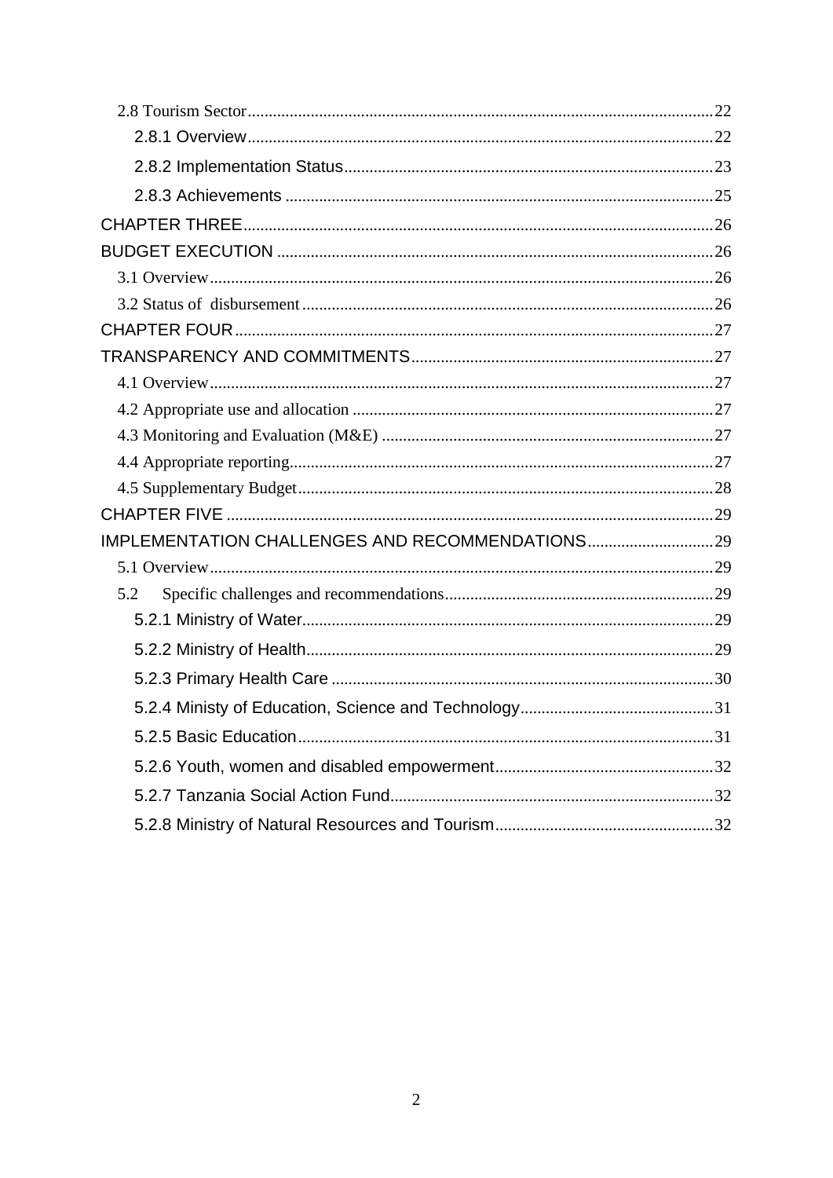2.8 Tourism Sector ..... 22

2.8.1 Overview ..... 22

2.8.2 Implementation Status ..... 23

2.8.3 Achievements ..... 25

CHAPTER THREE ..... 26

BUDGET EXECUTION ..... 26

3.1 Overview ..... 26

3.2 Status of disbursement ..... 26

CHAPTER FOUR ..... 27

TRANSPARENCY AND COMMITMENTS ..... 27

4.1 Overview ..... 27

4.2 Appropriate use and allocation ..... 27

4.3 Monitoring and Evaluation (M&E) ..... 27

4.4 Appropriate reporting ..... 27

4.5 Supplementary Budget ..... 28

CHAPTER FIVE ..... 29

IMPLEMENTATION CHALLENGES AND RECOMMENDATIONS ..... 29

5.1 Overview ..... 29

5.2 Specific challenges and recommendations ..... 29

5.2.1 Ministry of Water ..... 29

5.2.2 Ministry of Health ..... 29

5.2.3 Primary Health Care ..... 30

5.2.4 Ministy of Education, Science and Technology ..... 31

5.2.5 Basic Education ..... 31

5.2.6 Youth, women and disabled empowerment ..... 32

5.2.7 Tanzania Social Action Fund ..... 32

5.2.8 Ministry of Natural Resources and Tourism ..... 32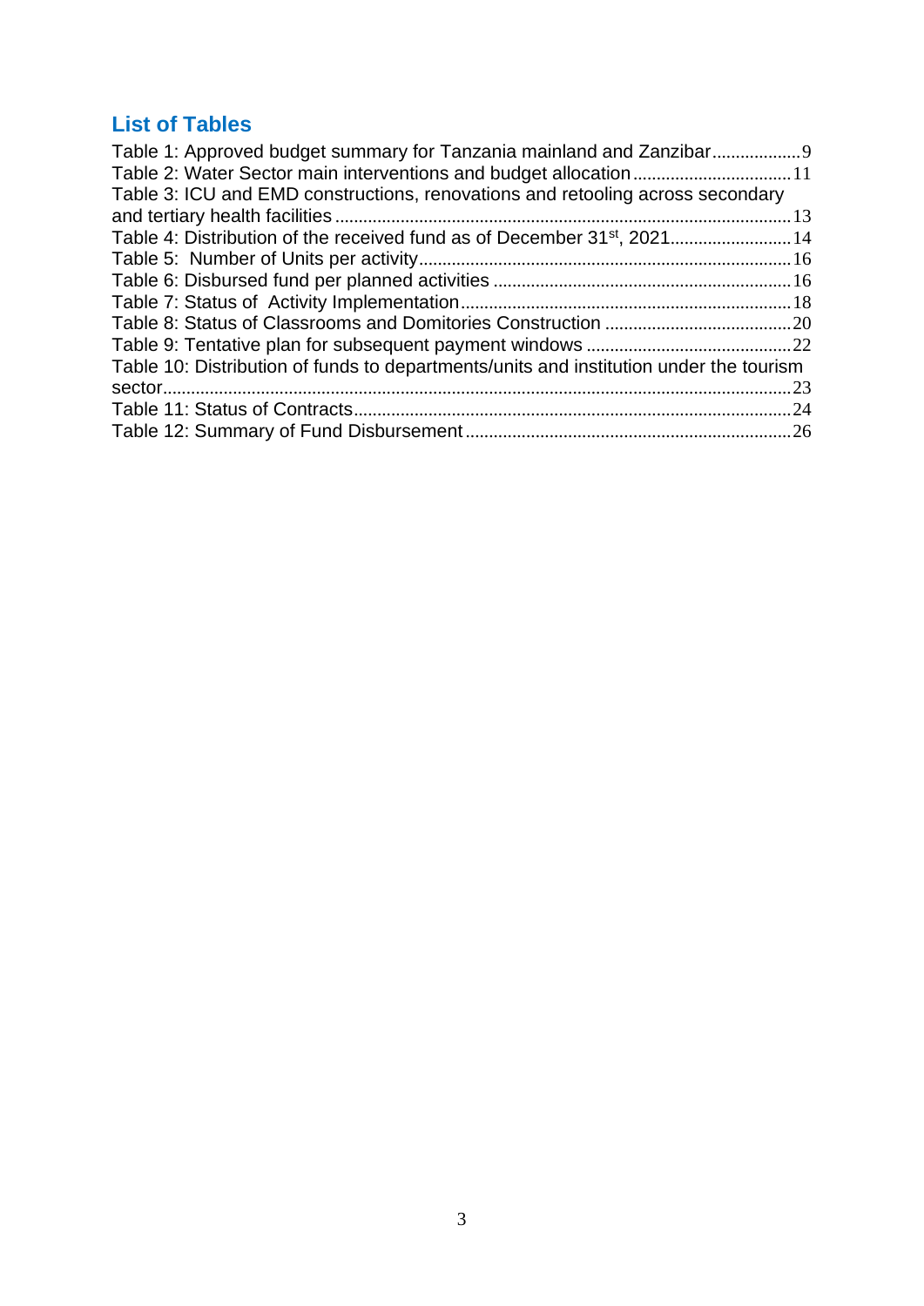## List of Tables

Table 1: Approved budget summary for Tanzania mainland and Zanzibar..................9
Table 2: Water Sector main interventions and budget allocation.................................11
Table 3: ICU and EMD constructions, renovations and retooling across secondary and tertiary health facilities.................................................................................................13
Table 4: Distribution of the received fund as of December 31st, 2021.........................14
Table 5: Number of Units per activity...............................................................................16
Table 6: Disbursed fund per planned activities ...............................................................16
Table 7: Status of Activity Implementation......................................................................18
Table 8: Status of Classrooms and Domitories Construction .......................................20
Table 9: Tentative plan for subsequent payment windows ...........................................22
Table 10: Distribution of funds to departments/units and institution under the tourism sector.....................................................................................................................................23
Table 11: Status of Contracts.............................................................................................24
Table 12: Summary of Fund Disbursement.....................................................................26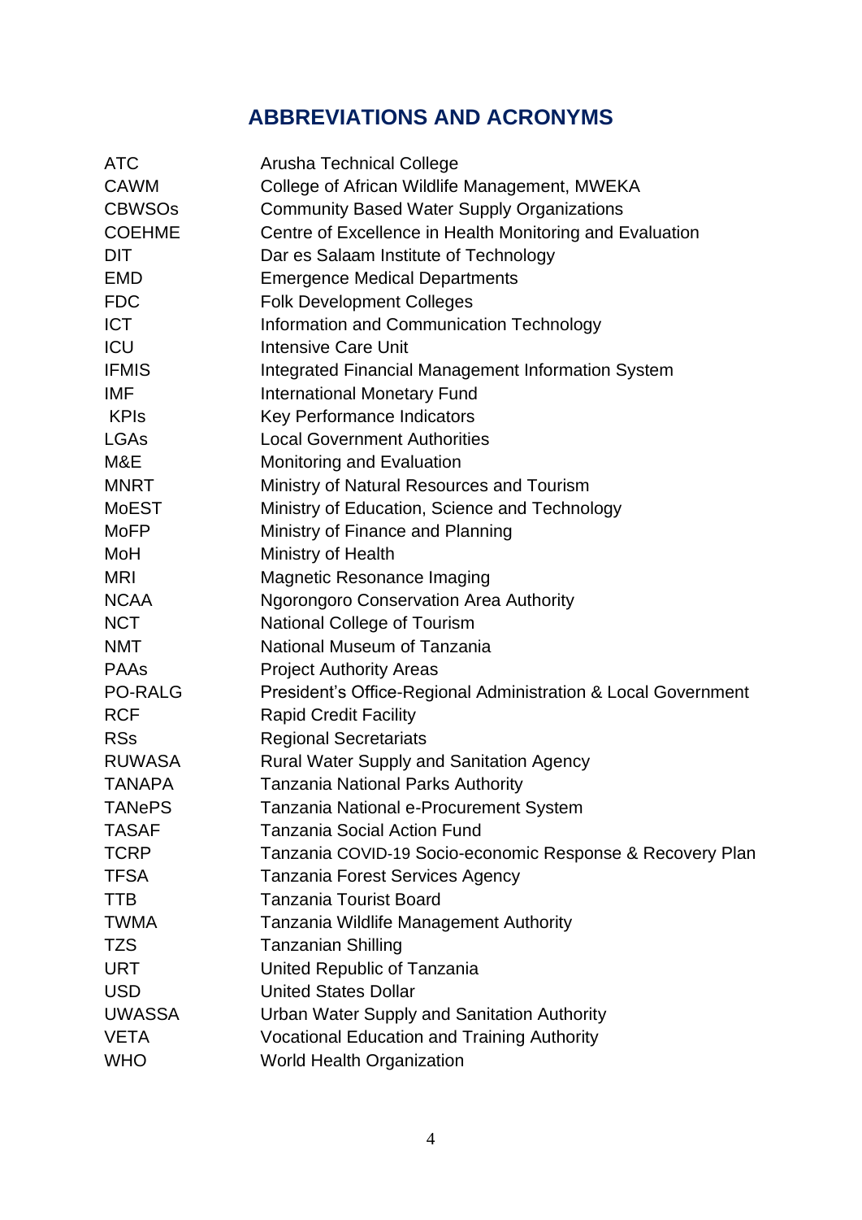# ABBREVIATIONS AND ACRONYMS

| | |
|---|---|
| ATC | Arusha Technical College |
| CAWM | College of African Wildlife Management, MWEKA |
| CBWSOs | Community Based Water Supply Organizations |
| COEHME | Centre of Excellence in Health Monitoring and Evaluation |
| DIT | Dar es Salaam Institute of Technology |
| EMD | Emergence Medical Departments |
| FDC | Folk Development Colleges |
| ICT | Information and Communication Technology |
| ICU | Intensive Care Unit |
| IFMIS | Integrated Financial Management Information System |
| IMF | International Monetary Fund |
| KPIs | Key Performance Indicators |
| LGAs | Local Government Authorities |
| M&E | Monitoring and Evaluation |
| MNRT | Ministry of Natural Resources and Tourism |
| MoEST | Ministry of Education, Science and Technology |
| MoFP | Ministry of Finance and Planning |
| MoH | Ministry of Health |
| MRI | Magnetic Resonance Imaging |
| NCAA | Ngorongoro Conservation Area Authority |
| NCT | National College of Tourism |
| NMT | National Museum of Tanzania |
| PAAs | Project Authority Areas |
| PO-RALG | President's Office-Regional Administration & Local Government |
| RCF | Rapid Credit Facility |
| RSs | Regional Secretariats |
| RUWASA | Rural Water Supply and Sanitation Agency |
| TANAPA | Tanzania National Parks Authority |
| TANePS | Tanzania National e-Procurement System |
| TASAF | Tanzania Social Action Fund |
| TCRP | Tanzania COVID-19 Socio-economic Response & Recovery Plan |
| TFSA | Tanzania Forest Services Agency |
| TTB | Tanzania Tourist Board |
| TWMA | Tanzania Wildlife Management Authority |
| TZS | Tanzanian Shilling |
| URT | United Republic of Tanzania |
| USD | United States Dollar |
| UWASSA | Urban Water Supply and Sanitation Authority |
| VETA | Vocational Education and Training Authority |
| WHO | World Health Organization |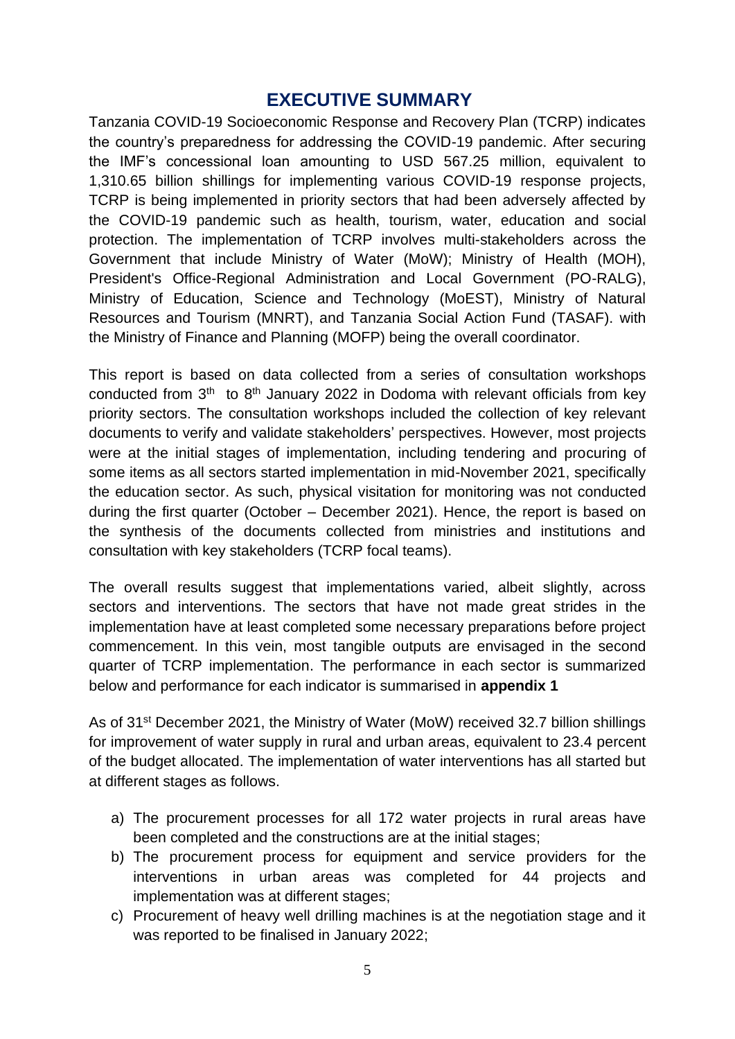# EXECUTIVE SUMMARY

Tanzania COVID-19 Socioeconomic Response and Recovery Plan (TCRP) indicates the country's preparedness for addressing the COVID-19 pandemic. After securing the IMF's concessional loan amounting to USD 567.25 million, equivalent to 1,310.65 billion shillings for implementing various COVID-19 response projects, TCRP is being implemented in priority sectors that had been adversely affected by the COVID-19 pandemic such as health, tourism, water, education and social protection. The implementation of TCRP involves multi-stakeholders across the Government that include Ministry of Water (MoW); Ministry of Health (MOH), President's Office-Regional Administration and Local Government (PO-RALG), Ministry of Education, Science and Technology (MoEST), Ministry of Natural Resources and Tourism (MNRT), and Tanzania Social Action Fund (TASAF). with the Ministry of Finance and Planning (MOFP) being the overall coordinator.

This report is based on data collected from a series of consultation workshops conducted from 3rd to 8th January 2022 in Dodoma with relevant officials from key priority sectors. The consultation workshops included the collection of key relevant documents to verify and validate stakeholders' perspectives. However, most projects were at the initial stages of implementation, including tendering and procuring of some items as all sectors started implementation in mid-November 2021, specifically the education sector. As such, physical visitation for monitoring was not conducted during the first quarter (October – December 2021). Hence, the report is based on the synthesis of the documents collected from ministries and institutions and consultation with key stakeholders (TCRP focal teams).

The overall results suggest that implementations varied, albeit slightly, across sectors and interventions. The sectors that have not made great strides in the implementation have at least completed some necessary preparations before project commencement. In this vein, most tangible outputs are envisaged in the second quarter of TCRP implementation. The performance in each sector is summarized below and performance for each indicator is summarised in **appendix 1**

As of 31st December 2021, the Ministry of Water (MoW) received 32.7 billion shillings for improvement of water supply in rural and urban areas, equivalent to 23.4 percent of the budget allocated. The implementation of water interventions has all started but at different stages as follows.

a) The procurement processes for all 172 water projects in rural areas have been completed and the constructions are at the initial stages;
b) The procurement process for equipment and service providers for the interventions in urban areas was completed for 44 projects and implementation was at different stages;
c) Procurement of heavy well drilling machines is at the negotiation stage and it was reported to be finalised in January 2022;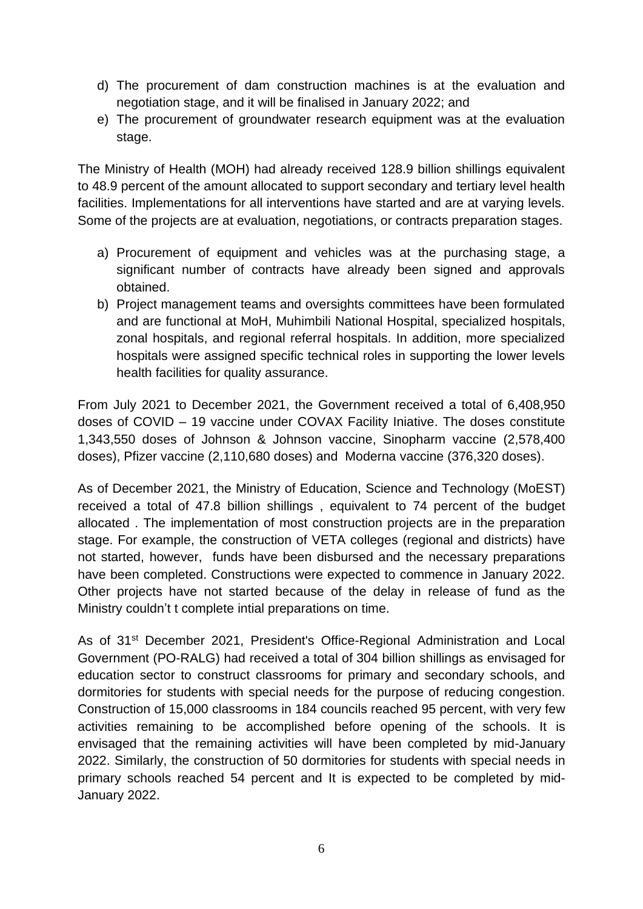d) The procurement of dam construction machines is at the evaluation and negotiation stage, and it will be finalised in January 2022; and
e) The procurement of groundwater research equipment was at the evaluation stage.

The Ministry of Health (MOH) had already received 128.9 billion shillings equivalent to 48.9 percent of the amount allocated to support secondary and tertiary level health facilities. Implementations for all interventions have started and are at varying levels. Some of the projects are at evaluation, negotiations, or contracts preparation stages.

a) Procurement of equipment and vehicles was at the purchasing stage, a significant number of contracts have already been signed and approvals obtained.
b) Project management teams and oversights committees have been formulated and are functional at MoH, Muhimbili National Hospital, specialized hospitals, zonal hospitals, and regional referral hospitals. In addition, more specialized hospitals were assigned specific technical roles in supporting the lower levels health facilities for quality assurance.

From July 2021 to December 2021, the Government received a total of 6,408,950 doses of COVID – 19 vaccine under COVAX Facility Iniative. The doses constitute 1,343,550 doses of Johnson & Johnson vaccine, Sinopharm vaccine (2,578,400 doses), Pfizer vaccine (2,110,680 doses) and Moderna vaccine (376,320 doses).

As of December 2021, the Ministry of Education, Science and Technology (MoEST) received a total of 47.8 billion shillings , equivalent to 74 percent of the budget allocated . The implementation of most construction projects are in the preparation stage. For example, the construction of VETA colleges (regional and districts) have not started, however, funds have been disbursed and the necessary preparations have been completed. Constructions were expected to commence in January 2022. Other projects have not started because of the delay in release of fund as the Ministry couldn't t complete intial preparations on time.

As of 31st December 2021, President's Office-Regional Administration and Local Government (PO-RALG) had received a total of 304 billion shillings as envisaged for education sector to construct classrooms for primary and secondary schools, and dormitories for students with special needs for the purpose of reducing congestion. Construction of 15,000 classrooms in 184 councils reached 95 percent, with very few activities remaining to be accomplished before opening of the schools. It is envisaged that the remaining activities will have been completed by mid-January 2022. Similarly, the construction of 50 dormitories for students with special needs in primary schools reached 54 percent and It is expected to be completed by mid-January 2022.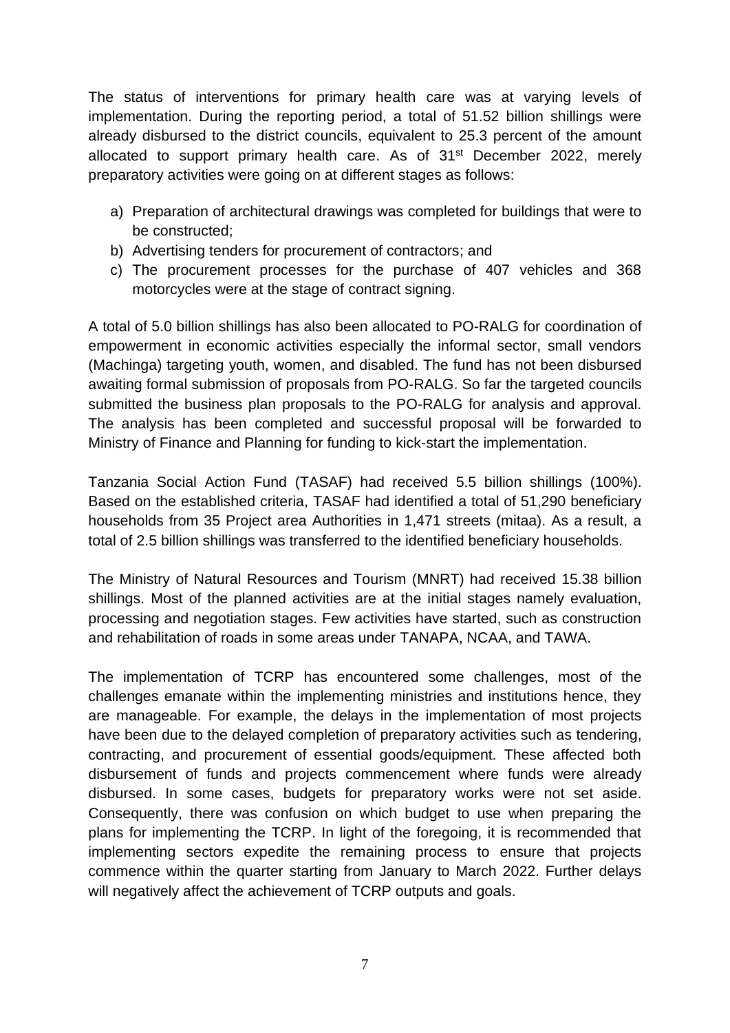The status of interventions for primary health care was at varying levels of implementation. During the reporting period, a total of 51.52 billion shillings were already disbursed to the district councils, equivalent to 25.3 percent of the amount allocated to support primary health care. As of 31st December 2022, merely preparatory activities were going on at different stages as follows:

a) Preparation of architectural drawings was completed for buildings that were to be constructed;
b) Advertising tenders for procurement of contractors; and
c) The procurement processes for the purchase of 407 vehicles and 368 motorcycles were at the stage of contract signing.

A total of 5.0 billion shillings has also been allocated to PO-RALG for coordination of empowerment in economic activities especially the informal sector, small vendors (Machinga) targeting youth, women, and disabled. The fund has not been disbursed awaiting formal submission of proposals from PO-RALG. So far the targeted councils submitted the business plan proposals to the PO-RALG for analysis and approval. The analysis has been completed and successful proposal will be forwarded to Ministry of Finance and Planning for funding to kick-start the implementation.

Tanzania Social Action Fund (TASAF) had received 5.5 billion shillings (100%). Based on the established criteria, TASAF had identified a total of 51,290 beneficiary households from 35 Project area Authorities in 1,471 streets (mitaa). As a result, a total of 2.5 billion shillings was transferred to the identified beneficiary households.

The Ministry of Natural Resources and Tourism (MNRT) had received 15.38 billion shillings. Most of the planned activities are at the initial stages namely evaluation, processing and negotiation stages. Few activities have started, such as construction and rehabilitation of roads in some areas under TANAPA, NCAA, and TAWA.

The implementation of TCRP has encountered some challenges, most of the challenges emanate within the implementing ministries and institutions hence, they are manageable. For example, the delays in the implementation of most projects have been due to the delayed completion of preparatory activities such as tendering, contracting, and procurement of essential goods/equipment. These affected both disbursement of funds and projects commencement where funds were already disbursed. In some cases, budgets for preparatory works were not set aside. Consequently, there was confusion on which budget to use when preparing the plans for implementing the TCRP. In light of the foregoing, it is recommended that implementing sectors expedite the remaining process to ensure that projects commence within the quarter starting from January to March 2022. Further delays will negatively affect the achievement of TCRP outputs and goals.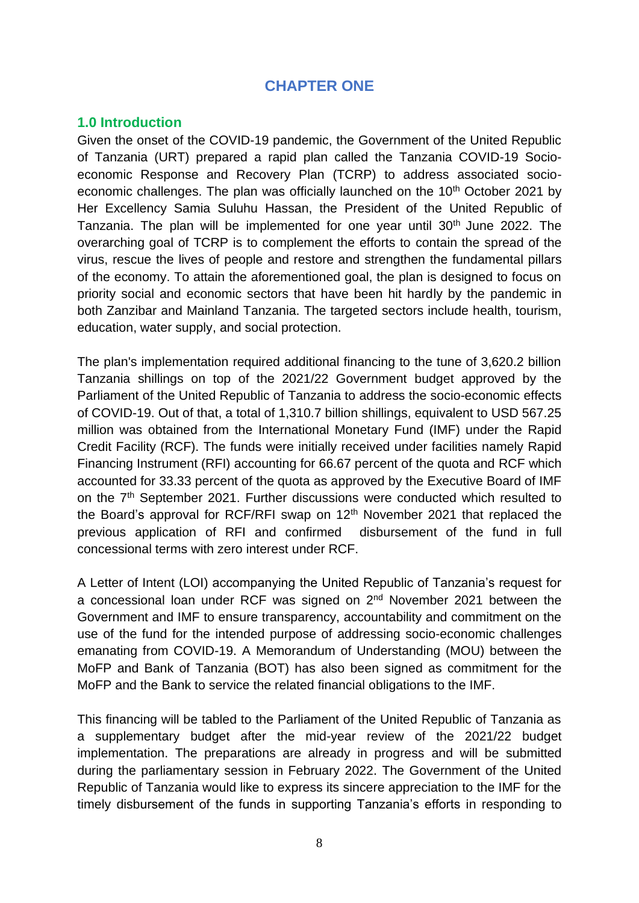# CHAPTER ONE

## 1.0 Introduction

Given the onset of the COVID-19 pandemic, the Government of the United Republic of Tanzania (URT) prepared a rapid plan called the Tanzania COVID-19 Socio-economic Response and Recovery Plan (TCRP) to address associated socio-economic challenges. The plan was officially launched on the 10th October 2021 by Her Excellency Samia Suluhu Hassan, the President of the United Republic of Tanzania. The plan will be implemented for one year until 30th June 2022. The overarching goal of TCRP is to complement the efforts to contain the spread of the virus, rescue the lives of people and restore and strengthen the fundamental pillars of the economy. To attain the aforementioned goal, the plan is designed to focus on priority social and economic sectors that have been hit hardly by the pandemic in both Zanzibar and Mainland Tanzania. The targeted sectors include health, tourism, education, water supply, and social protection.

The plan's implementation required additional financing to the tune of 3,620.2 billion Tanzania shillings on top of the 2021/22 Government budget approved by the Parliament of the United Republic of Tanzania to address the socio-economic effects of COVID-19. Out of that, a total of 1,310.7 billion shillings, equivalent to USD 567.25 million was obtained from the International Monetary Fund (IMF) under the Rapid Credit Facility (RCF). The funds were initially received under facilities namely Rapid Financing Instrument (RFI) accounting for 66.67 percent of the quota and RCF which accounted for 33.33 percent of the quota as approved by the Executive Board of IMF on the 7th September 2021. Further discussions were conducted which resulted to the Board's approval for RCF/RFI swap on 12th November 2021 that replaced the previous application of RFI and confirmed disbursement of the fund in full concessional terms with zero interest under RCF.

A Letter of Intent (LOI) accompanying the United Republic of Tanzania's request for a concessional loan under RCF was signed on 2nd November 2021 between the Government and IMF to ensure transparency, accountability and commitment on the use of the fund for the intended purpose of addressing socio-economic challenges emanating from COVID-19. A Memorandum of Understanding (MOU) between the MoFP and Bank of Tanzania (BOT) has also been signed as commitment for the MoFP and the Bank to service the related financial obligations to the IMF.

This financing will be tabled to the Parliament of the United Republic of Tanzania as a supplementary budget after the mid-year review of the 2021/22 budget implementation. The preparations are already in progress and will be submitted during the parliamentary session in February 2022. The Government of the United Republic of Tanzania would like to express its sincere appreciation to the IMF for the timely disbursement of the funds in supporting Tanzania's efforts in responding to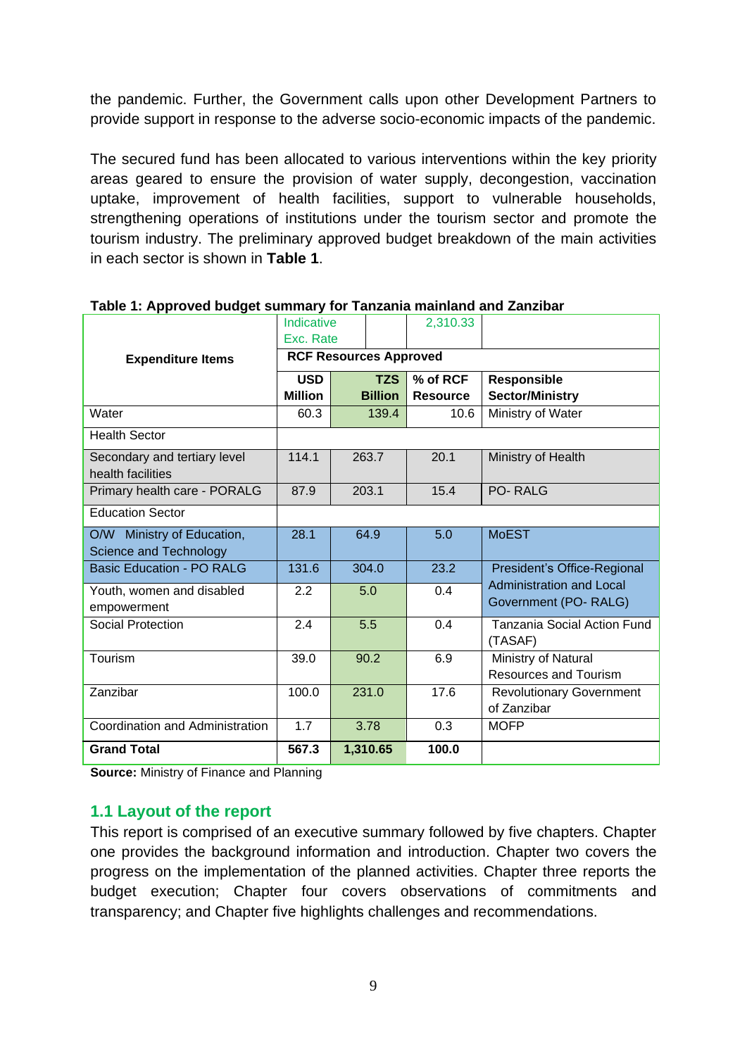the pandemic. Further, the Government calls upon other Development Partners to provide support in response to the adverse socio-economic impacts of the pandemic.

The secured fund has been allocated to various interventions within the key priority areas geared to ensure the provision of water supply, decongestion, vaccination uptake, improvement of health facilities, support to vulnerable households, strengthening operations of institutions under the tourism sector and promote the tourism industry. The preliminary approved budget breakdown of the main activities in each sector is shown in **Table 1**.

**Table 1: Approved budget summary for Tanzania mainland and Zanzibar**

| Expenditure Items | Indicative Exc. Rate | | 2,310.33 | |
|---|---|---|---|---|
| | RCF Resources Approved | | | |
| | USD Million | TZS Billion | % of RCF Resource | Responsible Sector/Ministry |
| Water | 60.3 | 139.4 | 10.6 | Ministry of Water |
| Health Sector | | | | |
| Secondary and tertiary level health facilities | 114.1 | 263.7 | 20.1 | Ministry of Health |
| Primary health care - PORALG | 87.9 | 203.1 | 15.4 | PO- RALG |
| Education Sector | | | | |
| O/W Ministry of Education, Science and Technology | 28.1 | 64.9 | 5.0 | MoEST |
| Basic Education - PO RALG | 131.6 | 304.0 | 23.2 | President's Office-Regional Administration and Local Government (PO- RALG) |
| Youth, women and disabled empowerment | 2.2 | 5.0 | 0.4 | |
| Social Protection | 2.4 | 5.5 | 0.4 | Tanzania Social Action Fund (TASAF) |
| Tourism | 39.0 | 90.2 | 6.9 | Ministry of Natural Resources and Tourism |
| Zanzibar | 100.0 | 231.0 | 17.6 | Revolutionary Government of Zanzibar |
| Coordination and Administration | 1.7 | 3.78 | 0.3 | MOFP |
| **Grand Total** | **567.3** | **1,310.65** | **100.0** | |

**Source:** Ministry of Finance and Planning

## 1.1 Layout of the report

This report is comprised of an executive summary followed by five chapters. Chapter one provides the background information and introduction. Chapter two covers the progress on the implementation of the planned activities. Chapter three reports the budget execution; Chapter four covers observations of commitments and transparency; and Chapter five highlights challenges and recommendations.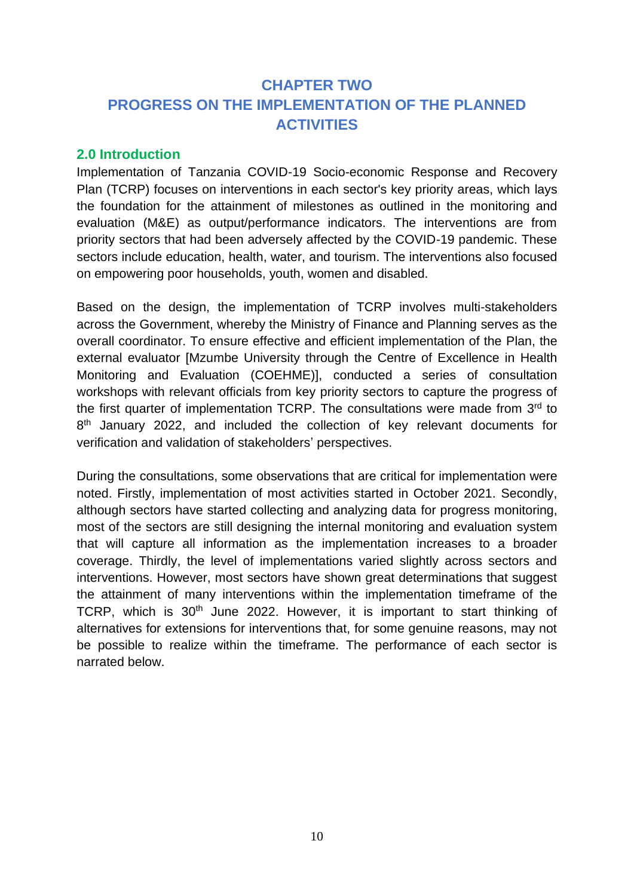# CHAPTER TWO
# PROGRESS ON THE IMPLEMENTATION OF THE PLANNED ACTIVITIES

## 2.0 Introduction

Implementation of Tanzania COVID-19 Socio-economic Response and Recovery Plan (TCRP) focuses on interventions in each sector's key priority areas, which lays the foundation for the attainment of milestones as outlined in the monitoring and evaluation (M&E) as output/performance indicators. The interventions are from priority sectors that had been adversely affected by the COVID-19 pandemic. These sectors include education, health, water, and tourism. The interventions also focused on empowering poor households, youth, women and disabled.

Based on the design, the implementation of TCRP involves multi-stakeholders across the Government, whereby the Ministry of Finance and Planning serves as the overall coordinator. To ensure effective and efficient implementation of the Plan, the external evaluator [Mzumbe University through the Centre of Excellence in Health Monitoring and Evaluation (COEHME)], conducted a series of consultation workshops with relevant officials from key priority sectors to capture the progress of the first quarter of implementation TCRP. The consultations were made from 3rd to 8th January 2022, and included the collection of key relevant documents for verification and validation of stakeholders' perspectives.

During the consultations, some observations that are critical for implementation were noted. Firstly, implementation of most activities started in October 2021. Secondly, although sectors have started collecting and analyzing data for progress monitoring, most of the sectors are still designing the internal monitoring and evaluation system that will capture all information as the implementation increases to a broader coverage. Thirdly, the level of implementations varied slightly across sectors and interventions. However, most sectors have shown great determinations that suggest the attainment of many interventions within the implementation timeframe of the TCRP, which is 30th June 2022. However, it is important to start thinking of alternatives for extensions for interventions that, for some genuine reasons, may not be possible to realize within the timeframe. The performance of each sector is narrated below.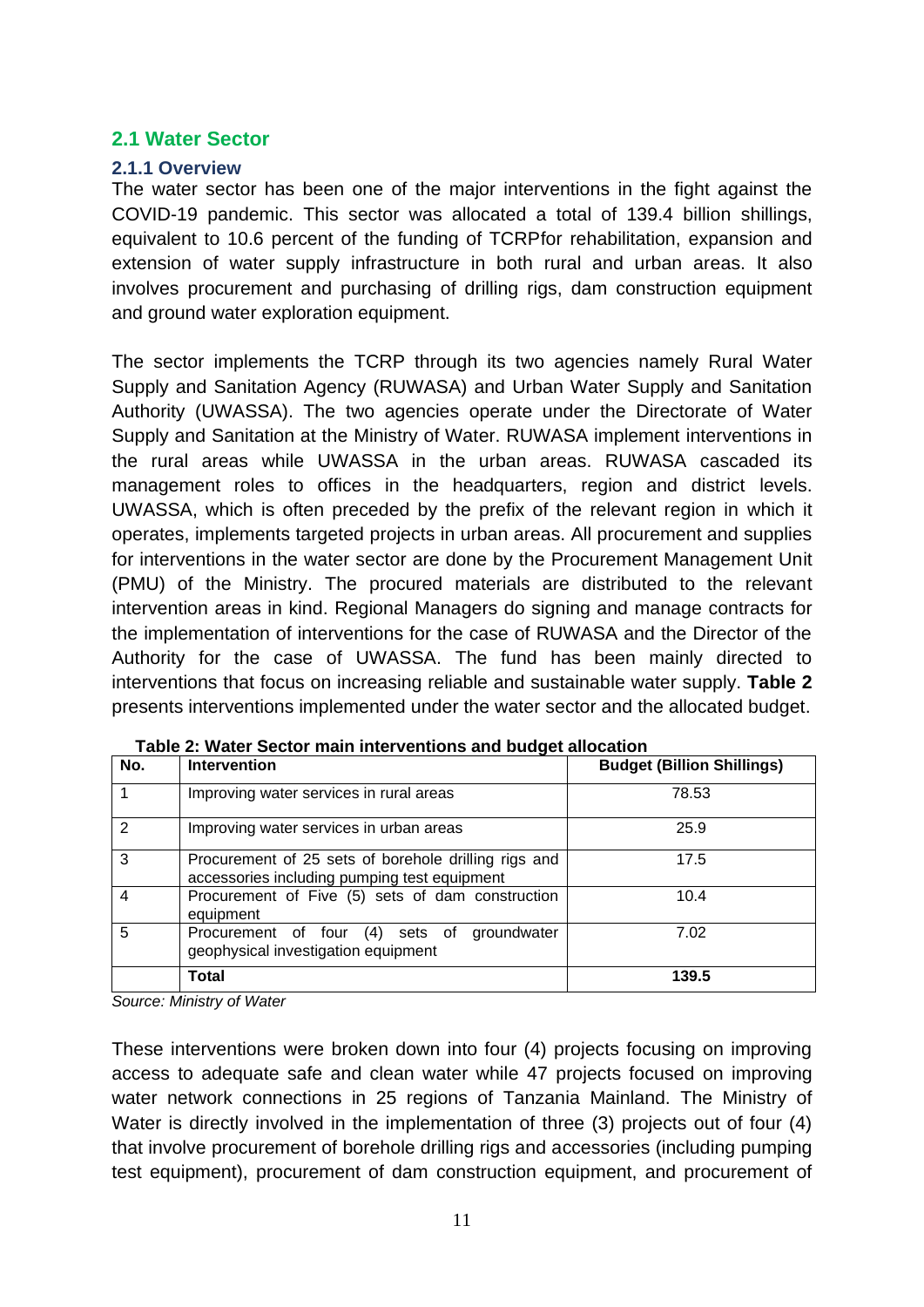## 2.1 Water Sector

### 2.1.1 Overview

The water sector has been one of the major interventions in the fight against the COVID-19 pandemic. This sector was allocated a total of 139.4 billion shillings, equivalent to 10.6 percent of the funding of TCRPfor rehabilitation, expansion and extension of water supply infrastructure in both rural and urban areas. It also involves procurement and purchasing of drilling rigs, dam construction equipment and ground water exploration equipment.

The sector implements the TCRP through its two agencies namely Rural Water Supply and Sanitation Agency (RUWASA) and Urban Water Supply and Sanitation Authority (UWASSA). The two agencies operate under the Directorate of Water Supply and Sanitation at the Ministry of Water. RUWASA implement interventions in the rural areas while UWASSA in the urban areas. RUWASA cascaded its management roles to offices in the headquarters, region and district levels. UWASSA, which is often preceded by the prefix of the relevant region in which it operates, implements targeted projects in urban areas. All procurement and supplies for interventions in the water sector are done by the Procurement Management Unit (PMU) of the Ministry. The procured materials are distributed to the relevant intervention areas in kind. Regional Managers do signing and manage contracts for the implementation of interventions for the case of RUWASA and the Director of the Authority for the case of UWASSA. The fund has been mainly directed to interventions that focus on increasing reliable and sustainable water supply. **Table 2** presents interventions implemented under the water sector and the allocated budget.

**Table 2: Water Sector main interventions and budget allocation**

| No. | Intervention | Budget (Billion Shillings) |
|---|---|---|
| 1 | Improving water services in rural areas | 78.53 |
| 2 | Improving water services in urban areas | 25.9 |
| 3 | Procurement of 25 sets of borehole drilling rigs and accessories including pumping test equipment | 17.5 |
| 4 | Procurement of Five (5) sets of dam construction equipment | 10.4 |
| 5 | Procurement of four (4) sets of groundwater geophysical investigation equipment | 7.02 |
| | **Total** | **139.5** |

*Source: Ministry of Water*

These interventions were broken down into four (4) projects focusing on improving access to adequate safe and clean water while 47 projects focused on improving water network connections in 25 regions of Tanzania Mainland. The Ministry of Water is directly involved in the implementation of three (3) projects out of four (4) that involve procurement of borehole drilling rigs and accessories (including pumping test equipment), procurement of dam construction equipment, and procurement of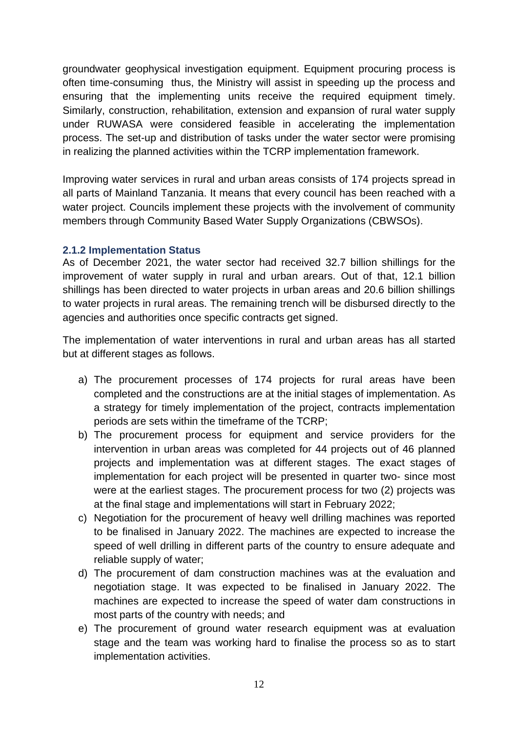groundwater geophysical investigation equipment. Equipment procuring process is often time-consuming thus, the Ministry will assist in speeding up the process and ensuring that the implementing units receive the required equipment timely. Similarly, construction, rehabilitation, extension and expansion of rural water supply under RUWASA were considered feasible in accelerating the implementation process. The set-up and distribution of tasks under the water sector were promising in realizing the planned activities within the TCRP implementation framework.

Improving water services in rural and urban areas consists of 174 projects spread in all parts of Mainland Tanzania. It means that every council has been reached with a water project. Councils implement these projects with the involvement of community members through Community Based Water Supply Organizations (CBWSOs).

### 2.1.2 Implementation Status

As of December 2021, the water sector had received 32.7 billion shillings for the improvement of water supply in rural and urban arears. Out of that, 12.1 billion shillings has been directed to water projects in urban areas and 20.6 billion shillings to water projects in rural areas. The remaining trench will be disbursed directly to the agencies and authorities once specific contracts get signed.

The implementation of water interventions in rural and urban areas has all started but at different stages as follows.

a) The procurement processes of 174 projects for rural areas have been completed and the constructions are at the initial stages of implementation. As a strategy for timely implementation of the project, contracts implementation periods are sets within the timeframe of the TCRP;
b) The procurement process for equipment and service providers for the intervention in urban areas was completed for 44 projects out of 46 planned projects and implementation was at different stages. The exact stages of implementation for each project will be presented in quarter two- since most were at the earliest stages. The procurement process for two (2) projects was at the final stage and implementations will start in February 2022;
c) Negotiation for the procurement of heavy well drilling machines was reported to be finalised in January 2022. The machines are expected to increase the speed of well drilling in different parts of the country to ensure adequate and reliable supply of water;
d) The procurement of dam construction machines was at the evaluation and negotiation stage. It was expected to be finalised in January 2022. The machines are expected to increase the speed of water dam constructions in most parts of the country with needs; and
e) The procurement of ground water research equipment was at evaluation stage and the team was working hard to finalise the process so as to start implementation activities.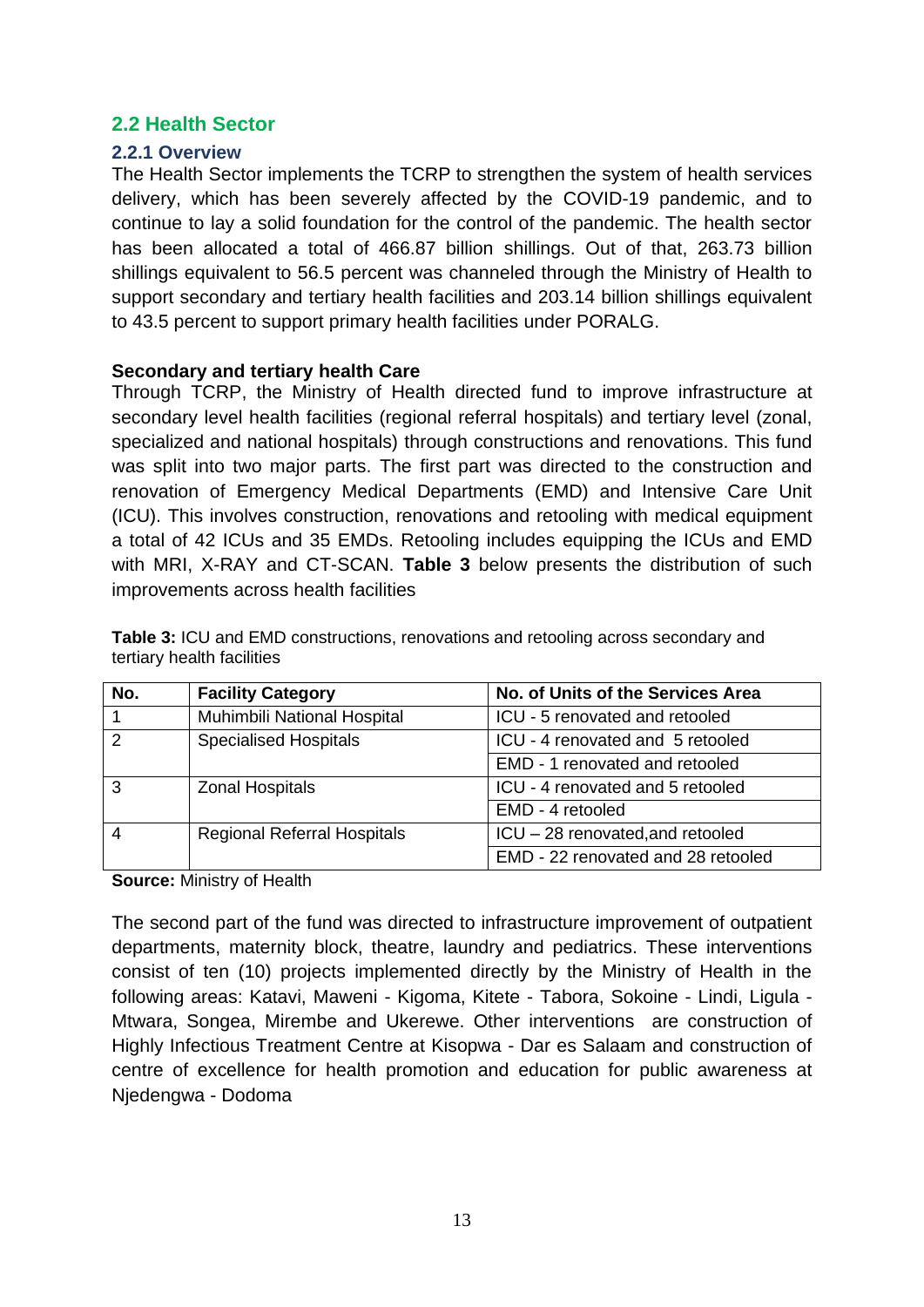## 2.2 Health Sector

### 2.2.1 Overview

The Health Sector implements the TCRP to strengthen the system of health services delivery, which has been severely affected by the COVID-19 pandemic, and to continue to lay a solid foundation for the control of the pandemic. The health sector has been allocated a total of 466.87 billion shillings. Out of that, 263.73 billion shillings equivalent to 56.5 percent was channeled through the Ministry of Health to support secondary and tertiary health facilities and 203.14 billion shillings equivalent to 43.5 percent to support primary health facilities under PORALG.

**Secondary and tertiary health Care**

Through TCRP, the Ministry of Health directed fund to improve infrastructure at secondary level health facilities (regional referral hospitals) and tertiary level (zonal, specialized and national hospitals) through constructions and renovations. This fund was split into two major parts. The first part was directed to the construction and renovation of Emergency Medical Departments (EMD) and Intensive Care Unit (ICU). This involves construction, renovations and retooling with medical equipment a total of 42 ICUs and 35 EMDs. Retooling includes equipping the ICUs and EMD with MRI, X-RAY and CT-SCAN. **Table 3** below presents the distribution of such improvements across health facilities

**Table 3:** ICU and EMD constructions, renovations and retooling across secondary and tertiary health facilities

| No. | Facility Category | No. of Units of the Services Area |
|---|---|---|
| 1 | Muhimbili National Hospital | ICU - 5 renovated and retooled |
| 2 | Specialised Hospitals | ICU - 4 renovated and 5 retooled |
| | | EMD - 1 renovated and retooled |
| 3 | Zonal Hospitals | ICU - 4 renovated and 5 retooled |
| | | EMD - 4 retooled |
| 4 | Regional Referral Hospitals | ICU – 28 renovated,and retooled |
| | | EMD - 22 renovated and 28 retooled |

**Source:** Ministry of Health

The second part of the fund was directed to infrastructure improvement of outpatient departments, maternity block, theatre, laundry and pediatrics. These interventions consist of ten (10) projects implemented directly by the Ministry of Health in the following areas: Katavi, Maweni - Kigoma, Kitete - Tabora, Sokoine - Lindi, Ligula - Mtwara, Songea, Mirembe and Ukerewe. Other interventions are construction of Highly Infectious Treatment Centre at Kisopwa - Dar es Salaam and construction of centre of excellence for health promotion and education for public awareness at Njedengwa - Dodoma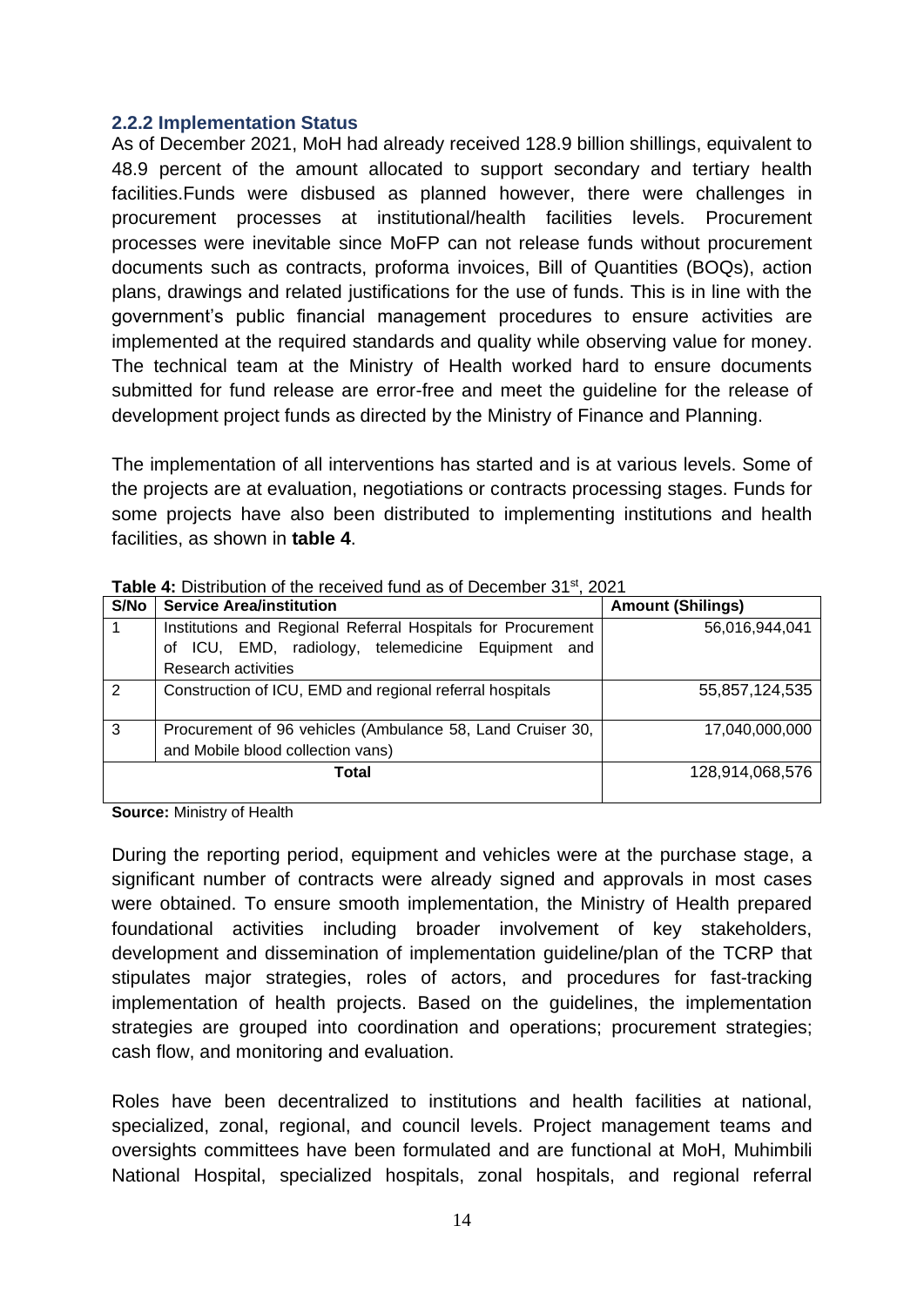### 2.2.2 Implementation Status

As of December 2021, MoH had already received 128.9 billion shillings, equivalent to 48.9 percent of the amount allocated to support secondary and tertiary health facilities.Funds were disbused as planned however, there were challenges in procurement processes at institutional/health facilities levels. Procurement processes were inevitable since MoFP can not release funds without procurement documents such as contracts, proforma invoices, Bill of Quantities (BOQs), action plans, drawings and related justifications for the use of funds. This is in line with the government's public financial management procedures to ensure activities are implemented at the required standards and quality while observing value for money. The technical team at the Ministry of Health worked hard to ensure documents submitted for fund release are error-free and meet the guideline for the release of development project funds as directed by the Ministry of Finance and Planning.

The implementation of all interventions has started and is at various levels. Some of the projects are at evaluation, negotiations or contracts processing stages. Funds for some projects have also been distributed to implementing institutions and health facilities, as shown in **table 4**.

**Table 4:** Distribution of the received fund as of December 31st, 2021

| S/No | Service Area/institution | Amount (Shilings) |
|---|---|---|
| 1 | Institutions and Regional Referral Hospitals for Procurement of ICU, EMD, radiology, telemedicine Equipment and Research activities | 56,016,944,041 |
| 2 | Construction of ICU, EMD and regional referral hospitals | 55,857,124,535 |
| 3 | Procurement of 96 vehicles (Ambulance 58, Land Cruiser 30, and Mobile blood collection vans) | 17,040,000,000 |
| | **Total** | 128,914,068,576 |

**Source:** Ministry of Health

During the reporting period, equipment and vehicles were at the purchase stage, a significant number of contracts were already signed and approvals in most cases were obtained. To ensure smooth implementation, the Ministry of Health prepared foundational activities including broader involvement of key stakeholders, development and dissemination of implementation guideline/plan of the TCRP that stipulates major strategies, roles of actors, and procedures for fast-tracking implementation of health projects. Based on the guidelines, the implementation strategies are grouped into coordination and operations; procurement strategies; cash flow, and monitoring and evaluation.

Roles have been decentralized to institutions and health facilities at national, specialized, zonal, regional, and council levels. Project management teams and oversights committees have been formulated and are functional at MoH, Muhimbili National Hospital, specialized hospitals, zonal hospitals, and regional referral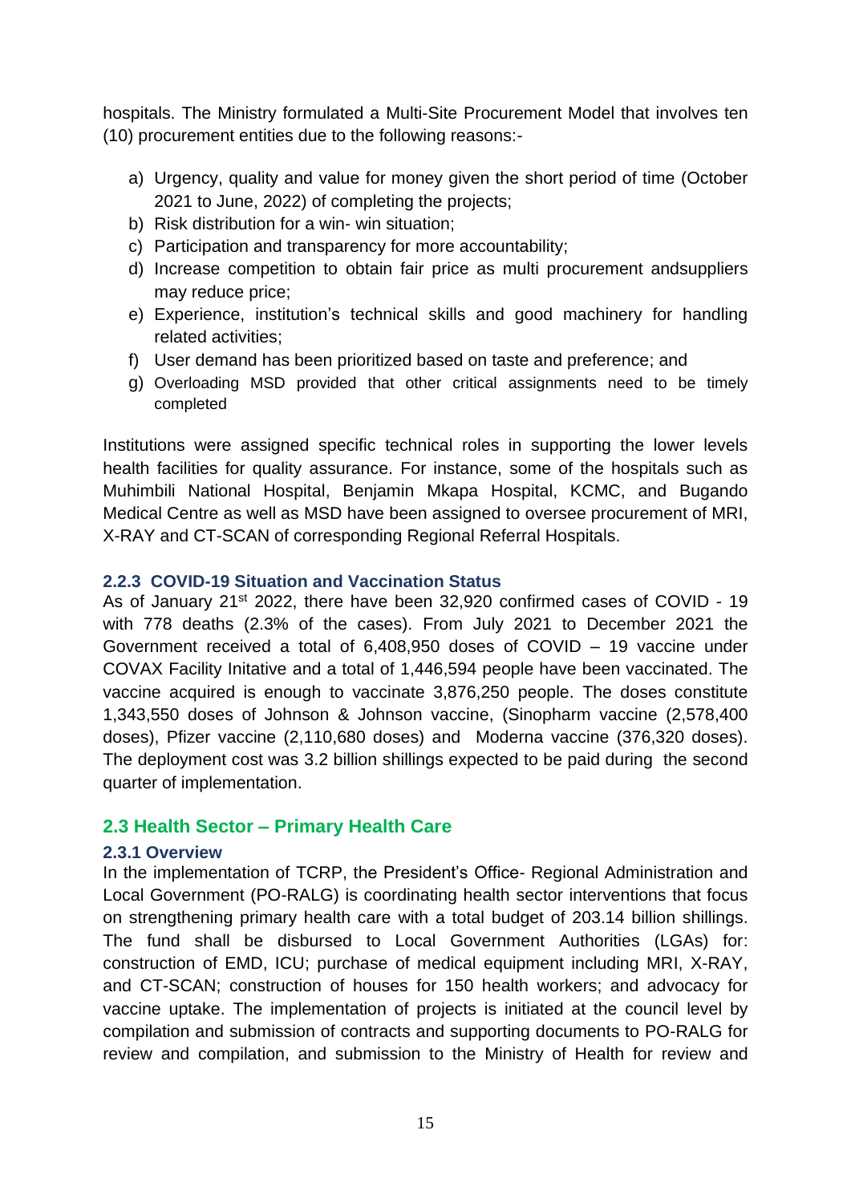hospitals. The Ministry formulated a Multi-Site Procurement Model that involves ten (10) procurement entities due to the following reasons:-

a) Urgency, quality and value for money given the short period of time (October 2021 to June, 2022) of completing the projects;
b) Risk distribution for a win- win situation;
c) Participation and transparency for more accountability;
d) Increase competition to obtain fair price as multi procurement andsuppliers may reduce price;
e) Experience, institution's technical skills and good machinery for handling related activities;
f) User demand has been prioritized based on taste and preference; and
g) Overloading MSD provided that other critical assignments need to be timely completed

Institutions were assigned specific technical roles in supporting the lower levels health facilities for quality assurance. For instance, some of the hospitals such as Muhimbili National Hospital, Benjamin Mkapa Hospital, KCMC, and Bugando Medical Centre as well as MSD have been assigned to oversee procurement of MRI, X-RAY and CT-SCAN of corresponding Regional Referral Hospitals.

#### 2.2.3 COVID-19 Situation and Vaccination Status

As of January 21st 2022, there have been 32,920 confirmed cases of COVID - 19 with 778 deaths (2.3% of the cases). From July 2021 to December 2021 the Government received a total of 6,408,950 doses of COVID – 19 vaccine under COVAX Facility Initative and a total of 1,446,594 people have been vaccinated. The vaccine acquired is enough to vaccinate 3,876,250 people. The doses constitute 1,343,550 doses of Johnson & Johnson vaccine, (Sinopharm vaccine (2,578,400 doses), Pfizer vaccine (2,110,680 doses) and Moderna vaccine (376,320 doses). The deployment cost was 3.2 billion shillings expected to be paid during the second quarter of implementation.

### 2.3 Health Sector – Primary Health Care

#### 2.3.1 Overview

In the implementation of TCRP, the President's Office- Regional Administration and Local Government (PO-RALG) is coordinating health sector interventions that focus on strengthening primary health care with a total budget of 203.14 billion shillings. The fund shall be disbursed to Local Government Authorities (LGAs) for: construction of EMD, ICU; purchase of medical equipment including MRI, X-RAY, and CT-SCAN; construction of houses for 150 health workers; and advocacy for vaccine uptake. The implementation of projects is initiated at the council level by compilation and submission of contracts and supporting documents to PO-RALG for review and compilation, and submission to the Ministry of Health for review and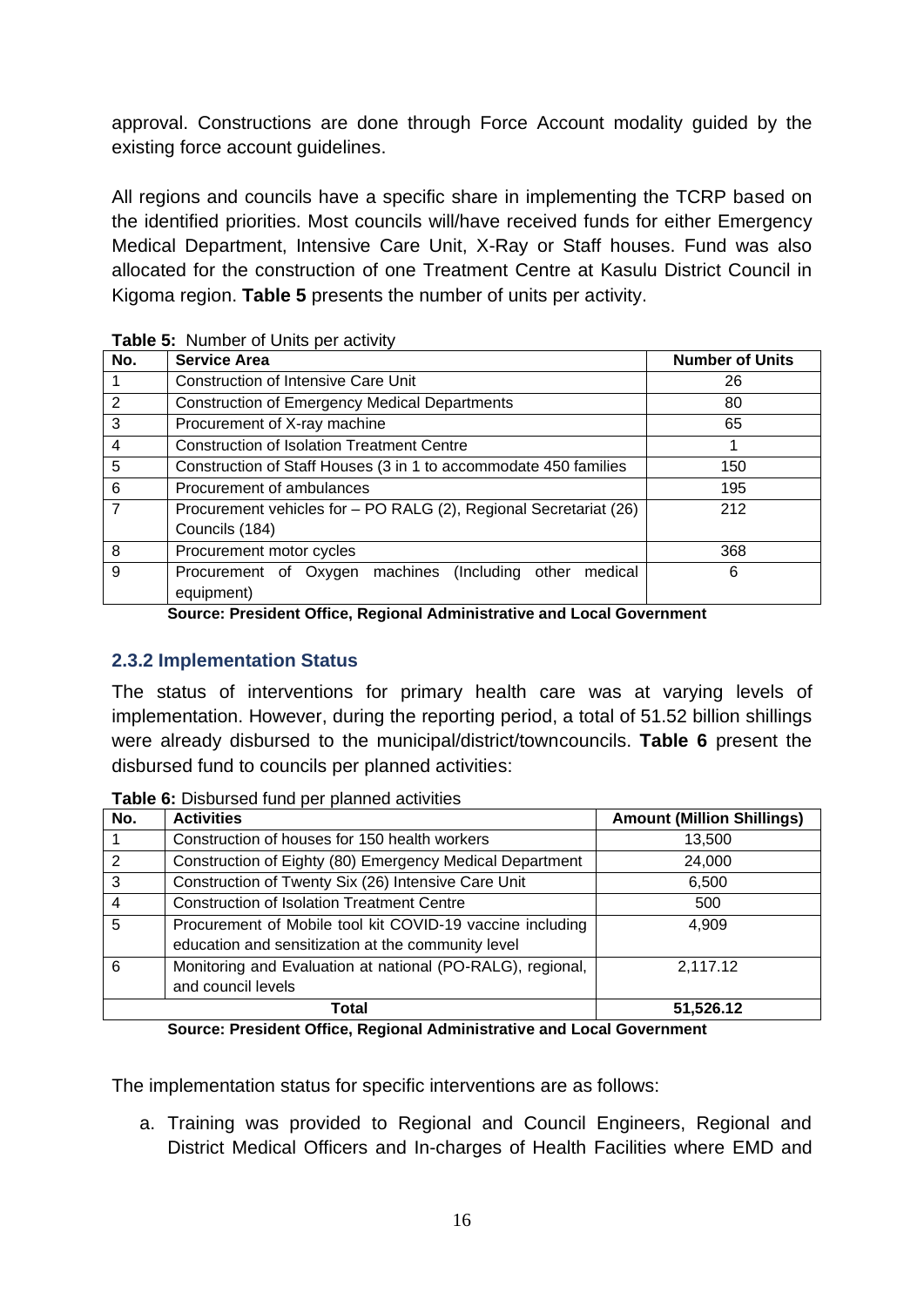approval. Constructions are done through Force Account modality guided by the existing force account guidelines.

All regions and councils have a specific share in implementing the TCRP based on the identified priorities. Most councils will/have received funds for either Emergency Medical Department, Intensive Care Unit, X-Ray or Staff houses. Fund was also allocated for the construction of one Treatment Centre at Kasulu District Council in Kigoma region. **Table 5** presents the number of units per activity.

**Table 5:** Number of Units per activity

| No. | Service Area | Number of Units |
|---|---|---|
| 1 | Construction of Intensive Care Unit | 26 |
| 2 | Construction of Emergency Medical Departments | 80 |
| 3 | Procurement of X-ray machine | 65 |
| 4 | Construction of Isolation Treatment Centre | 1 |
| 5 | Construction of Staff Houses (3 in 1 to accommodate 450 families | 150 |
| 6 | Procurement of ambulances | 195 |
| 7 | Procurement vehicles for – PO RALG (2), Regional Secretariat (26) Councils (184) | 212 |
| 8 | Procurement motor cycles | 368 |
| 9 | Procurement of Oxygen machines (Including other medical equipment) | 6 |

**Source: President Office, Regional Administrative and Local Government**

### 2.3.2 Implementation Status

The status of interventions for primary health care was at varying levels of implementation. However, during the reporting period, a total of 51.52 billion shillings were already disbursed to the municipal/district/towncouncils. **Table 6** present the disbursed fund to councils per planned activities:

**Table 6:** Disbursed fund per planned activities

| No. | Activities | Amount (Million Shillings) |
|---|---|---|
| 1 | Construction of houses for 150 health workers | 13,500 |
| 2 | Construction of Eighty (80) Emergency Medical Department | 24,000 |
| 3 | Construction of Twenty Six (26) Intensive Care Unit | 6,500 |
| 4 | Construction of Isolation Treatment Centre | 500 |
| 5 | Procurement of Mobile tool kit COVID-19 vaccine including education and sensitization at the community level | 4,909 |
| 6 | Monitoring and Evaluation at national (PO-RALG), regional, and council levels | 2,117.12 |
| | **Total** | **51,526.12** |

**Source: President Office, Regional Administrative and Local Government**

The implementation status for specific interventions are as follows:

a. Training was provided to Regional and Council Engineers, Regional and District Medical Officers and In-charges of Health Facilities where EMD and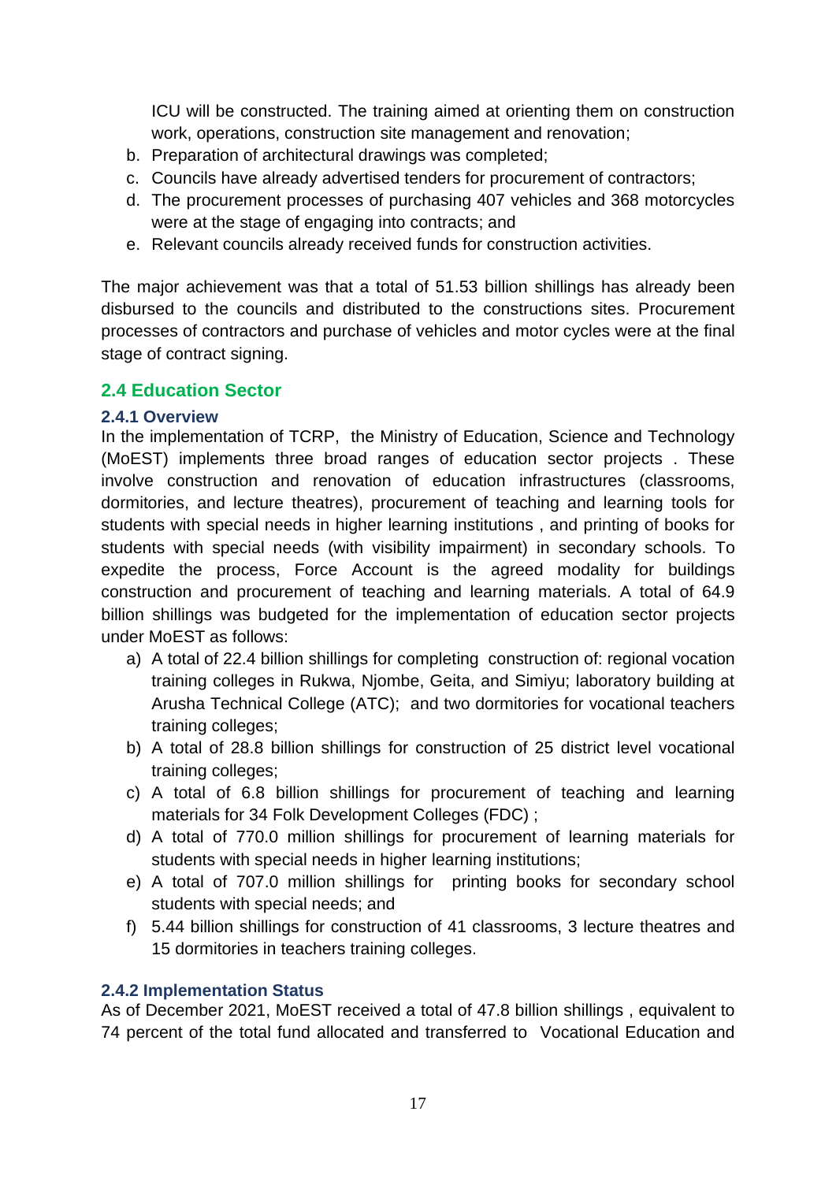ICU will be constructed. The training aimed at orienting them on construction work, operations, construction site management and renovation;

b. Preparation of architectural drawings was completed;
c. Councils have already advertised tenders for procurement of contractors;
d. The procurement processes of purchasing 407 vehicles and 368 motorcycles were at the stage of engaging into contracts; and
e. Relevant councils already received funds for construction activities.

The major achievement was that a total of 51.53 billion shillings has already been disbursed to the councils and distributed to the constructions sites. Procurement processes of contractors and purchase of vehicles and motor cycles were at the final stage of contract signing.

## 2.4 Education Sector

### 2.4.1 Overview

In the implementation of TCRP, the Ministry of Education, Science and Technology (MoEST) implements three broad ranges of education sector projects . These involve construction and renovation of education infrastructures (classrooms, dormitories, and lecture theatres), procurement of teaching and learning tools for students with special needs in higher learning institutions , and printing of books for students with special needs (with visibility impairment) in secondary schools. To expedite the process, Force Account is the agreed modality for buildings construction and procurement of teaching and learning materials. A total of 64.9 billion shillings was budgeted for the implementation of education sector projects under MoEST as follows:

a) A total of 22.4 billion shillings for completing construction of: regional vocation training colleges in Rukwa, Njombe, Geita, and Simiyu; laboratory building at Arusha Technical College (ATC); and two dormitories for vocational teachers training colleges;
b) A total of 28.8 billion shillings for construction of 25 district level vocational training colleges;
c) A total of 6.8 billion shillings for procurement of teaching and learning materials for 34 Folk Development Colleges (FDC) ;
d) A total of 770.0 million shillings for procurement of learning materials for students with special needs in higher learning institutions;
e) A total of 707.0 million shillings for printing books for secondary school students with special needs; and
f) 5.44 billion shillings for construction of 41 classrooms, 3 lecture theatres and 15 dormitories in teachers training colleges.

### 2.4.2 Implementation Status

As of December 2021, MoEST received a total of 47.8 billion shillings , equivalent to 74 percent of the total fund allocated and transferred to Vocational Education and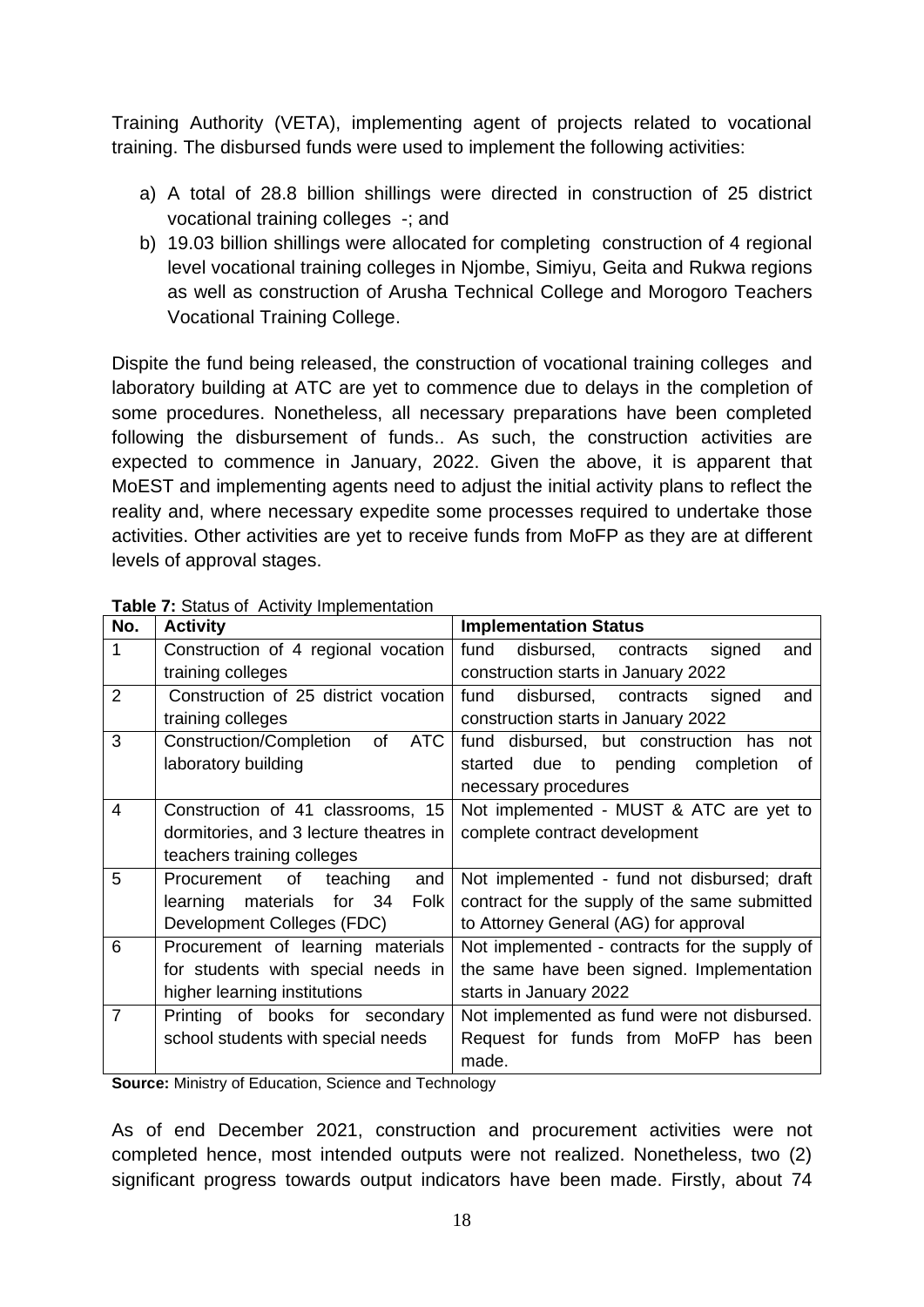Training Authority (VETA), implementing agent of projects related to vocational training. The disbursed funds were used to implement the following activities:

a) A total of 28.8 billion shillings were directed in construction of 25 district vocational training colleges -; and
b) 19.03 billion shillings were allocated for completing construction of 4 regional level vocational training colleges in Njombe, Simiyu, Geita and Rukwa regions as well as construction of Arusha Technical College and Morogoro Teachers Vocational Training College.

Dispite the fund being released, the construction of vocational training colleges and laboratory building at ATC are yet to commence due to delays in the completion of some procedures. Nonetheless, all necessary preparations have been completed following the disbursement of funds.. As such, the construction activities are expected to commence in January, 2022. Given the above, it is apparent that MoEST and implementing agents need to adjust the initial activity plans to reflect the reality and, where necessary expedite some processes required to undertake those activities. Other activities are yet to receive funds from MoFP as they are at different levels of approval stages.

**Table 7:** Status of Activity Implementation

| No. | Activity | Implementation Status |
|---|---|---|
| 1 | Construction of 4 regional vocation training colleges | fund disbursed, contracts signed and construction starts in January 2022 |
| 2 | Construction of 25 district vocation training colleges | fund disbursed, contracts signed and construction starts in January 2022 |
| 3 | Construction/Completion of ATC laboratory building | fund disbursed, but construction has not started due to pending completion of necessary procedures |
| 4 | Construction of 41 classrooms, 15 dormitories, and 3 lecture theatres in teachers training colleges | Not implemented - MUST & ATC are yet to complete contract development |
| 5 | Procurement of teaching and learning materials for 34 Folk Development Colleges (FDC) | Not implemented - fund not disbursed; draft contract for the supply of the same submitted to Attorney General (AG) for approval |
| 6 | Procurement of learning materials for students with special needs in higher learning institutions | Not implemented - contracts for the supply of the same have been signed. Implementation starts in January 2022 |
| 7 | Printing of books for secondary school students with special needs | Not implemented as fund were not disbursed. Request for funds from MoFP has been made. |

**Source:** Ministry of Education, Science and Technology

As of end December 2021, construction and procurement activities were not completed hence, most intended outputs were not realized. Nonetheless, two (2) significant progress towards output indicators have been made. Firstly, about 74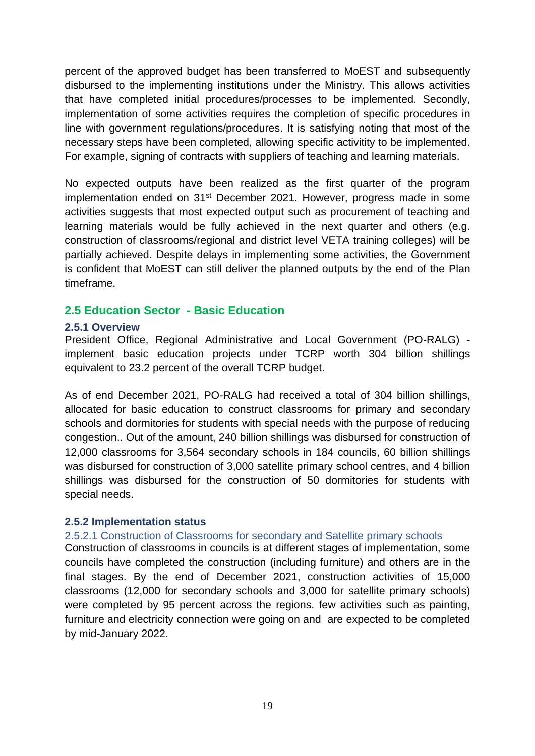percent of the approved budget has been transferred to MoEST and subsequently disbursed to the implementing institutions under the Ministry. This allows activities that have completed initial procedures/processes to be implemented. Secondly, implementation of some activities requires the completion of specific procedures in line with government regulations/procedures. It is satisfying noting that most of the necessary steps have been completed, allowing specific activitity to be implemented. For example, signing of contracts with suppliers of teaching and learning materials.

No expected outputs have been realized as the first quarter of the program implementation ended on 31st December 2021. However, progress made in some activities suggests that most expected output such as procurement of teaching and learning materials would be fully achieved in the next quarter and others (e.g. construction of classrooms/regional and district level VETA training colleges) will be partially achieved. Despite delays in implementing some activities, the Government is confident that MoEST can still deliver the planned outputs by the end of the Plan timeframe.

## 2.5 Education Sector - Basic Education

### 2.5.1 Overview

President Office, Regional Administrative and Local Government (PO-RALG) - implement basic education projects under TCRP worth 304 billion shillings equivalent to 23.2 percent of the overall TCRP budget.

As of end December 2021, PO-RALG had received a total of 304 billion shillings, allocated for basic education to construct classrooms for primary and secondary schools and dormitories for students with special needs with the purpose of reducing congestion.. Out of the amount, 240 billion shillings was disbursed for construction of 12,000 classrooms for 3,564 secondary schools in 184 councils, 60 billion shillings was disbursed for construction of 3,000 satellite primary school centres, and 4 billion shillings was disbursed for the construction of 50 dormitories for students with special needs.

### 2.5.2 Implementation status

#### 2.5.2.1 Construction of Classrooms for secondary and Satellite primary schools

Construction of classrooms in councils is at different stages of implementation, some councils have completed the construction (including furniture) and others are in the final stages. By the end of December 2021, construction activities of 15,000 classrooms (12,000 for secondary schools and 3,000 for satellite primary schools) were completed by 95 percent across the regions. few activities such as painting, furniture and electricity connection were going on and are expected to be completed by mid-January 2022.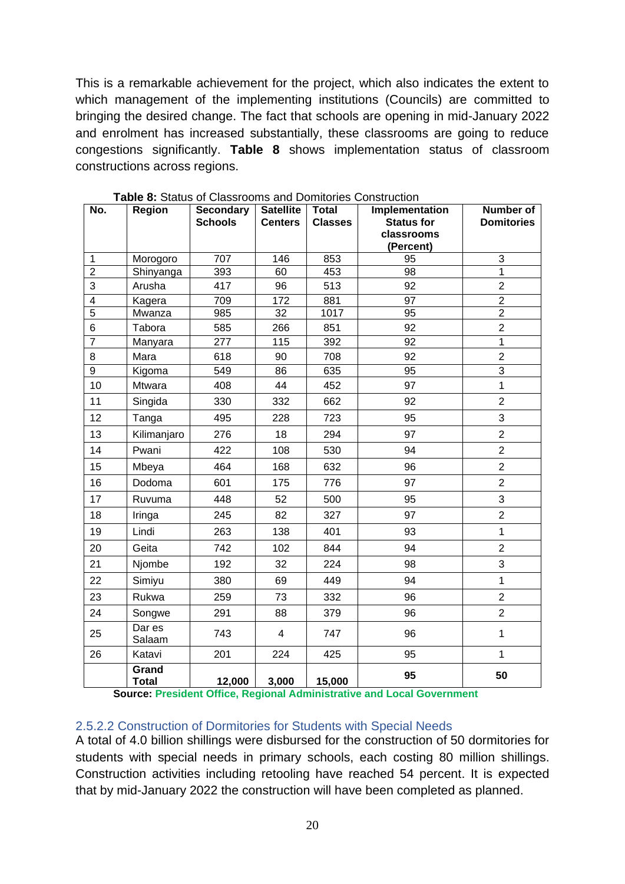This is a remarkable achievement for the project, which also indicates the extent to which management of the implementing institutions (Councils) are committed to bringing the desired change. The fact that schools are opening in mid-January 2022 and enrolment has increased substantially, these classrooms are going to reduce congestions significantly. **Table 8** shows implementation status of classroom constructions across regions.

**Table 8:** Status of Classrooms and Domitories Construction

| No. | Region | Secondary Schools | Satellite Centers | Total Classes | Implementation Status for classrooms (Percent) | Number of Domitories |
|---|---|---|---|---|---|---|
| 1 | Morogoro | 707 | 146 | 853 | 95 | 3 |
| 2 | Shinyanga | 393 | 60 | 453 | 98 | 1 |
| 3 | Arusha | 417 | 96 | 513 | 92 | 2 |
| 4 | Kagera | 709 | 172 | 881 | 97 | 2 |
| 5 | Mwanza | 985 | 32 | 1017 | 95 | 2 |
| 6 | Tabora | 585 | 266 | 851 | 92 | 2 |
| 7 | Manyara | 277 | 115 | 392 | 92 | 1 |
| 8 | Mara | 618 | 90 | 708 | 92 | 2 |
| 9 | Kigoma | 549 | 86 | 635 | 95 | 3 |
| 10 | Mtwara | 408 | 44 | 452 | 97 | 1 |
| 11 | Singida | 330 | 332 | 662 | 92 | 2 |
| 12 | Tanga | 495 | 228 | 723 | 95 | 3 |
| 13 | Kilimanjaro | 276 | 18 | 294 | 97 | 2 |
| 14 | Pwani | 422 | 108 | 530 | 94 | 2 |
| 15 | Mbeya | 464 | 168 | 632 | 96 | 2 |
| 16 | Dodoma | 601 | 175 | 776 | 97 | 2 |
| 17 | Ruvuma | 448 | 52 | 500 | 95 | 3 |
| 18 | Iringa | 245 | 82 | 327 | 97 | 2 |
| 19 | Lindi | 263 | 138 | 401 | 93 | 1 |
| 20 | Geita | 742 | 102 | 844 | 94 | 2 |
| 21 | Njombe | 192 | 32 | 224 | 98 | 3 |
| 22 | Simiyu | 380 | 69 | 449 | 94 | 1 |
| 23 | Rukwa | 259 | 73 | 332 | 96 | 2 |
| 24 | Songwe | 291 | 88 | 379 | 96 | 2 |
| 25 | Dar es Salaam | 743 | 4 | 747 | 96 | 1 |
| 26 | Katavi | 201 | 224 | 425 | 95 | 1 |
| | **Grand Total** | **12,000** | **3,000** | **15,000** | **95** | **50** |

**Source: President Office, Regional Administrative and Local Government**

#### 2.5.2.2 Construction of Dormitories for Students with Special Needs

A total of 4.0 billion shillings were disbursed for the construction of 50 dormitories for students with special needs in primary schools, each costing 80 million shillings. Construction activities including retooling have reached 54 percent. It is expected that by mid-January 2022 the construction will have been completed as planned.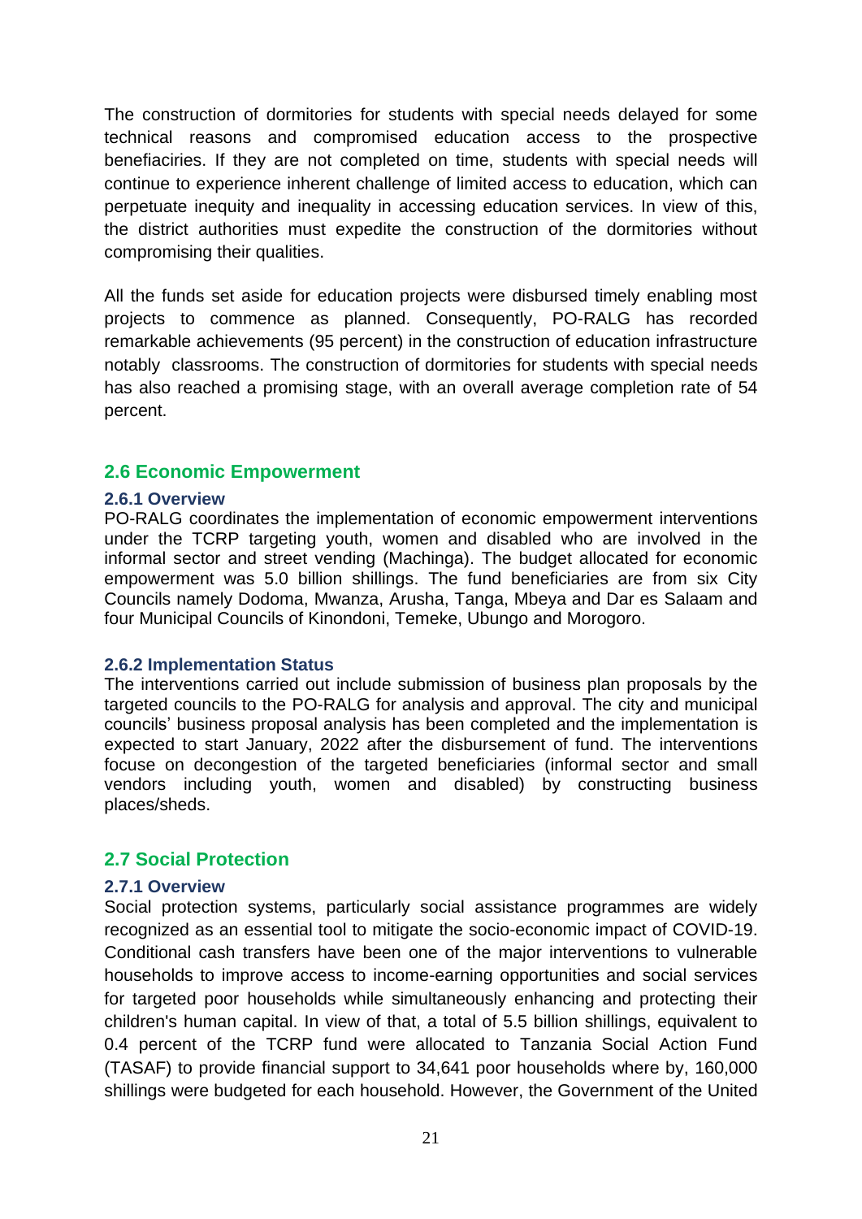The construction of dormitories for students with special needs delayed for some technical reasons and compromised education access to the prospective benefiaciries. If they are not completed on time, students with special needs will continue to experience inherent challenge of limited access to education, which can perpetuate inequity and inequality in accessing education services. In view of this, the district authorities must expedite the construction of the dormitories without compromising their qualities.

All the funds set aside for education projects were disbursed timely enabling most projects to commence as planned. Consequently, PO-RALG has recorded remarkable achievements (95 percent) in the construction of education infrastructure notably classrooms. The construction of dormitories for students with special needs has also reached a promising stage, with an overall average completion rate of 54 percent.

## 2.6 Economic Empowerment

### 2.6.1 Overview

PO-RALG coordinates the implementation of economic empowerment interventions under the TCRP targeting youth, women and disabled who are involved in the informal sector and street vending (Machinga). The budget allocated for economic empowerment was 5.0 billion shillings. The fund beneficiaries are from six City Councils namely Dodoma, Mwanza, Arusha, Tanga, Mbeya and Dar es Salaam and four Municipal Councils of Kinondoni, Temeke, Ubungo and Morogoro.

### 2.6.2 Implementation Status

The interventions carried out include submission of business plan proposals by the targeted councils to the PO-RALG for analysis and approval. The city and municipal councils' business proposal analysis has been completed and the implementation is expected to start January, 2022 after the disbursement of fund. The interventions focuse on decongestion of the targeted beneficiaries (informal sector and small vendors including youth, women and disabled) by constructing business places/sheds.

## 2.7 Social Protection

### 2.7.1 Overview

Social protection systems, particularly social assistance programmes are widely recognized as an essential tool to mitigate the socio-economic impact of COVID-19. Conditional cash transfers have been one of the major interventions to vulnerable households to improve access to income-earning opportunities and social services for targeted poor households while simultaneously enhancing and protecting their children's human capital. In view of that, a total of 5.5 billion shillings, equivalent to 0.4 percent of the TCRP fund were allocated to Tanzania Social Action Fund (TASAF) to provide financial support to 34,641 poor households where by, 160,000 shillings were budgeted for each household. However, the Government of the United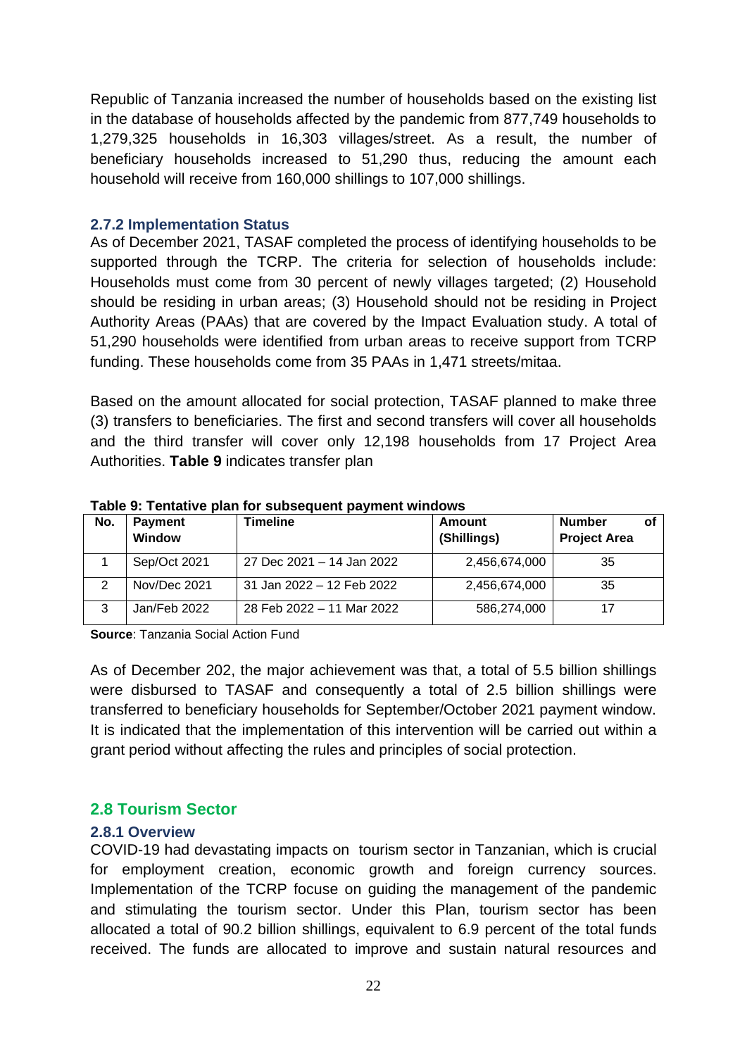Republic of Tanzania increased the number of households based on the existing list in the database of households affected by the pandemic from 877,749 households to 1,279,325 households in 16,303 villages/street. As a result, the number of beneficiary households increased to 51,290 thus, reducing the amount each household will receive from 160,000 shillings to 107,000 shillings.

### 2.7.2 Implementation Status

As of December 2021, TASAF completed the process of identifying households to be supported through the TCRP. The criteria for selection of households include: Households must come from 30 percent of newly villages targeted; (2) Household should be residing in urban areas; (3) Household should not be residing in Project Authority Areas (PAAs) that are covered by the Impact Evaluation study. A total of 51,290 households were identified from urban areas to receive support from TCRP funding. These households come from 35 PAAs in 1,471 streets/mitaa.

Based on the amount allocated for social protection, TASAF planned to make three (3) transfers to beneficiaries. The first and second transfers will cover all households and the third transfer will cover only 12,198 households from 17 Project Area Authorities. **Table 9** indicates transfer plan

**Table 9: Tentative plan for subsequent payment windows**

| No. | Payment Window | Timeline | Amount (Shillings) | Number of Project Area |
|---|---|---|---|---|
| 1 | Sep/Oct 2021 | 27 Dec 2021 – 14 Jan 2022 | 2,456,674,000 | 35 |
| 2 | Nov/Dec 2021 | 31 Jan 2022 – 12 Feb 2022 | 2,456,674,000 | 35 |
| 3 | Jan/Feb 2022 | 28 Feb 2022 – 11 Mar 2022 | 586,274,000 | 17 |

**Source**: Tanzania Social Action Fund

As of December 202, the major achievement was that, a total of 5.5 billion shillings were disbursed to TASAF and consequently a total of 2.5 billion shillings were transferred to beneficiary households for September/October 2021 payment window. It is indicated that the implementation of this intervention will be carried out within a grant period without affecting the rules and principles of social protection.

## 2.8 Tourism Sector

### 2.8.1 Overview

COVID-19 had devastating impacts on tourism sector in Tanzanian, which is crucial for employment creation, economic growth and foreign currency sources. Implementation of the TCRP focuse on guiding the management of the pandemic and stimulating the tourism sector. Under this Plan, tourism sector has been allocated a total of 90.2 billion shillings, equivalent to 6.9 percent of the total funds received. The funds are allocated to improve and sustain natural resources and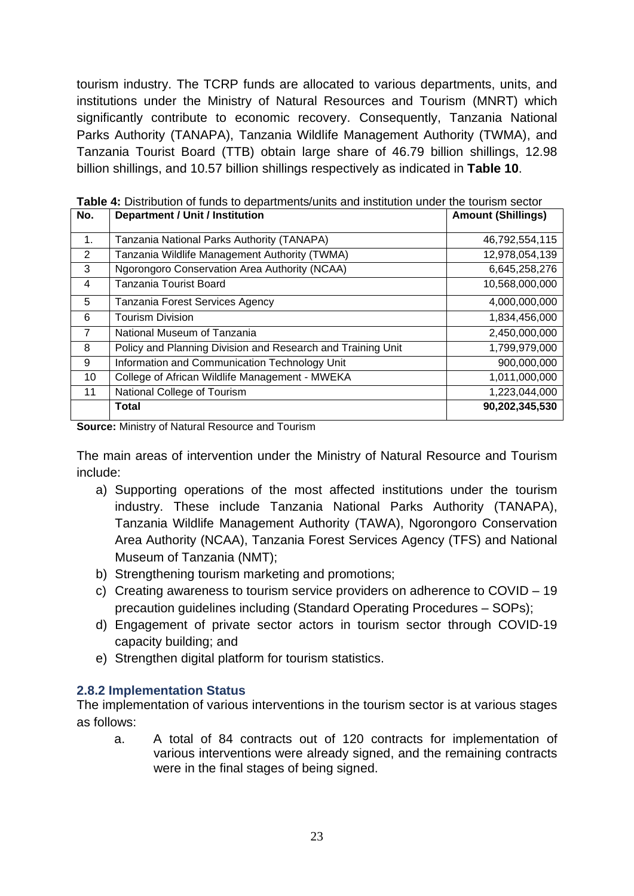tourism industry. The TCRP funds are allocated to various departments, units, and institutions under the Ministry of Natural Resources and Tourism (MNRT) which significantly contribute to economic recovery. Consequently, Tanzania National Parks Authority (TANAPA), Tanzania Wildlife Management Authority (TWMA), and Tanzania Tourist Board (TTB) obtain large share of 46.79 billion shillings, 12.98 billion shillings, and 10.57 billion shillings respectively as indicated in **Table 10**.

**Table 4:** Distribution of funds to departments/units and institution under the tourism sector

| No. | Department / Unit / Institution | Amount (Shillings) |
|---|---|---|
| 1. | Tanzania National Parks Authority (TANAPA) | 46,792,554,115 |
| 2 | Tanzania Wildlife Management Authority (TWMA) | 12,978,054,139 |
| 3 | Ngorongoro Conservation Area Authority (NCAA) | 6,645,258,276 |
| 4 | Tanzania Tourist Board | 10,568,000,000 |
| 5 | Tanzania Forest Services Agency | 4,000,000,000 |
| 6 | Tourism Division | 1,834,456,000 |
| 7 | National Museum of Tanzania | 2,450,000,000 |
| 8 | Policy and Planning Division and Research and Training Unit | 1,799,979,000 |
| 9 | Information and Communication Technology Unit | 900,000,000 |
| 10 | College of African Wildlife Management - MWEKA | 1,011,000,000 |
| 11 | National College of Tourism | 1,223,044,000 |
| | **Total** | **90,202,345,530** |

**Source:** Ministry of Natural Resource and Tourism

The main areas of intervention under the Ministry of Natural Resource and Tourism include:

a) Supporting operations of the most affected institutions under the tourism industry. These include Tanzania National Parks Authority (TANAPA), Tanzania Wildlife Management Authority (TAWA), Ngorongoro Conservation Area Authority (NCAA), Tanzania Forest Services Agency (TFS) and National Museum of Tanzania (NMT);
b) Strengthening tourism marketing and promotions;
c) Creating awareness to tourism service providers on adherence to COVID – 19 precaution guidelines including (Standard Operating Procedures – SOPs);
d) Engagement of private sector actors in tourism sector through COVID-19 capacity building; and
e) Strengthen digital platform for tourism statistics.

### 2.8.2 Implementation Status

The implementation of various interventions in the tourism sector is at various stages as follows:

a. A total of 84 contracts out of 120 contracts for implementation of various interventions were already signed, and the remaining contracts were in the final stages of being signed.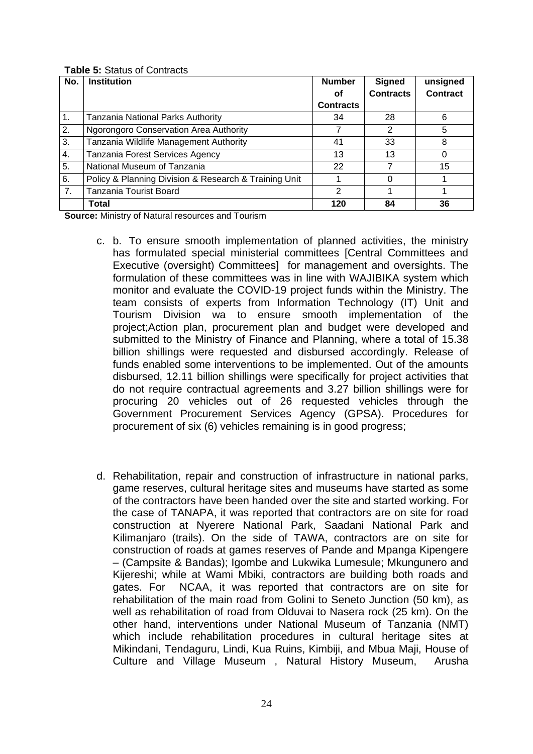**Table 5:** Status of Contracts

| No. | Institution | Number of Contracts | Signed Contracts | unsigned Contract |
|---|---|---|---|---|
| 1. | Tanzania National Parks Authority | 34 | 28 | 6 |
| 2. | Ngorongoro Conservation Area Authority | 7 | 2 | 5 |
| 3. | Tanzania Wildlife Management Authority | 41 | 33 | 8 |
| 4. | Tanzania Forest Services Agency | 13 | 13 | 0 |
| 5. | National Museum of Tanzania | 22 | 7 | 15 |
| 6. | Policy & Planning Division & Research & Training Unit | 1 | 0 | 1 |
| 7. | Tanzania Tourist Board | 2 | 1 | 1 |
| | **Total** | **120** | **84** | **36** |

**Source:** Ministry of Natural resources and Tourism

c. b. To ensure smooth implementation of planned activities, the ministry has formulated special ministerial committees [Central Committees and Executive (oversight) Committees] for management and oversights. The formulation of these committees was in line with WAJIBIKA system which monitor and evaluate the COVID-19 project funds within the Ministry. The team consists of experts from Information Technology (IT) Unit and Tourism Division wa to ensure smooth implementation of the project;Action plan, procurement plan and budget were developed and submitted to the Ministry of Finance and Planning, where a total of 15.38 billion shillings were requested and disbursed accordingly. Release of funds enabled some interventions to be implemented. Out of the amounts disbursed, 12.11 billion shillings were specifically for project activities that do not require contractual agreements and 3.27 billion shillings were for procuring 20 vehicles out of 26 requested vehicles through the Government Procurement Services Agency (GPSA). Procedures for procurement of six (6) vehicles remaining is in good progress;

d. Rehabilitation, repair and construction of infrastructure in national parks, game reserves, cultural heritage sites and museums have started as some of the contractors have been handed over the site and started working. For the case of TANAPA, it was reported that contractors are on site for road construction at Nyerere National Park, Saadani National Park and Kilimanjaro (trails). On the side of TAWA, contractors are on site for construction of roads at games reserves of Pande and Mpanga Kipengere – (Campsite & Bandas); Igombe and Lukwika Lumesule; Mkungunero and Kijereshi; while at Wami Mbiki, contractors are building both roads and gates. For NCAA, it was reported that contractors are on site for rehabilitation of the main road from Golini to Seneto Junction (50 km), as well as rehabilitation of road from Olduvai to Nasera rock (25 km). On the other hand, interventions under National Museum of Tanzania (NMT) which include rehabilitation procedures in cultural heritage sites at Mikindani, Tendaguru, Lindi, Kua Ruins, Kimbiji, and Mbua Maji, House of Culture and Village Museum , Natural History Museum, Arusha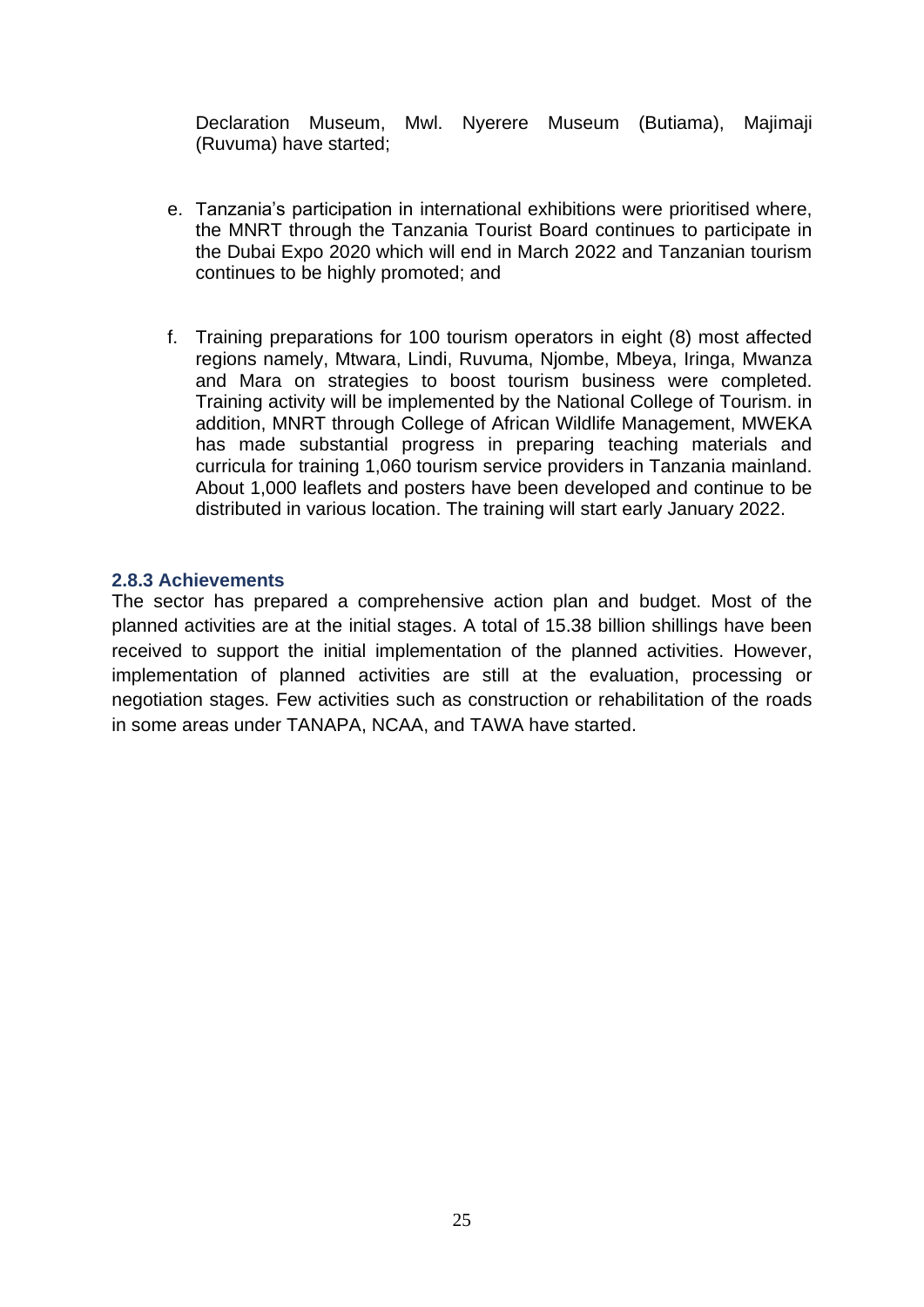Declaration Museum, Mwl. Nyerere Museum (Butiama), Majimaji (Ruvuma) have started;

e. Tanzania's participation in international exhibitions were prioritised where, the MNRT through the Tanzania Tourist Board continues to participate in the Dubai Expo 2020 which will end in March 2022 and Tanzanian tourism continues to be highly promoted; and

f. Training preparations for 100 tourism operators in eight (8) most affected regions namely, Mtwara, Lindi, Ruvuma, Njombe, Mbeya, Iringa, Mwanza and Mara on strategies to boost tourism business were completed. Training activity will be implemented by the National College of Tourism. in addition, MNRT through College of African Wildlife Management, MWEKA has made substantial progress in preparing teaching materials and curricula for training 1,060 tourism service providers in Tanzania mainland. About 1,000 leaflets and posters have been developed and continue to be distributed in various location. The training will start early January 2022.

### 2.8.3 Achievements

The sector has prepared a comprehensive action plan and budget. Most of the planned activities are at the initial stages. A total of 15.38 billion shillings have been received to support the initial implementation of the planned activities. However, implementation of planned activities are still at the evaluation, processing or negotiation stages. Few activities such as construction or rehabilitation of the roads in some areas under TANAPA, NCAA, and TAWA have started.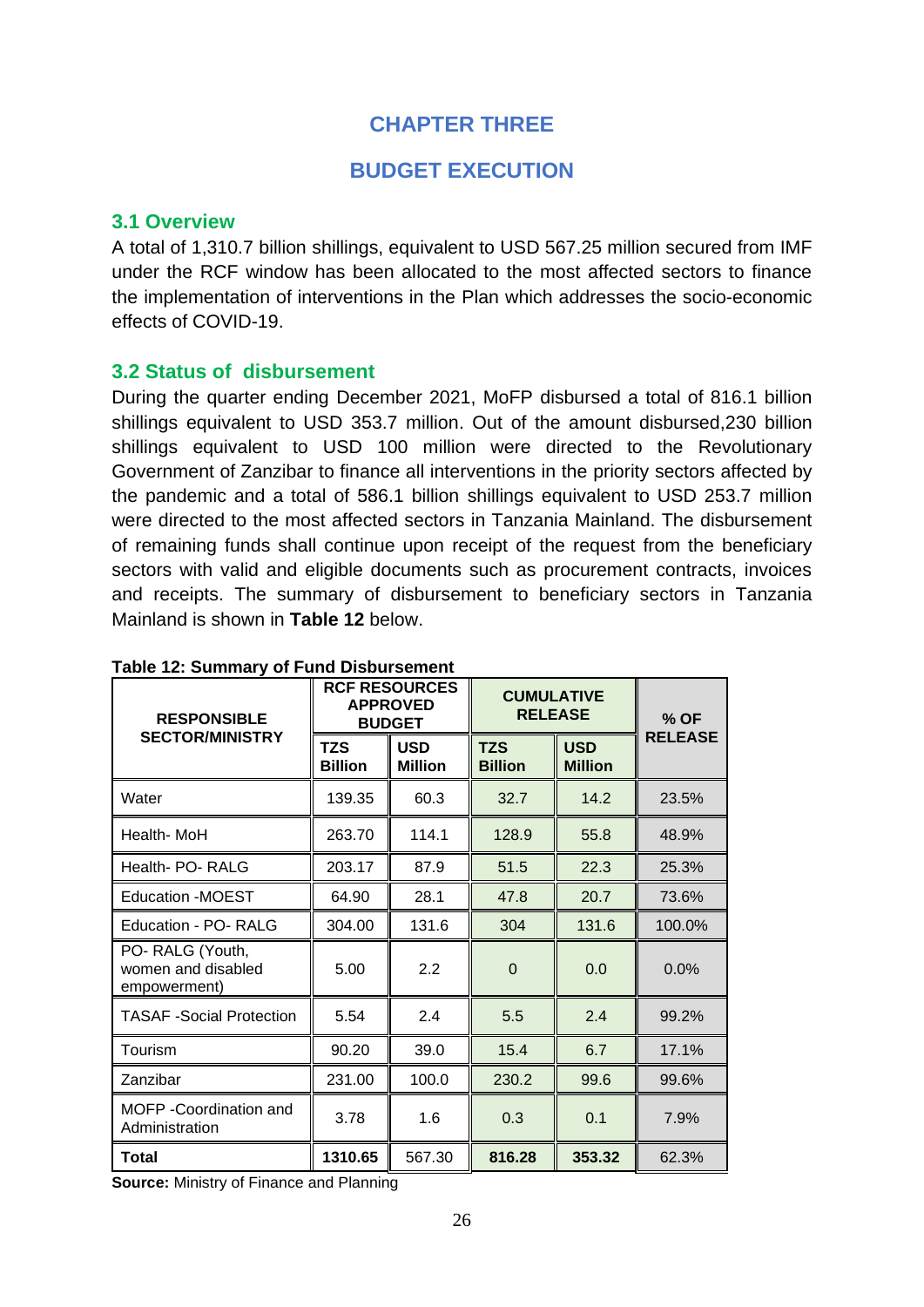# CHAPTER THREE

# BUDGET EXECUTION

## 3.1 Overview

A total of 1,310.7 billion shillings, equivalent to USD 567.25 million secured from IMF under the RCF window has been allocated to the most affected sectors to finance the implementation of interventions in the Plan which addresses the socio-economic effects of COVID-19.

## 3.2 Status of disbursement

During the quarter ending December 2021, MoFP disbursed a total of 816.1 billion shillings equivalent to USD 353.7 million. Out of the amount disbursed,230 billion shillings equivalent to USD 100 million were directed to the Revolutionary Government of Zanzibar to finance all interventions in the priority sectors affected by the pandemic and a total of 586.1 billion shillings equivalent to USD 253.7 million were directed to the most affected sectors in Tanzania Mainland. The disbursement of remaining funds shall continue upon receipt of the request from the beneficiary sectors with valid and eligible documents such as procurement contracts, invoices and receipts. The summary of disbursement to beneficiary sectors in Tanzania Mainland is shown in **Table 12** below.

**Table 12: Summary of Fund Disbursement**

| RESPONSIBLE SECTOR/MINISTRY | RCF RESOURCES APPROVED BUDGET | | CUMULATIVE RELEASE | | % OF RELEASE |
|---|---|---|---|---|---|
| | TZS Billion | USD Million | TZS Billion | USD Million | |
| Water | 139.35 | 60.3 | 32.7 | 14.2 | 23.5% |
| Health- MoH | 263.70 | 114.1 | 128.9 | 55.8 | 48.9% |
| Health- PO- RALG | 203.17 | 87.9 | 51.5 | 22.3 | 25.3% |
| Education -MOEST | 64.90 | 28.1 | 47.8 | 20.7 | 73.6% |
| Education - PO- RALG | 304.00 | 131.6 | 304 | 131.6 | 100.0% |
| PO- RALG (Youth, women and disabled empowerment) | 5.00 | 2.2 | 0 | 0.0 | 0.0% |
| TASAF -Social Protection | 5.54 | 2.4 | 5.5 | 2.4 | 99.2% |
| Tourism | 90.20 | 39.0 | 15.4 | 6.7 | 17.1% |
| Zanzibar | 231.00 | 100.0 | 230.2 | 99.6 | 99.6% |
| MOFP -Coordination and Administration | 3.78 | 1.6 | 0.3 | 0.1 | 7.9% |
| **Total** | **1310.65** | 567.30 | **816.28** | **353.32** | 62.3% |

**Source:** Ministry of Finance and Planning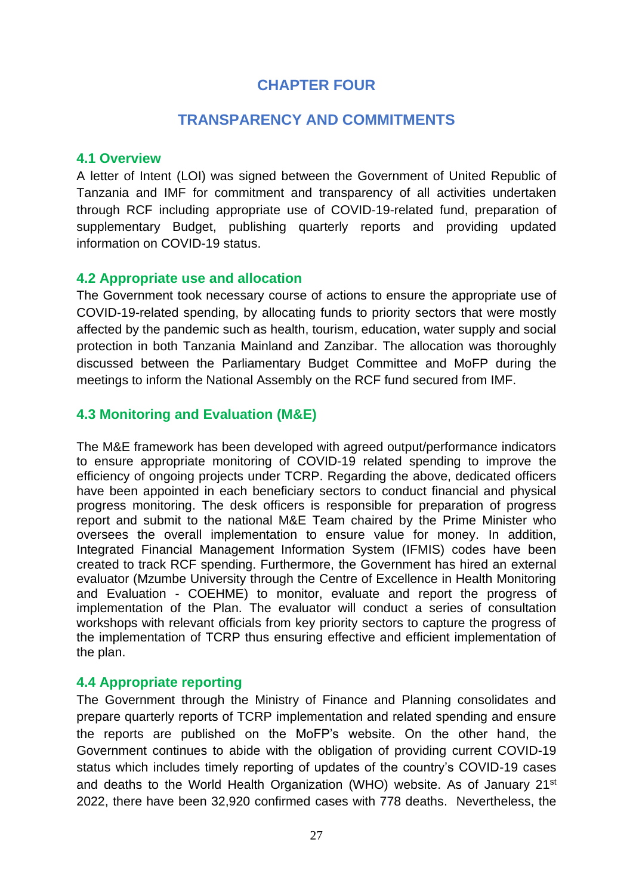# CHAPTER FOUR

# TRANSPARENCY AND COMMITMENTS

## 4.1 Overview

A letter of Intent (LOI) was signed between the Government of United Republic of Tanzania and IMF for commitment and transparency of all activities undertaken through RCF including appropriate use of COVID-19-related fund, preparation of supplementary Budget, publishing quarterly reports and providing updated information on COVID-19 status.

## 4.2 Appropriate use and allocation

The Government took necessary course of actions to ensure the appropriate use of COVID-19-related spending, by allocating funds to priority sectors that were mostly affected by the pandemic such as health, tourism, education, water supply and social protection in both Tanzania Mainland and Zanzibar. The allocation was thoroughly discussed between the Parliamentary Budget Committee and MoFP during the meetings to inform the National Assembly on the RCF fund secured from IMF.

## 4.3 Monitoring and Evaluation (M&E)

The M&E framework has been developed with agreed output/performance indicators to ensure appropriate monitoring of COVID-19 related spending to improve the efficiency of ongoing projects under TCRP. Regarding the above, dedicated officers have been appointed in each beneficiary sectors to conduct financial and physical progress monitoring. The desk officers is responsible for preparation of progress report and submit to the national M&E Team chaired by the Prime Minister who oversees the overall implementation to ensure value for money. In addition, Integrated Financial Management Information System (IFMIS) codes have been created to track RCF spending. Furthermore, the Government has hired an external evaluator (Mzumbe University through the Centre of Excellence in Health Monitoring and Evaluation - COEHME) to monitor, evaluate and report the progress of implementation of the Plan. The evaluator will conduct a series of consultation workshops with relevant officials from key priority sectors to capture the progress of the implementation of TCRP thus ensuring effective and efficient implementation of the plan.

## 4.4 Appropriate reporting

The Government through the Ministry of Finance and Planning consolidates and prepare quarterly reports of TCRP implementation and related spending and ensure the reports are published on the MoFP's website. On the other hand, the Government continues to abide with the obligation of providing current COVID-19 status which includes timely reporting of updates of the country's COVID-19 cases and deaths to the World Health Organization (WHO) website. As of January 21st 2022, there have been 32,920 confirmed cases with 778 deaths. Nevertheless, the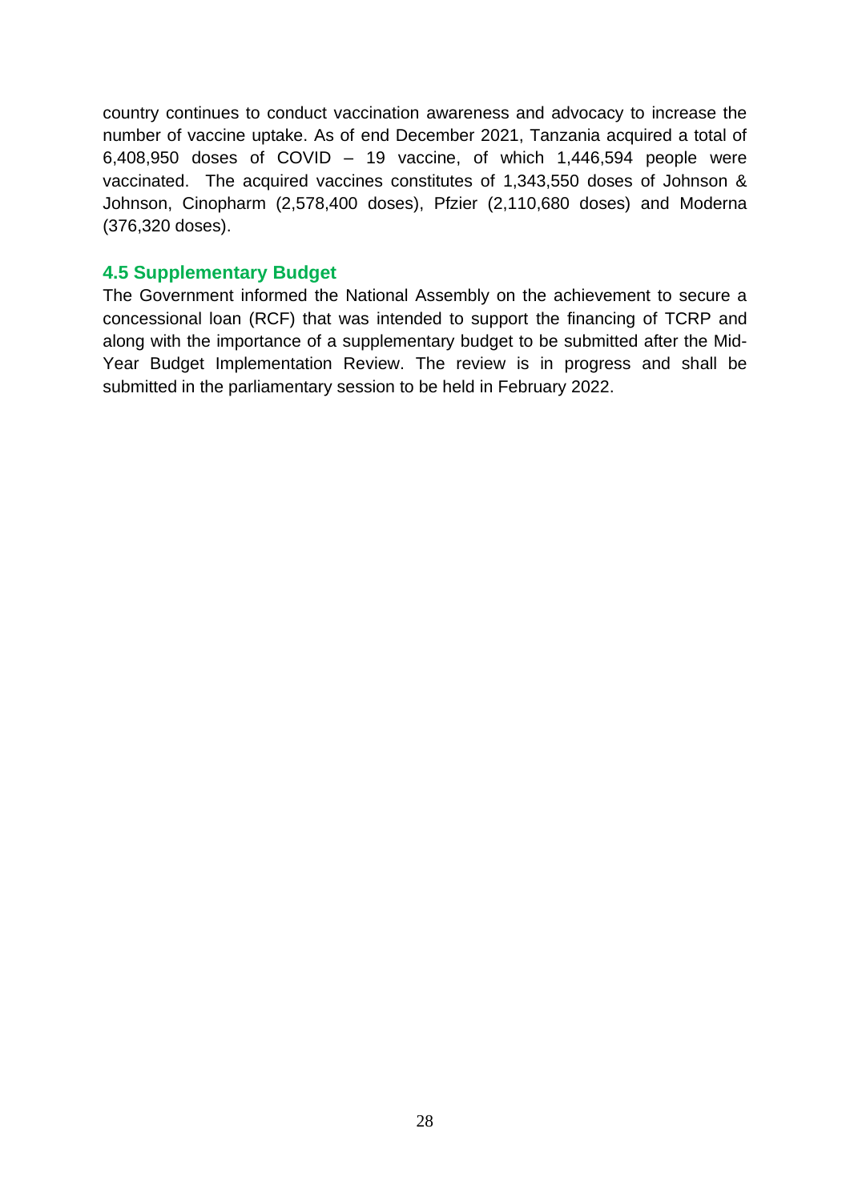country continues to conduct vaccination awareness and advocacy to increase the number of vaccine uptake. As of end December 2021, Tanzania acquired a total of 6,408,950 doses of COVID – 19 vaccine, of which 1,446,594 people were vaccinated. The acquired vaccines constitutes of 1,343,550 doses of Johnson & Johnson, Cinopharm (2,578,400 doses), Pfzier (2,110,680 doses) and Moderna (376,320 doses).

### 4.5 Supplementary Budget

The Government informed the National Assembly on the achievement to secure a concessional loan (RCF) that was intended to support the financing of TCRP and along with the importance of a supplementary budget to be submitted after the Mid-Year Budget Implementation Review. The review is in progress and shall be submitted in the parliamentary session to be held in February 2022.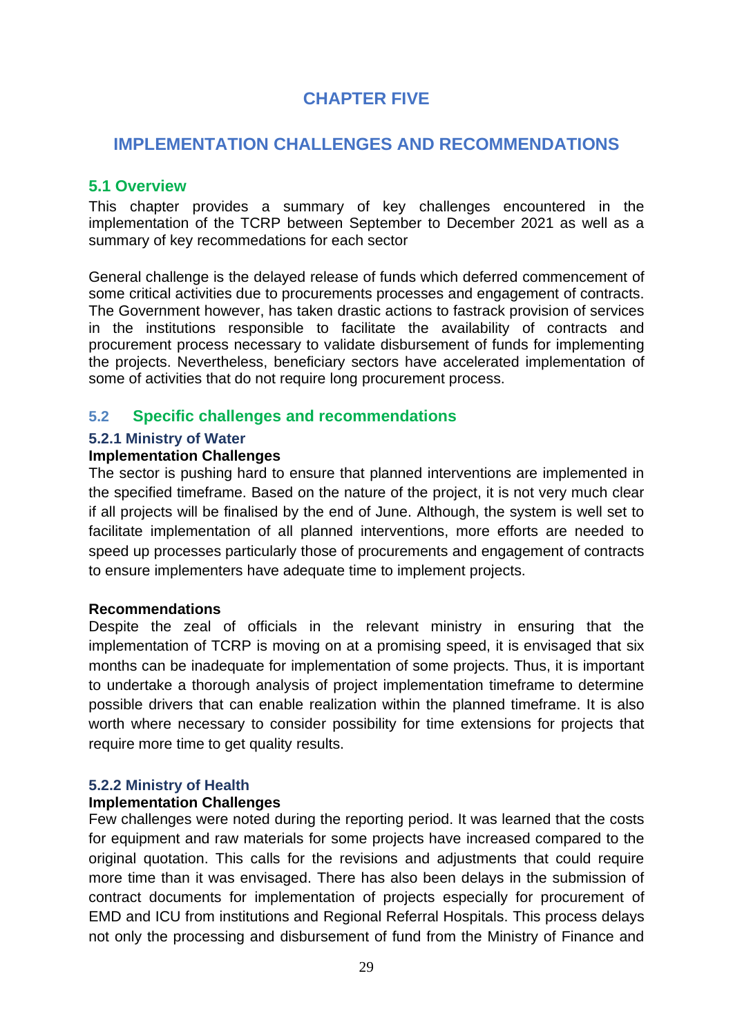# CHAPTER FIVE

# IMPLEMENTATION CHALLENGES AND RECOMMENDATIONS

## 5.1 Overview

This chapter provides a summary of key challenges encountered in the implementation of the TCRP between September to December 2021 as well as a summary of key recommedations for each sector

General challenge is the delayed release of funds which deferred commencement of some critical activities due to procurements processes and engagement of contracts. The Government however, has taken drastic actions to fastrack provision of services in the institutions responsible to facilitate the availability of contracts and procurement process necessary to validate disbursement of funds for implementing the projects. Nevertheless, beneficiary sectors have accelerated implementation of some of activities that do not require long procurement process.

## 5.2 Specific challenges and recommendations

### 5.2.1 Ministry of Water

**Implementation Challenges**

The sector is pushing hard to ensure that planned interventions are implemented in the specified timeframe. Based on the nature of the project, it is not very much clear if all projects will be finalised by the end of June. Although, the system is well set to facilitate implementation of all planned interventions, more efforts are needed to speed up processes particularly those of procurements and engagement of contracts to ensure implementers have adequate time to implement projects.

**Recommendations**

Despite the zeal of officials in the relevant ministry in ensuring that the implementation of TCRP is moving on at a promising speed, it is envisaged that six months can be inadequate for implementation of some projects. Thus, it is important to undertake a thorough analysis of project implementation timeframe to determine possible drivers that can enable realization within the planned timeframe. It is also worth where necessary to consider possibility for time extensions for projects that require more time to get quality results.

### 5.2.2 Ministry of Health

**Implementation Challenges**

Few challenges were noted during the reporting period. It was learned that the costs for equipment and raw materials for some projects have increased compared to the original quotation. This calls for the revisions and adjustments that could require more time than it was envisaged. There has also been delays in the submission of contract documents for implementation of projects especially for procurement of EMD and ICU from institutions and Regional Referral Hospitals. This process delays not only the processing and disbursement of fund from the Ministry of Finance and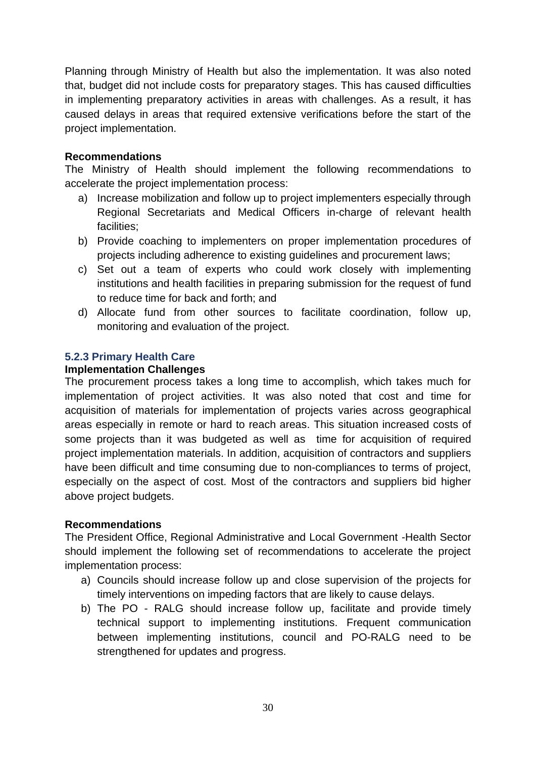Planning through Ministry of Health but also the implementation. It was also noted that, budget did not include costs for preparatory stages. This has caused difficulties in implementing preparatory activities in areas with challenges. As a result, it has caused delays in areas that required extensive verifications before the start of the project implementation.

**Recommendations**

The Ministry of Health should implement the following recommendations to accelerate the project implementation process:

a) Increase mobilization and follow up to project implementers especially through Regional Secretariats and Medical Officers in-charge of relevant health facilities;
b) Provide coaching to implementers on proper implementation procedures of projects including adherence to existing guidelines and procurement laws;
c) Set out a team of experts who could work closely with implementing institutions and health facilities in preparing submission for the request of fund to reduce time for back and forth; and
d) Allocate fund from other sources to facilitate coordination, follow up, monitoring and evaluation of the project.

### 5.2.3 Primary Health Care

**Implementation Challenges**

The procurement process takes a long time to accomplish, which takes much for implementation of project activities. It was also noted that cost and time for acquisition of materials for implementation of projects varies across geographical areas especially in remote or hard to reach areas. This situation increased costs of some projects than it was budgeted as well as time for acquisition of required project implementation materials. In addition, acquisition of contractors and suppliers have been difficult and time consuming due to non-compliances to terms of project, especially on the aspect of cost. Most of the contractors and suppliers bid higher above project budgets.

**Recommendations**

The President Office, Regional Administrative and Local Government -Health Sector should implement the following set of recommendations to accelerate the project implementation process:

a) Councils should increase follow up and close supervision of the projects for timely interventions on impeding factors that are likely to cause delays.
b) The PO - RALG should increase follow up, facilitate and provide timely technical support to implementing institutions. Frequent communication between implementing institutions, council and PO-RALG need to be strengthened for updates and progress.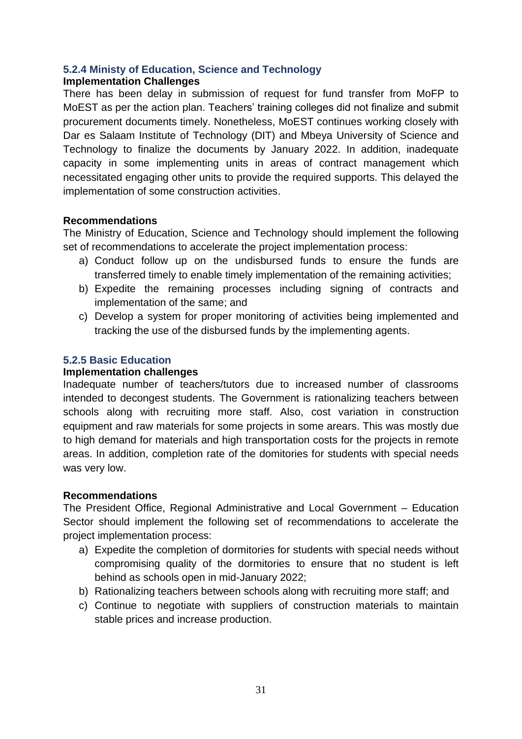### 5.2.4 Ministy of Education, Science and Technology

**Implementation Challenges**

There has been delay in submission of request for fund transfer from MoFP to MoEST as per the action plan. Teachers' training colleges did not finalize and submit procurement documents timely. Nonetheless, MoEST continues working closely with Dar es Salaam Institute of Technology (DIT) and Mbeya University of Science and Technology to finalize the documents by January 2022. In addition, inadequate capacity in some implementing units in areas of contract management which necessitated engaging other units to provide the required supports. This delayed the implementation of some construction activities.

**Recommendations**

The Ministry of Education, Science and Technology should implement the following set of recommendations to accelerate the project implementation process:

a) Conduct follow up on the undisbursed funds to ensure the funds are transferred timely to enable timely implementation of the remaining activities;
b) Expedite the remaining processes including signing of contracts and implementation of the same; and
c) Develop a system for proper monitoring of activities being implemented and tracking the use of the disbursed funds by the implementing agents.

### 5.2.5 Basic Education

**Implementation challenges**

Inadequate number of teachers/tutors due to increased number of classrooms intended to decongest students. The Government is rationalizing teachers between schools along with recruiting more staff. Also, cost variation in construction equipment and raw materials for some projects in some arears. This was mostly due to high demand for materials and high transportation costs for the projects in remote areas. In addition, completion rate of the domitories for students with special needs was very low.

**Recommendations**

The President Office, Regional Administrative and Local Government – Education Sector should implement the following set of recommendations to accelerate the project implementation process:

a) Expedite the completion of dormitories for students with special needs without compromising quality of the dormitories to ensure that no student is left behind as schools open in mid-January 2022;
b) Rationalizing teachers between schools along with recruiting more staff; and
c) Continue to negotiate with suppliers of construction materials to maintain stable prices and increase production.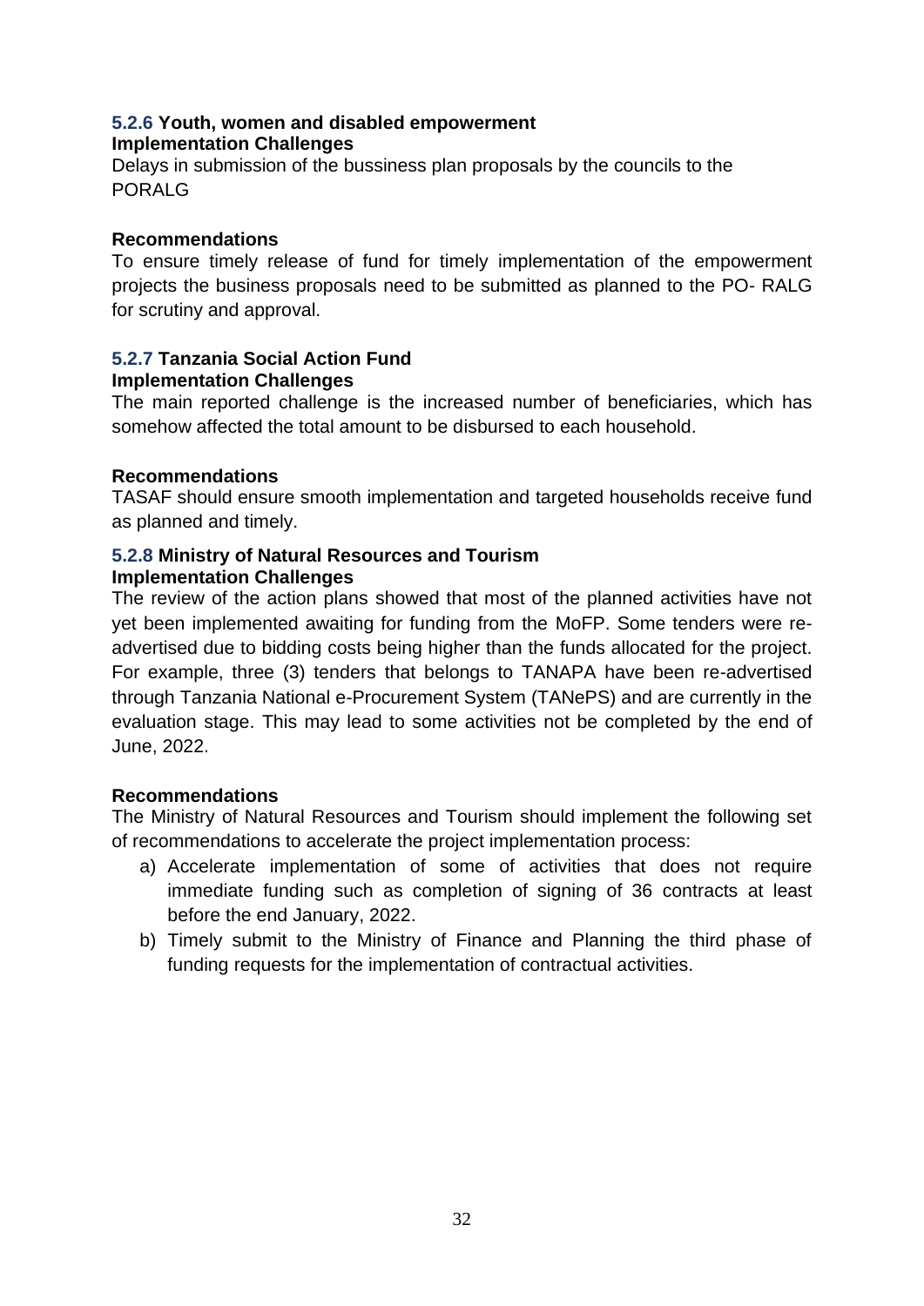### 5.2.6 Youth, women and disabled empowerment

**Implementation Challenges**

Delays in submission of the bussiness plan proposals by the councils to the PORALG

**Recommendations**

To ensure timely release of fund for timely implementation of the empowerment projects the business proposals need to be submitted as planned to the PO- RALG for scrutiny and approval.

### 5.2.7 Tanzania Social Action Fund

**Implementation Challenges**

The main reported challenge is the increased number of beneficiaries, which has somehow affected the total amount to be disbursed to each household.

**Recommendations**

TASAF should ensure smooth implementation and targeted households receive fund as planned and timely.

### 5.2.8 Ministry of Natural Resources and Tourism

**Implementation Challenges**

The review of the action plans showed that most of the planned activities have not yet been implemented awaiting for funding from the MoFP. Some tenders were re-advertised due to bidding costs being higher than the funds allocated for the project. For example, three (3) tenders that belongs to TANAPA have been re-advertised through Tanzania National e-Procurement System (TANePS) and are currently in the evaluation stage. This may lead to some activities not be completed by the end of June, 2022.

**Recommendations**

The Ministry of Natural Resources and Tourism should implement the following set of recommendations to accelerate the project implementation process:

a) Accelerate implementation of some of activities that does not require immediate funding such as completion of signing of 36 contracts at least before the end January, 2022.
b) Timely submit to the Ministry of Finance and Planning the third phase of funding requests for the implementation of contractual activities.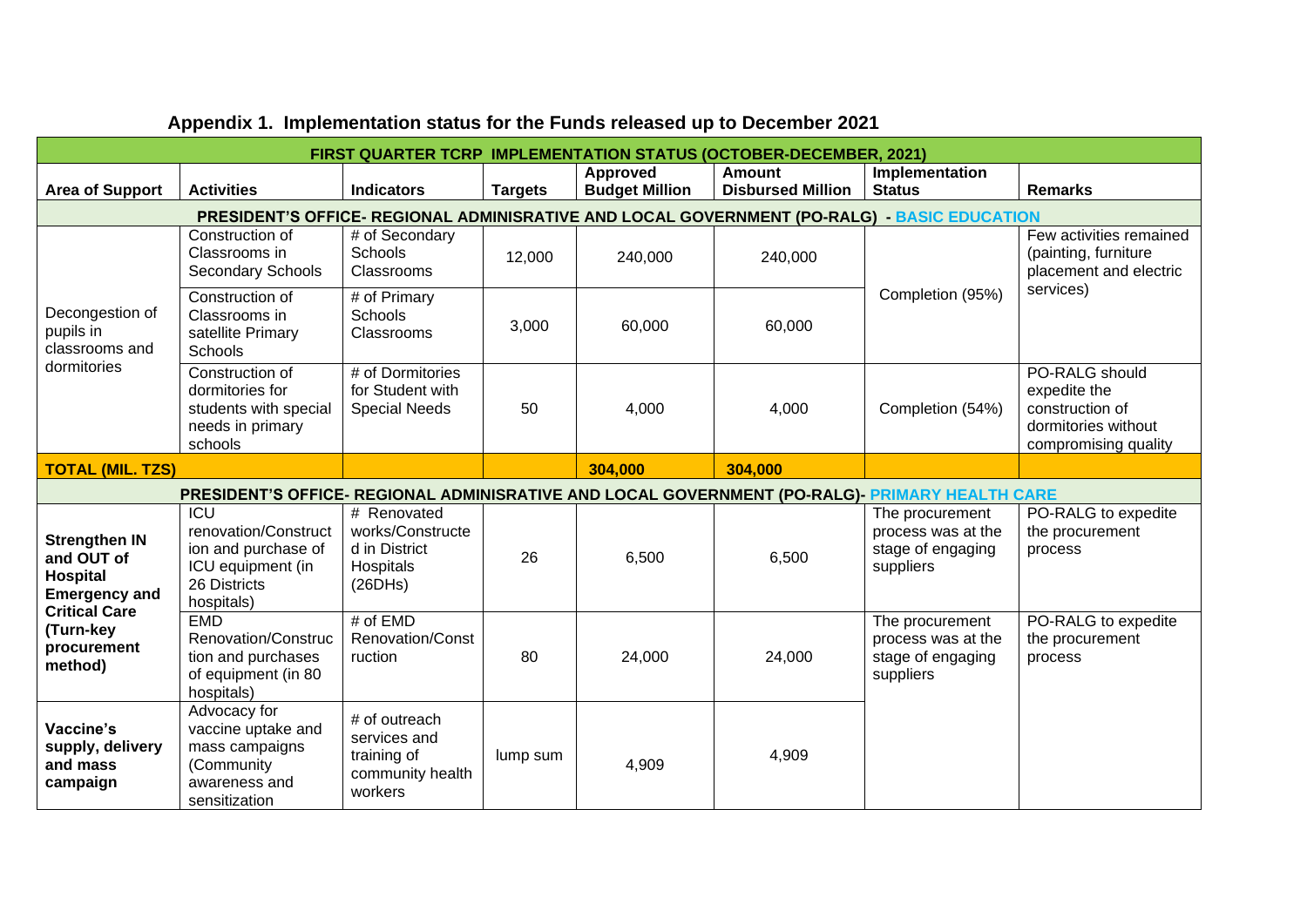## Appendix 1. Implementation status for the Funds released up to December 2021

| FIRST QUARTER TCRP IMPLEMENTATION STATUS (OCTOBER-DECEMBER, 2021) | | | | | | | |
|---|---|---|---|---|---|---|---|
| **Area of Support** | **Activities** | **Indicators** | **Targets** | **Approved Budget Million** | **Amount Disbursed Million** | **Implementation Status** | **Remarks** |
| **PRESIDENT'S OFFICE- REGIONAL ADMINISRATIVE AND LOCAL GOVERNMENT (PO-RALG) - BASIC EDUCATION** | | | | | | | |
| Decongestion of pupils in classrooms and dormitories | Construction of Classrooms in Secondary Schools | # of Secondary Schools Classrooms | 12,000 | 240,000 | 240,000 | Completion (95%) | Few activities remained (painting, furniture placement and electric services) |
| | Construction of Classrooms in satellite Primary Schools | # of Primary Schools Classrooms | 3,000 | 60,000 | 60,000 | | |
| | Construction of dormitories for students with special needs in primary schools | # of Dormitories for Student with Special Needs | 50 | 4,000 | 4,000 | Completion (54%) | PO-RALG should expedite the construction of dormitories without compromising quality |
| **TOTAL (MIL. TZS)** | | | | **304,000** | **304,000** | | |
| **PRESIDENT'S OFFICE- REGIONAL ADMINISRATIVE AND LOCAL GOVERNMENT (PO-RALG)- PRIMARY HEALTH CARE** | | | | | | | |
| **Strengthen IN and OUT of Hospital Emergency and Critical Care (Turn-key procurement method)** | ICU renovation/Construction and purchase of ICU equipment (in 26 Districts hospitals) | # Renovated works/Constructed in District Hospitals (26DHs) | 26 | 6,500 | 6,500 | The procurement process was at the stage of engaging suppliers | PO-RALG to expedite the procurement process |
| | EMD Renovation/Construction and purchases of equipment (in 80 hospitals) | # of EMD Renovation/Construction | 80 | 24,000 | 24,000 | The procurement process was at the stage of engaging suppliers | PO-RALG to expedite the procurement process |
| **Vaccine's supply, delivery and mass campaign** | Advocacy for vaccine uptake and mass campaigns (Community awareness and sensitization | # of outreach services and training of community health workers | lump sum | 4,909 | 4,909 | | |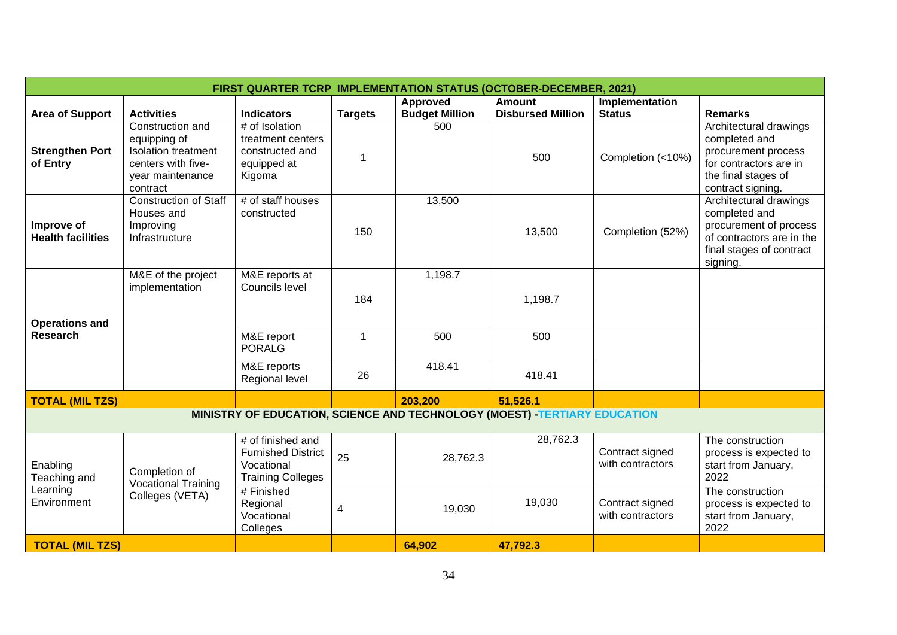| FIRST QUARTER TCRP IMPLEMENTATION STATUS (OCTOBER-DECEMBER, 2021) | | | | | | | |
|---|---|---|---|---|---|---|---|
| **Area of Support** | **Activities** | **Indicators** | **Targets** | **Approved Budget Million** | **Amount Disbursed Million** | **Implementation Status** | **Remarks** |
| **Strengthen Port of Entry** | Construction and equipping of Isolation treatment centers with five-year maintenance contract | # of Isolation treatment centers constructed and equipped at Kigoma | 1 | 500 | 500 | Completion (<10%) | Architectural drawings completed and procurement process for contractors are in the final stages of contract signing. |
| **Improve of Health facilities** | Construction of Staff Houses and Improving Infrastructure | # of staff houses constructed | 150 | 13,500 | 13,500 | Completion (52%) | Architectural drawings completed and procurement of process of contractors are in the final stages of contract signing. |
| **Operations and Research** | M&E of the project implementation | M&E reports at Councils level | 184 | 1,198.7 | 1,198.7 | | |
| | | M&E report PORALG | 1 | 500 | 500 | | |
| | | M&E reports Regional level | 26 | 418.41 | 418.41 | | |
| **TOTAL (MIL TZS)** | | | | **203,200** | **51,526.1** | | |
| **MINISTRY OF EDUCATION, SCIENCE AND TECHNOLOGY (MOEST) -TERTIARY EDUCATION** | | | | | | | |
| Enabling Teaching and Learning Environment | Completion of Vocational Training Colleges (VETA) | # of finished and Furnished District Vocational Training Colleges | 25 | 28,762.3 | 28,762.3 | Contract signed with contractors | The construction process is expected to start from January, 2022 |
| | | # Finished Regional Vocational Colleges | 4 | 19,030 | 19,030 | Contract signed with contractors | The construction process is expected to start from January, 2022 |
| **TOTAL (MIL TZS)** | | | | **64,902** | **47,792.3** | | |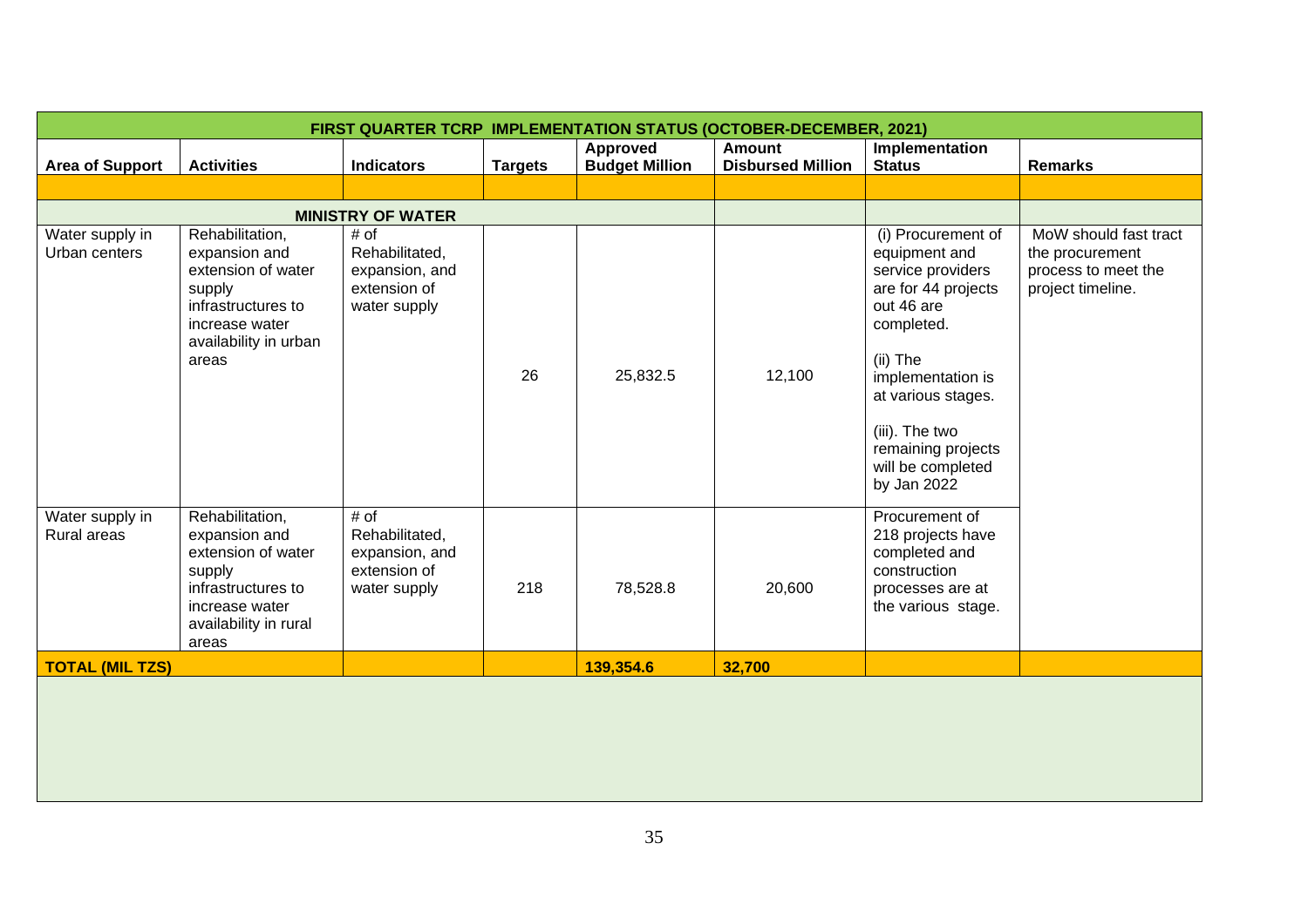| FIRST QUARTER TCRP IMPLEMENTATION STATUS (OCTOBER-DECEMBER, 2021) | | | | | | | |
|---|---|---|---|---|---|---|---|
| **Area of Support** | **Activities** | **Indicators** | **Targets** | **Approved Budget Million** | **Amount Disbursed Million** | **Implementation Status** | **Remarks** |
| | | | | | | | |
| **MINISTRY OF WATER** | | | | | | | |
| Water supply in Urban centers | Rehabilitation, expansion and extension of water supply infrastructures to increase water availability in urban areas | # of Rehabilitated, expansion, and extension of water supply | 26 | 25,832.5 | 12,100 | (i) Procurement of equipment and service providers are for 44 projects out 46 are completed.<br><br>(ii) The implementation is at various stages.<br><br>(iii). The two remaining projects will be completed by Jan 2022 | MoW should fast tract the procurement process to meet the project timeline. |
| Water supply in Rural areas | Rehabilitation, expansion and extension of water supply infrastructures to increase water availability in rural areas | # of Rehabilitated, expansion, and extension of water supply | 218 | 78,528.8 | 20,600 | Procurement of 218 projects have completed and construction processes are at the various stage. | |
| **TOTAL (MIL TZS)** | | | | **139,354.6** | **32,700** | | |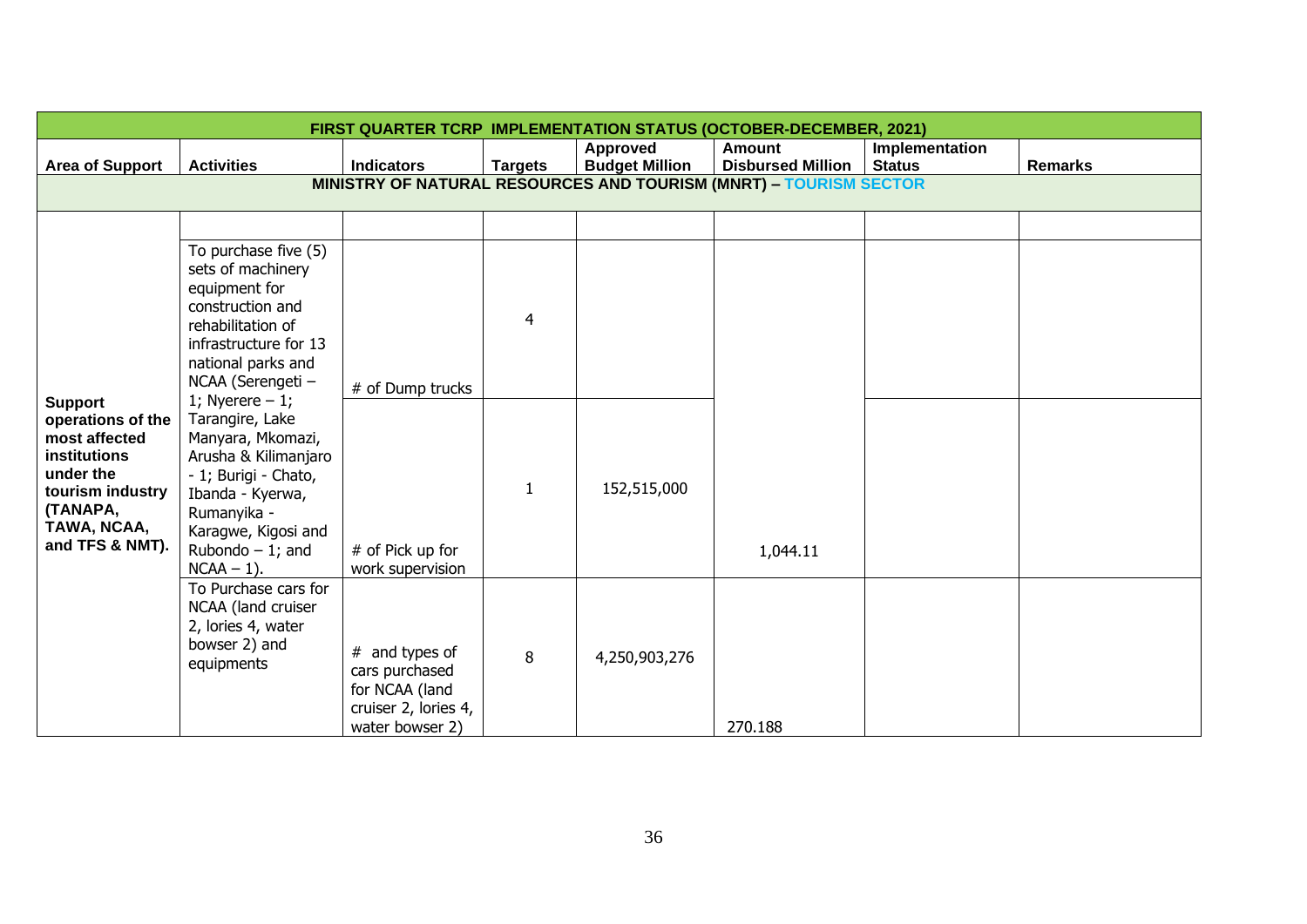| FIRST QUARTER TCRP IMPLEMENTATION STATUS (OCTOBER-DECEMBER, 2021) | | | | | | | |
|---|---|---|---|---|---|---|---|
| **Area of Support** | **Activities** | **Indicators** | **Targets** | **Approved Budget Million** | **Amount Disbursed Million** | **Implementation Status** | **Remarks** |
| **MINISTRY OF NATURAL RESOURCES AND TOURISM (MNRT) – TOURISM SECTOR** | | | | | | | |
| **Support operations of the most affected institutions under the tourism industry (TANAPA, TAWA, NCAA, and TFS & NMT).** | | | | | | | |
| | To purchase five (5) sets of machinery equipment for construction and rehabilitation of infrastructure for 13 national parks and NCAA (Serengeti – 1; Nyerere – 1; Tarangire, Lake Manyara, Mkomazi, Arusha & Kilimanjaro - 1; Burigi - Chato, Ibanda - Kyerwa, Rumanyika - Karagwe, Kigosi and Rubondo – 1; and NCAA – 1). | # of Dump trucks | 4 | | 1,044.11 | | |
| | | # of Pick up for work supervision | 1 | 152,515,000 | | | |
| | To Purchase cars for NCAA (land cruiser 2, lories 4, water bowser 2) and equipments | # and types of cars purchased for NCAA (land cruiser 2, lories 4, water bowser 2) | 8 | 4,250,903,276 | 270.188 | | |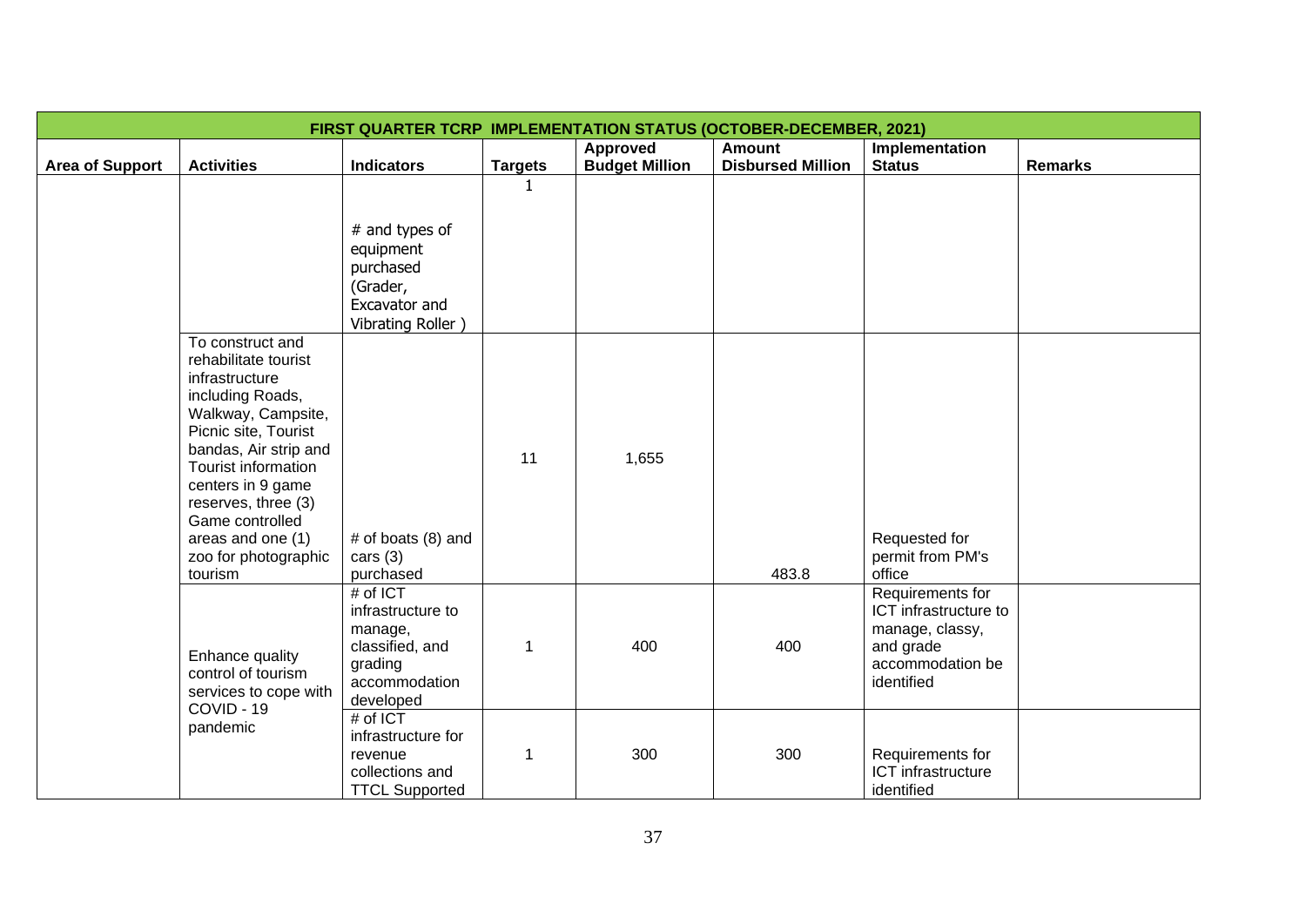| FIRST QUARTER TCRP IMPLEMENTATION STATUS (OCTOBER-DECEMBER, 2021) | | | | | | | |
|---|---|---|---|---|---|---|---|
| **Area of Support** | **Activities** | **Indicators** | **Targets** | **Approved Budget Million** | **Amount Disbursed Million** | **Implementation Status** | **Remarks** |
| | | # and types of equipment purchased (Grader, Excavator and Vibrating Roller ) | 1 | | | | |
| | To construct and rehabilitate tourist infrastructure including Roads, Walkway, Campsite, Picnic site, Tourist bandas, Air strip and Tourist information centers in 9 game reserves, three (3) Game controlled areas and one (1) zoo for photographic tourism | # of boats (8) and cars (3) purchased | 11 | 1,655 | 483.8 | Requested for permit from PM's office | |
| | Enhance quality control of tourism services to cope with COVID - 19 pandemic | # of ICT infrastructure to manage, classified, and grading accommodation developed | 1 | 400 | 400 | Requirements for ICT infrastructure to manage, classy, and grade accommodation be identified | |
| | | # of ICT infrastructure for revenue collections and TTCL Supported | 1 | 300 | 300 | Requirements for ICT infrastructure identified | |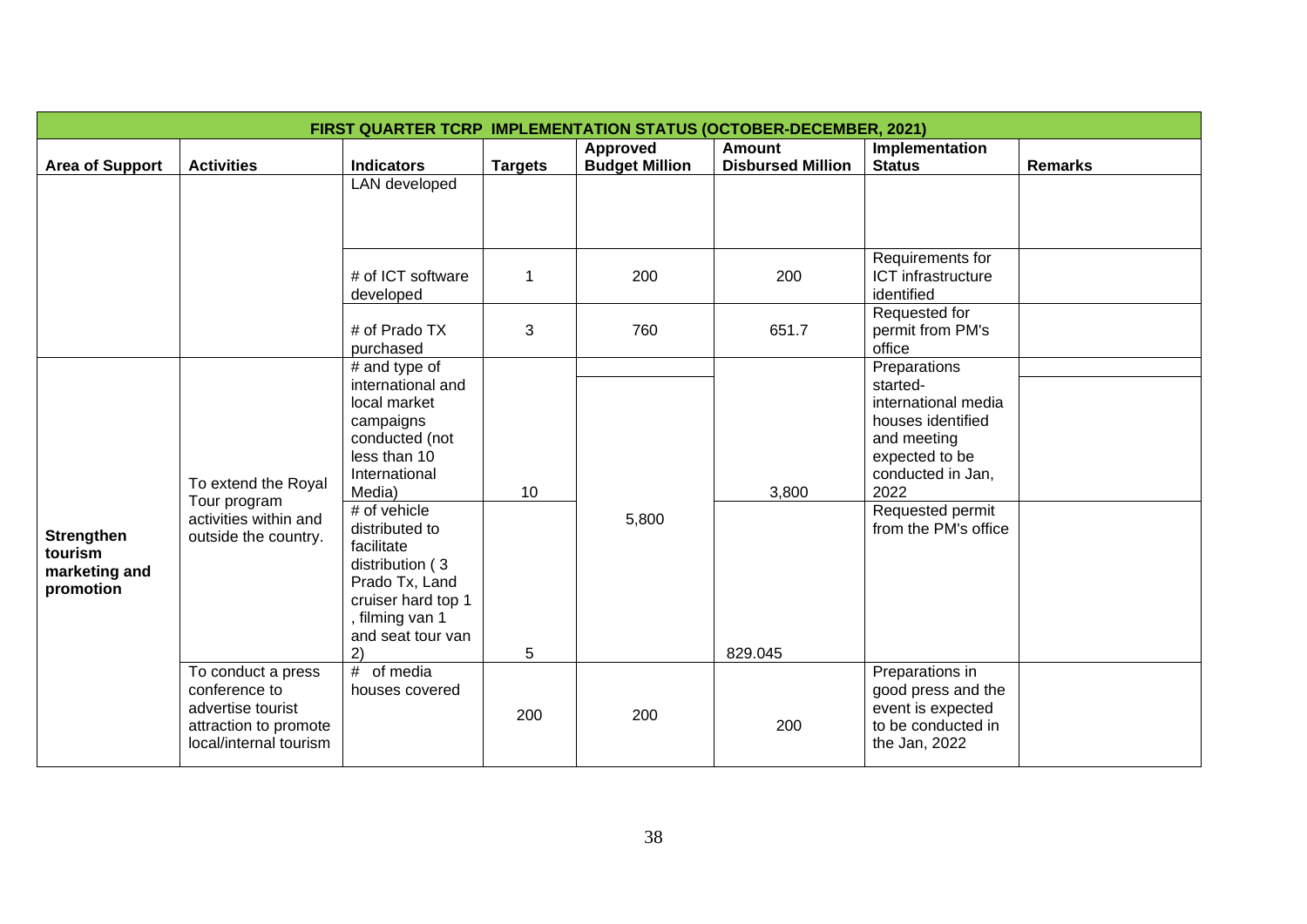| FIRST QUARTER TCRP IMPLEMENTATION STATUS (OCTOBER-DECEMBER, 2021) | | | | | | | |
|---|---|---|---|---|---|---|---|
| **Area of Support** | **Activities** | **Indicators** | **Targets** | **Approved Budget Million** | **Amount Disbursed Million** | **Implementation Status** | **Remarks** |
| | | LAN developed | | | | | |
| | | # of ICT software developed | 1 | 200 | 200 | Requirements for ICT infrastructure identified | |
| | | # of Prado TX purchased | 3 | 760 | 651.7 | Requested for permit from PM's office | |
| **Strengthen tourism marketing and promotion** | To extend the Royal Tour program activities within and outside the country. | # and type of international and local market campaigns conducted (not less than 10 International Media) | 10 | 5,800 | 3,800 | Preparations started- international media houses identified and meeting expected to be conducted in Jan, 2022 | |
| | | # of vehicle distributed to facilitate distribution ( 3 Prado Tx, Land cruiser hard top 1 , filming van 1 and seat tour van 2) | 5 | | 829.045 | Requested permit from the PM's office | |
| | To conduct a press conference to advertise tourist attraction to promote local/internal tourism | # of media houses covered | 200 | 200 | 200 | Preparations in good press and the event is expected to be conducted in the Jan, 2022 | |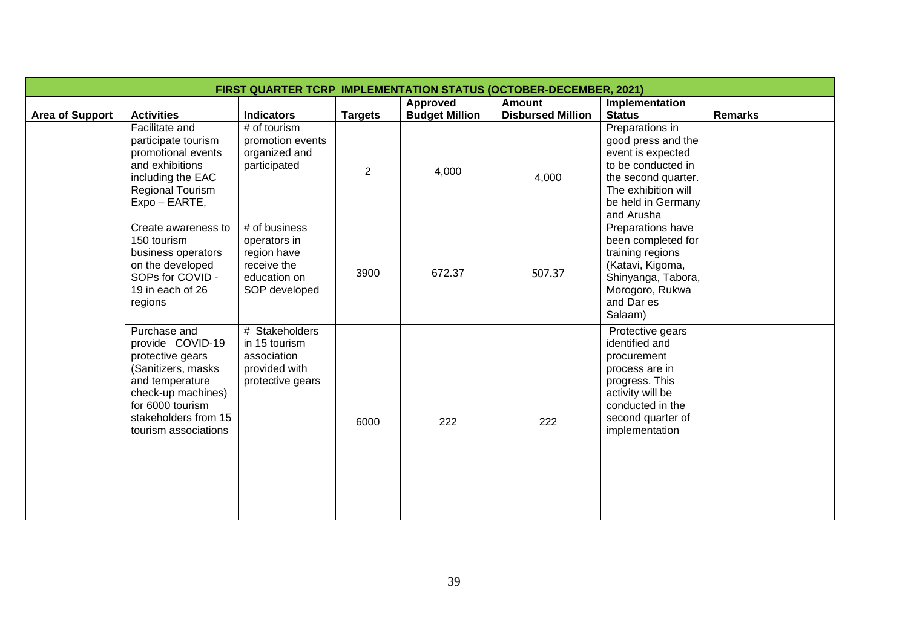| FIRST QUARTER TCRP IMPLEMENTATION STATUS (OCTOBER-DECEMBER, 2021) | | | | | | | |
|---|---|---|---|---|---|---|---|
| **Area of Support** | **Activities** | **Indicators** | **Targets** | **Approved Budget Million** | **Amount Disbursed Million** | **Implementation Status** | **Remarks** |
| | Facilitate and participate tourism promotional events and exhibitions including the EAC Regional Tourism Expo – EARTE, | # of tourism promotion events organized and participated | 2 | 4,000 | 4,000 | Preparations in good press and the event is expected to be conducted in the second quarter. The exhibition will be held in Germany and Arusha | |
| | Create awareness to 150 tourism business operators on the developed SOPs for COVID - 19 in each of 26 regions | # of business operators in region have receive the education on SOP developed | 3900 | 672.37 | 507.37 | Preparations have been completed for training regions (Katavi, Kigoma, Shinyanga, Tabora, Morogoro, Rukwa and Dar es Salaam) | |
| | Purchase and provide COVID-19 protective gears (Sanitizers, masks and temperature check-up machines) for 6000 tourism stakeholders from 15 tourism associations | # Stakeholders in 15 tourism association provided with protective gears | 6000 | 222 | 222 | Protective gears identified and procurement process are in progress. This activity will be conducted in the second quarter of implementation | |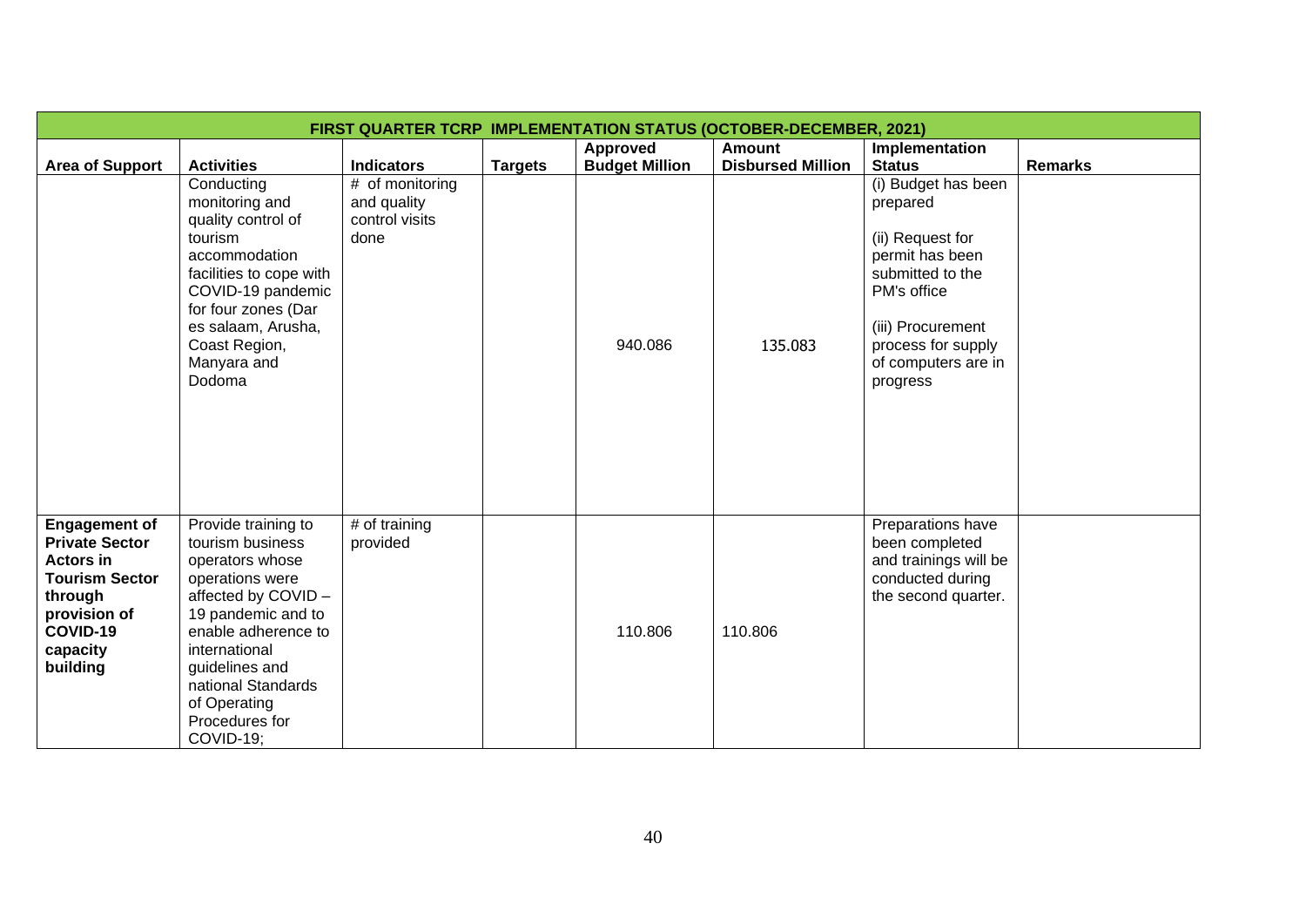| FIRST QUARTER TCRP IMPLEMENTATION STATUS (OCTOBER-DECEMBER, 2021) | | | | | | | |
|---|---|---|---|---|---|---|---|
| **Area of Support** | **Activities** | **Indicators** | **Targets** | **Approved Budget Million** | **Amount Disbursed Million** | **Implementation Status** | **Remarks** |
| | Conducting monitoring and quality control of tourism accommodation facilities to cope with COVID-19 pandemic for four zones (Dar es salaam, Arusha, Coast Region, Manyara and Dodoma | # of monitoring and quality control visits done | | 940.086 | 135.083 | (i) Budget has been prepared<br><br>(ii) Request for permit has been submitted to the PM's office<br><br>(iii) Procurement process for supply of computers are in progress | |
| **Engagement of Private Sector Actors in Tourism Sector through provision of COVID-19 capacity building** | Provide training to tourism business operators whose operations were affected by COVID – 19 pandemic and to enable adherence to international guidelines and national Standards of Operating Procedures for COVID-19; | # of training provided | | 110.806 | 110.806 | Preparations have been completed and trainings will be conducted during the second quarter. | |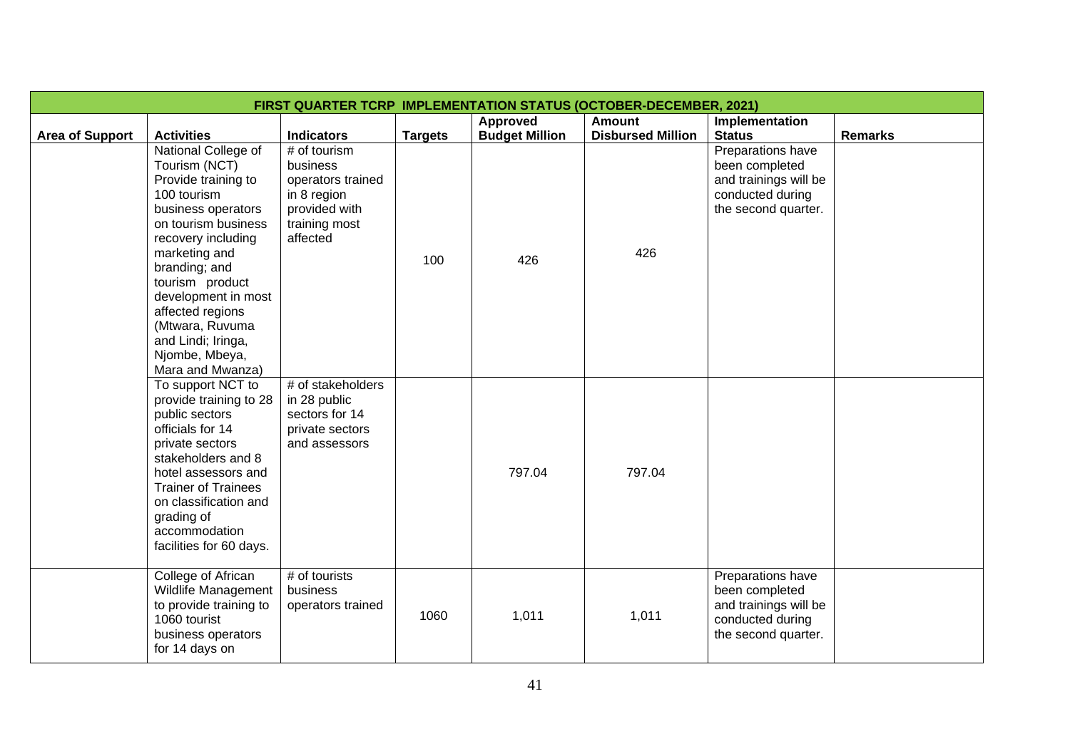| FIRST QUARTER TCRP IMPLEMENTATION STATUS (OCTOBER-DECEMBER, 2021) | | | | | | | |
|---|---|---|---|---|---|---|---|
| **Area of Support** | **Activities** | **Indicators** | **Targets** | **Approved Budget Million** | **Amount Disbursed Million** | **Implementation Status** | **Remarks** |
| | National College of Tourism (NCT) Provide training to 100 tourism business operators on tourism business recovery including marketing and branding; and tourism product development in most affected regions (Mtwara, Ruvuma and Lindi; Iringa, Njombe, Mbeya, Mara and Mwanza) | # of tourism business operators trained in 8 region provided with training most affected | 100 | 426 | 426 | Preparations have been completed and trainings will be conducted during the second quarter. | |
| | To support NCT to provide training to 28 public sectors officials for 14 private sectors stakeholders and 8 hotel assessors and Trainer of Trainees on classification and grading of accommodation facilities for 60 days. | # of stakeholders in 28 public sectors for 14 private sectors and assessors | | 797.04 | 797.04 | | |
| | College of African Wildlife Management to provide training to 1060 tourist business operators for 14 days on | # of tourists business operators trained | 1060 | 1,011 | 1,011 | Preparations have been completed and trainings will be conducted during the second quarter. | |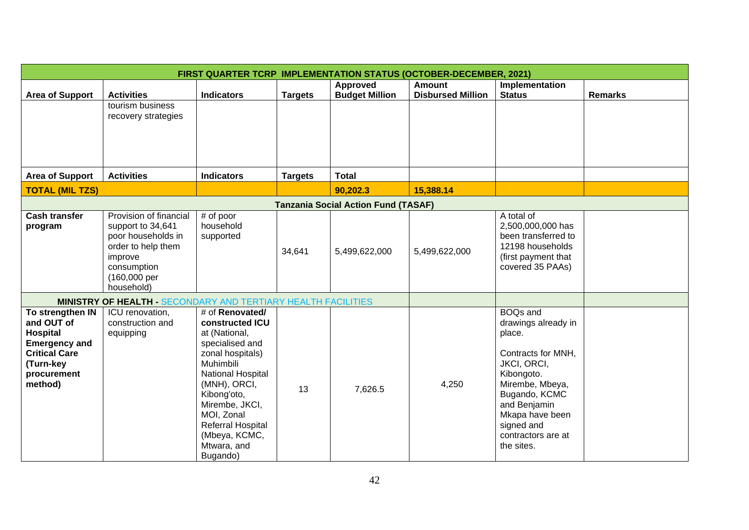| FIRST QUARTER TCRP IMPLEMENTATION STATUS (OCTOBER-DECEMBER, 2021) | | | | | | | |
|---|---|---|---|---|---|---|---|
| **Area of Support** | **Activities** | **Indicators** | **Targets** | **Approved Budget Million** | **Amount Disbursed Million** | **Implementation Status** | **Remarks** |
| | tourism business recovery strategies | | | | | | |
| **Area of Support** | **Activities** | **Indicators** | **Targets** | **Total** | | | |
| **TOTAL (MIL TZS)** | | | | **90,202.3** | **15,388.14** | | |
| **Tanzania Social Action Fund (TASAF)** | | | | | | | |
| **Cash transfer program** | Provision of financial support to 34,641 poor households in order to help them improve consumption (160,000 per household) | # of poor household supported | 34,641 | 5,499,622,000 | 5,499,622,000 | A total of 2,500,000,000 has been transferred to 12198 households (first payment that covered 35 PAAs) | |
| **MINISTRY OF HEALTH -** SECONDARY AND TERTIARY HEALTH FACILITIES | | | | | | | |
| **To strengthen IN and OUT of Hospital Emergency and Critical Care (Turn-key procurement method)** | ICU renovation, construction and equipping | # of **Renovated/ constructed ICU** at (National, specialised and zonal hospitals) Muhimbili National Hospital (MNH), ORCI, Kibong'oto, Mirembe, JKCI, MOI, Zonal Referral Hospital (Mbeya, KCMC, Mtwara, and Bugando) | 13 | 7,626.5 | 4,250 | BOQs and drawings already in place. Contracts for MNH, JKCI, ORCI, Kibongoto. Mirembe, Mbeya, Bugando, KCMC and Benjamin Mkapa have been signed and contractors are at the sites. | |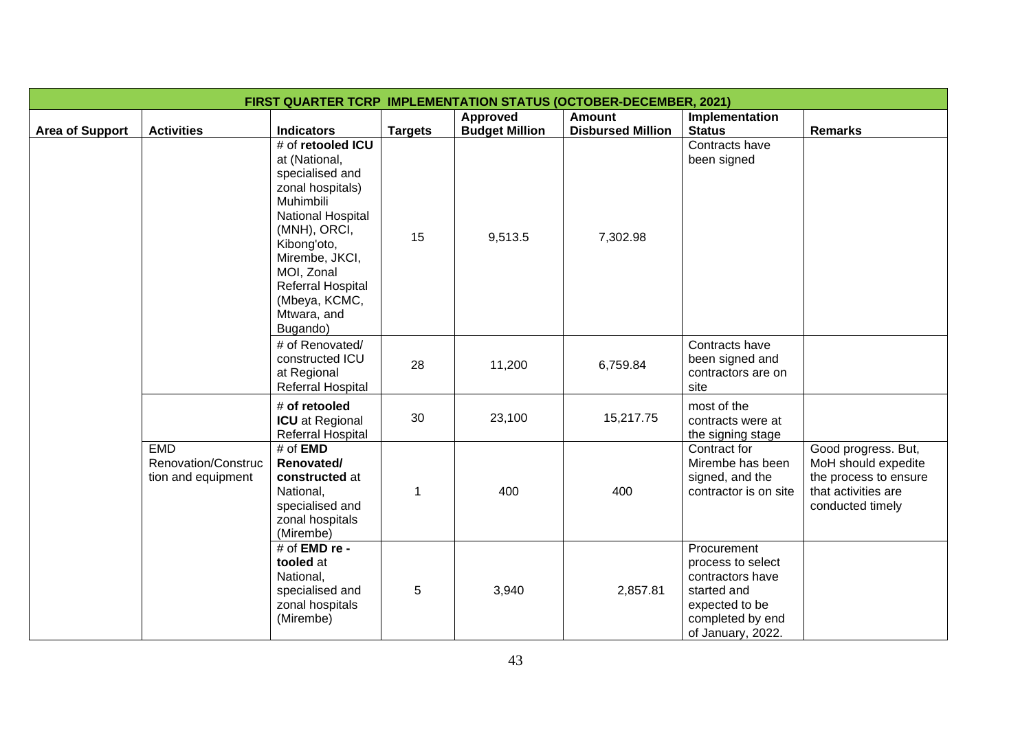| FIRST QUARTER TCRP IMPLEMENTATION STATUS (OCTOBER-DECEMBER, 2021) | | | | | | | |
|---|---|---|---|---|---|---|---|
| **Area of Support** | **Activities** | **Indicators** | **Targets** | **Approved Budget Million** | **Amount Disbursed Million** | **Implementation Status** | **Remarks** |
| | | # of **retooled ICU** at (National, specialised and zonal hospitals) Muhimbili National Hospital (MNH), ORCI, Kibong'oto, Mirembe, JKCI, MOI, Zonal Referral Hospital (Mbeya, KCMC, Mtwara, and Bugando) | 15 | 9,513.5 | 7,302.98 | Contracts have been signed | |
| | | # of Renovated/ constructed ICU at Regional Referral Hospital | 28 | 11,200 | 6,759.84 | Contracts have been signed and contractors are on site | |
| | | # **of retooled ICU** at Regional Referral Hospital | 30 | 23,100 | 15,217.75 | most of the contracts were at the signing stage | |
| | EMD Renovation/Construction and equipment | # of **EMD Renovated/ constructed** at National, specialised and zonal hospitals (Mirembe) | 1 | 400 | 400 | Contract for Mirembe has been signed, and the contractor is on site | Good progress. But, MoH should expedite the process to ensure that activities are conducted timely |
| | | # of **EMD re - tooled** at National, specialised and zonal hospitals (Mirembe) | 5 | 3,940 | 2,857.81 | Procurement process to select contractors have started and expected to be completed by end of January, 2022. | |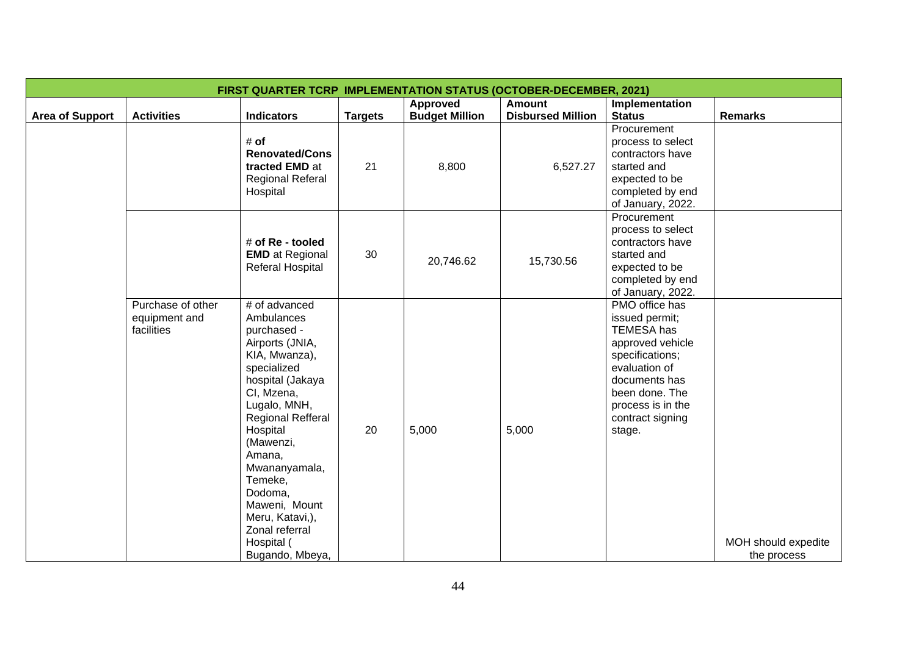| FIRST QUARTER TCRP IMPLEMENTATION STATUS (OCTOBER-DECEMBER, 2021) | | | | | | | |
|---|---|---|---|---|---|---|---|
| **Area of Support** | **Activities** | **Indicators** | **Targets** | **Approved Budget Million** | **Amount Disbursed Million** | **Implementation Status** | **Remarks** |
| | | # **of Renovated/Constracted EMD** at Regional Referal Hospital | 21 | 8,800 | 6,527.27 | Procurement process to select contractors have started and expected to be completed by end of January, 2022. | |
| | | # **of Re - tooled EMD** at Regional Referal Hospital | 30 | 20,746.62 | 15,730.56 | Procurement process to select contractors have started and expected to be completed by end of January, 2022. | |
| | Purchase of other equipment and facilities | # of advanced Ambulances purchased - Airports (JNIA, KIA, Mwanza), specialized hospital (Jakaya CI, Mzena, Lugalo, MNH, Regional Refferal Hospital (Mawenzi, Amana, Mwananyamala, Temeke, Dodoma, Maweni, Mount Meru, Katavi,), Zonal referral Hospital ( Bugando, Mbeya, | 20 | 5,000 | 5,000 | PMO office has issued permit; TEMESA has approved vehicle specifications; evaluation of documents has been done. The process is in the contract signing stage. | MOH should expedite the process |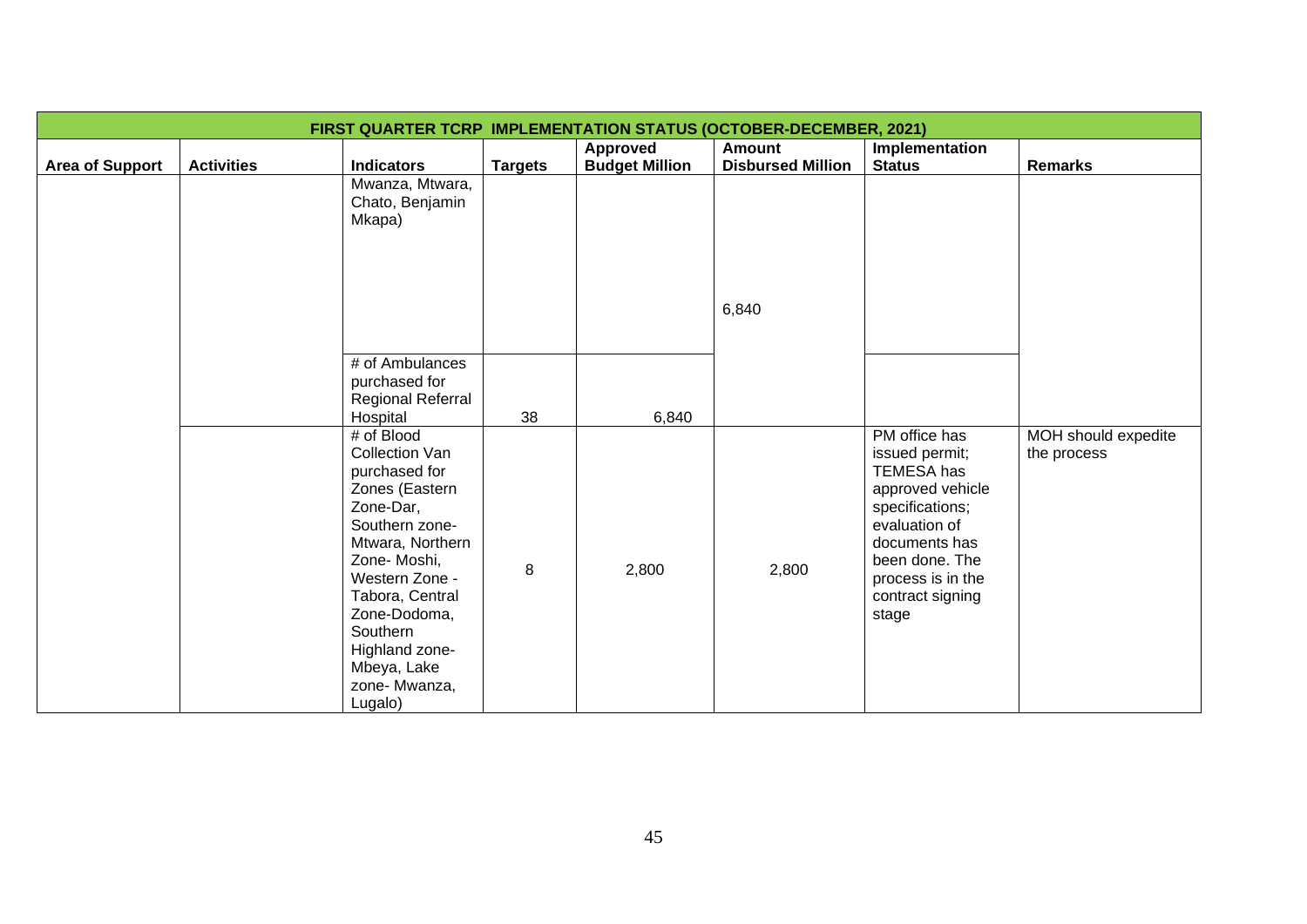| FIRST QUARTER TCRP IMPLEMENTATION STATUS (OCTOBER-DECEMBER, 2021) | | | | | | | |
|---|---|---|---|---|---|---|---|
| **Area of Support** | **Activities** | **Indicators** | **Targets** | **Approved Budget Million** | **Amount Disbursed Million** | **Implementation Status** | **Remarks** |
| | | Mwanza, Mtwara, Chato, Benjamin Mkapa) | | | 6,840 | | |
| | | # of Ambulances purchased for Regional Referral Hospital | 38 | 6,840 | | | |
| | | # of Blood Collection Van purchased for Zones (Eastern Zone-Dar, Southern zone-Mtwara, Northern Zone- Moshi, Western Zone - Tabora, Central Zone-Dodoma, Southern Highland zone-Mbeya, Lake zone- Mwanza, Lugalo) | 8 | 2,800 | 2,800 | PM office has issued permit; TEMESA has approved vehicle specifications; evaluation of documents has been done. The process is in the contract signing stage | MOH should expedite the process |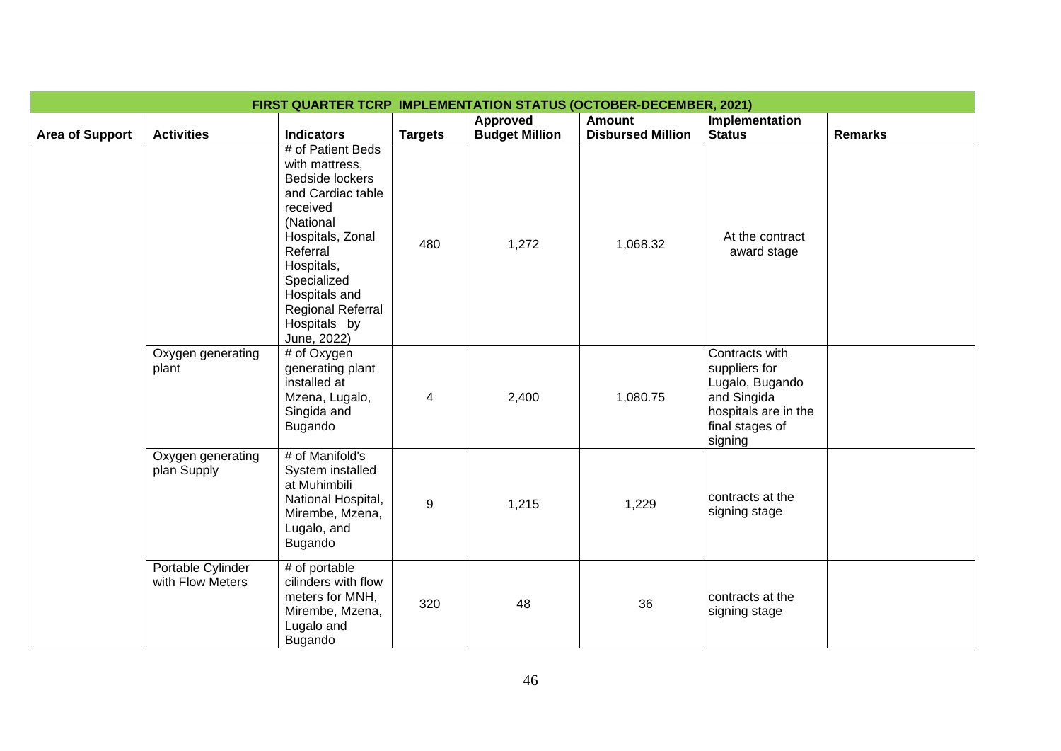| FIRST QUARTER TCRP IMPLEMENTATION STATUS (OCTOBER-DECEMBER, 2021) | | | | | | | |
|---|---|---|---|---|---|---|---|
| **Area of Support** | **Activities** | **Indicators** | **Targets** | **Approved Budget Million** | **Amount Disbursed Million** | **Implementation Status** | **Remarks** |
| | | # of Patient Beds with mattress, Bedside lockers and Cardiac table received (National Hospitals, Zonal Referral Hospitals, Specialized Hospitals and Regional Referral Hospitals by June, 2022) | 480 | 1,272 | 1,068.32 | At the contract award stage | |
| | Oxygen generating plant | # of Oxygen generating plant installed at Mzena, Lugalo, Singida and Bugando | 4 | 2,400 | 1,080.75 | Contracts with suppliers for Lugalo, Bugando and Singida hospitals are in the final stages of signing | |
| | Oxygen generating plan Supply | # of Manifold's System installed at Muhimbili National Hospital, Mirembe, Mzena, Lugalo, and Bugando | 9 | 1,215 | 1,229 | contracts at the signing stage | |
| | Portable Cylinder with Flow Meters | # of portable cilinders with flow meters for MNH, Mirembe, Mzena, Lugalo and Bugando | 320 | 48 | 36 | contracts at the signing stage | |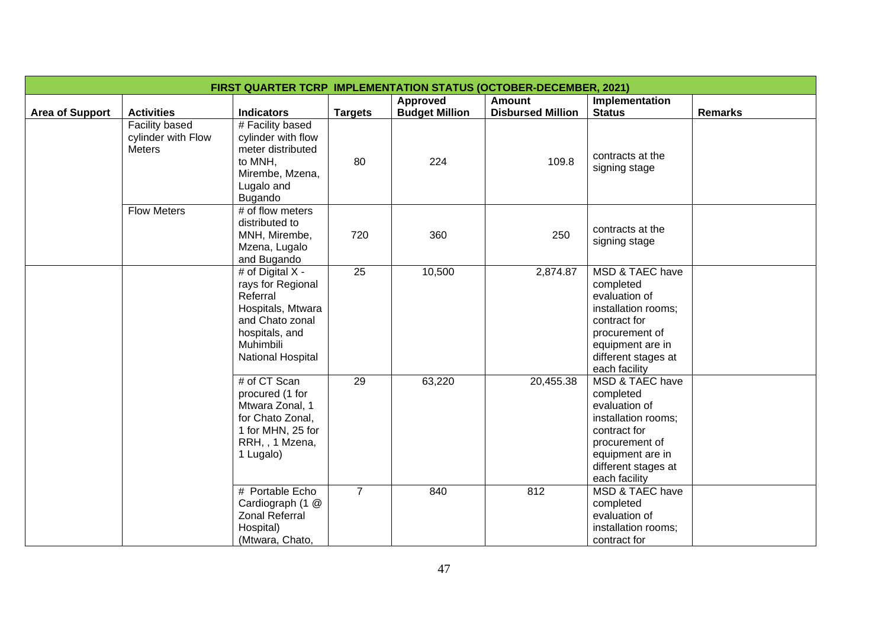| FIRST QUARTER TCRP IMPLEMENTATION STATUS (OCTOBER-DECEMBER, 2021) | | | | | | | |
|---|---|---|---|---|---|---|---|
| **Area of Support** | **Activities** | **Indicators** | **Targets** | **Approved Budget Million** | **Amount Disbursed Million** | **Implementation Status** | **Remarks** |
| | Facility based cylinder with Flow Meters | # Facility based cylinder with flow meter distributed to MNH, Mirembe, Mzena, Lugalo and Bugando | 80 | 224 | 109.8 | contracts at the signing stage | |
| | Flow Meters | # of flow meters distributed to MNH, Mirembe, Mzena, Lugalo and Bugando | 720 | 360 | 250 | contracts at the signing stage | |
| | | # of Digital X - rays for Regional Referral Hospitals, Mtwara and Chato zonal hospitals, and Muhimbili National Hospital | 25 | 10,500 | 2,874.87 | MSD & TAEC have completed evaluation of installation rooms; contract for procurement of equipment are in different stages at each facility | |
| | | # of CT Scan procured (1 for Mtwara Zonal, 1 for Chato Zonal, 1 for MHN, 25 for RRH, , 1 Mzena, 1 Lugalo) | 29 | 63,220 | 20,455.38 | MSD & TAEC have completed evaluation of installation rooms; contract for procurement of equipment are in different stages at each facility | |
| | | # Portable Echo Cardiograph (1 @ Zonal Referral Hospital) (Mtwara, Chato, | 7 | 840 | 812 | MSD & TAEC have completed evaluation of installation rooms; contract for | |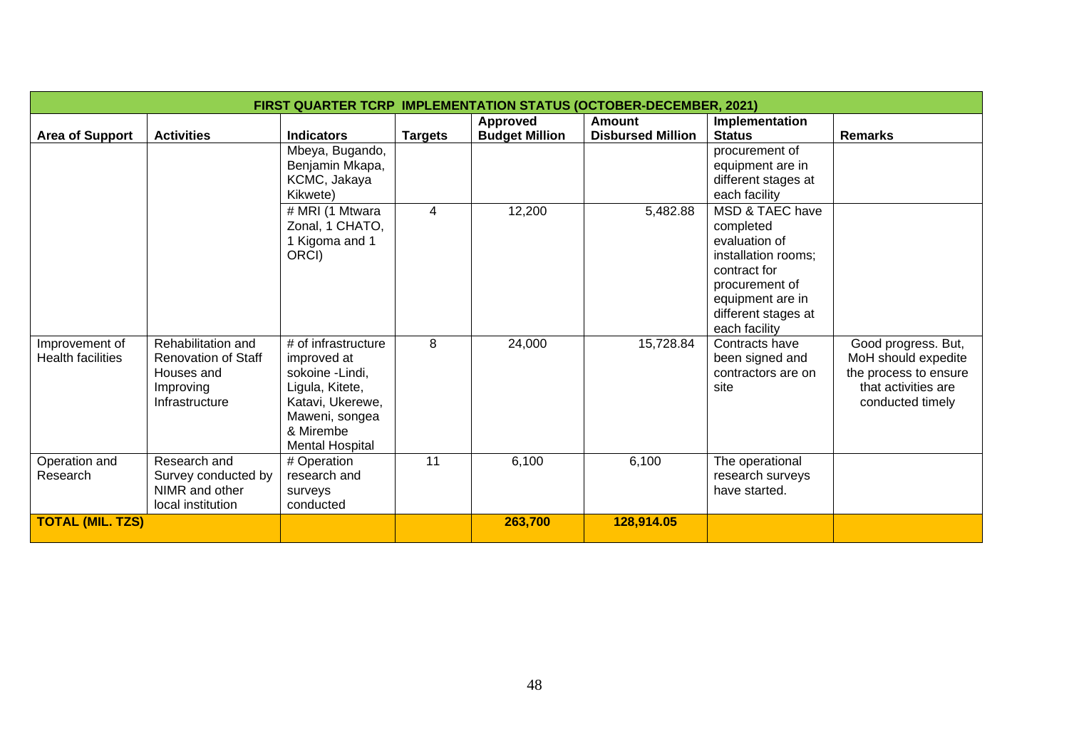| FIRST QUARTER TCRP IMPLEMENTATION STATUS (OCTOBER-DECEMBER, 2021) | | | | | | | |
|---|---|---|---|---|---|---|---|
| **Area of Support** | **Activities** | **Indicators** | **Targets** | **Approved Budget Million** | **Amount Disbursed Million** | **Implementation Status** | **Remarks** |
| | | Mbeya, Bugando, Benjamin Mkapa, KCMC, Jakaya Kikwete) | | | | procurement of equipment are in different stages at each facility | |
| | | # MRI (1 Mtwara Zonal, 1 CHATO, 1 Kigoma and 1 ORCI) | 4 | 12,200 | 5,482.88 | MSD & TAEC have completed evaluation of installation rooms; contract for procurement of equipment are in different stages at each facility | |
| Improvement of Health facilities | Rehabilitation and Renovation of Staff Houses and Improving Infrastructure | # of infrastructure improved at sokoine -Lindi, Ligula, Kitete, Katavi, Ukerewe, Maweni, songea & Mirembe Mental Hospital | 8 | 24,000 | 15,728.84 | Contracts have been signed and contractors are on site | Good progress. But, MoH should expedite the process to ensure that activities are conducted timely |
| Operation and Research | Research and Survey conducted by NIMR and other local institution | # Operation research and surveys conducted | 11 | 6,100 | 6,100 | The operational research surveys have started. | |
| **TOTAL (MIL. TZS)** | | | | **263,700** | **128,914.05** | | |